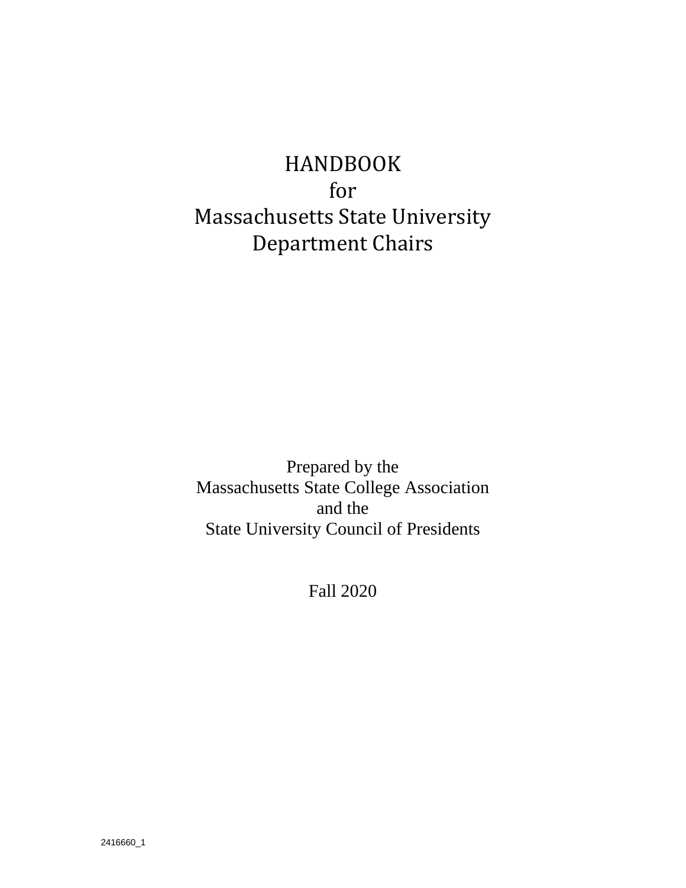# HANDBOOK
# for
# Massachusetts State University
# Department Chairs

Prepared by the
Massachusetts State College Association
and the
State University Council of Presidents

Fall 2020

2416660_1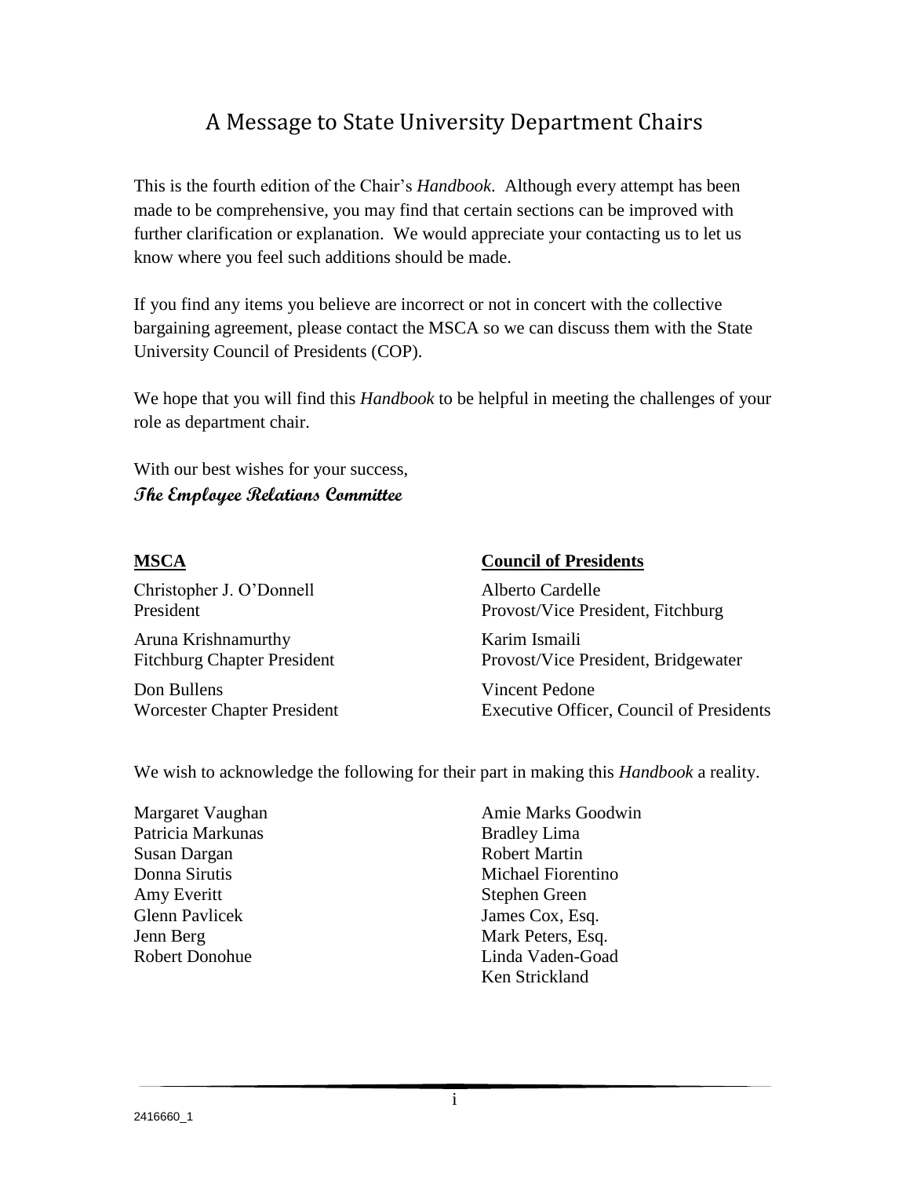# A Message to State University Department Chairs

This is the fourth edition of the Chair's *Handbook*. Although every attempt has been made to be comprehensive, you may find that certain sections can be improved with further clarification or explanation. We would appreciate your contacting us to let us know where you feel such additions should be made.

If you find any items you believe are incorrect or not in concert with the collective bargaining agreement, please contact the MSCA so we can discuss them with the State University Council of Presidents (COP).

We hope that you will find this *Handbook* to be helpful in meeting the challenges of your role as department chair.

With our best wishes for your success,
**The Employee Relations Committee**

| **MSCA** | **Council of Presidents** |
|---|---|
| Christopher J. O'Donnell<br>President | Alberto Cardelle<br>Provost/Vice President, Fitchburg |
| Aruna Krishnamurthy<br>Fitchburg Chapter President | Karim Ismaili<br>Provost/Vice President, Bridgewater |
| Don Bullens<br>Worcester Chapter President | Vincent Pedone<br>Executive Officer, Council of Presidents |

We wish to acknowledge the following for their part in making this *Handbook* a reality.

Margaret Vaughan
Patricia Markunas
Susan Dargan
Donna Sirutis
Amy Everitt
Glenn Pavlicek
Jenn Berg
Robert Donohue
Amie Marks Goodwin
Bradley Lima
Robert Martin
Michael Fiorentino
Stephen Green
James Cox, Esq.
Mark Peters, Esq.
Linda Vaden-Goad
Ken Strickland

2416660_1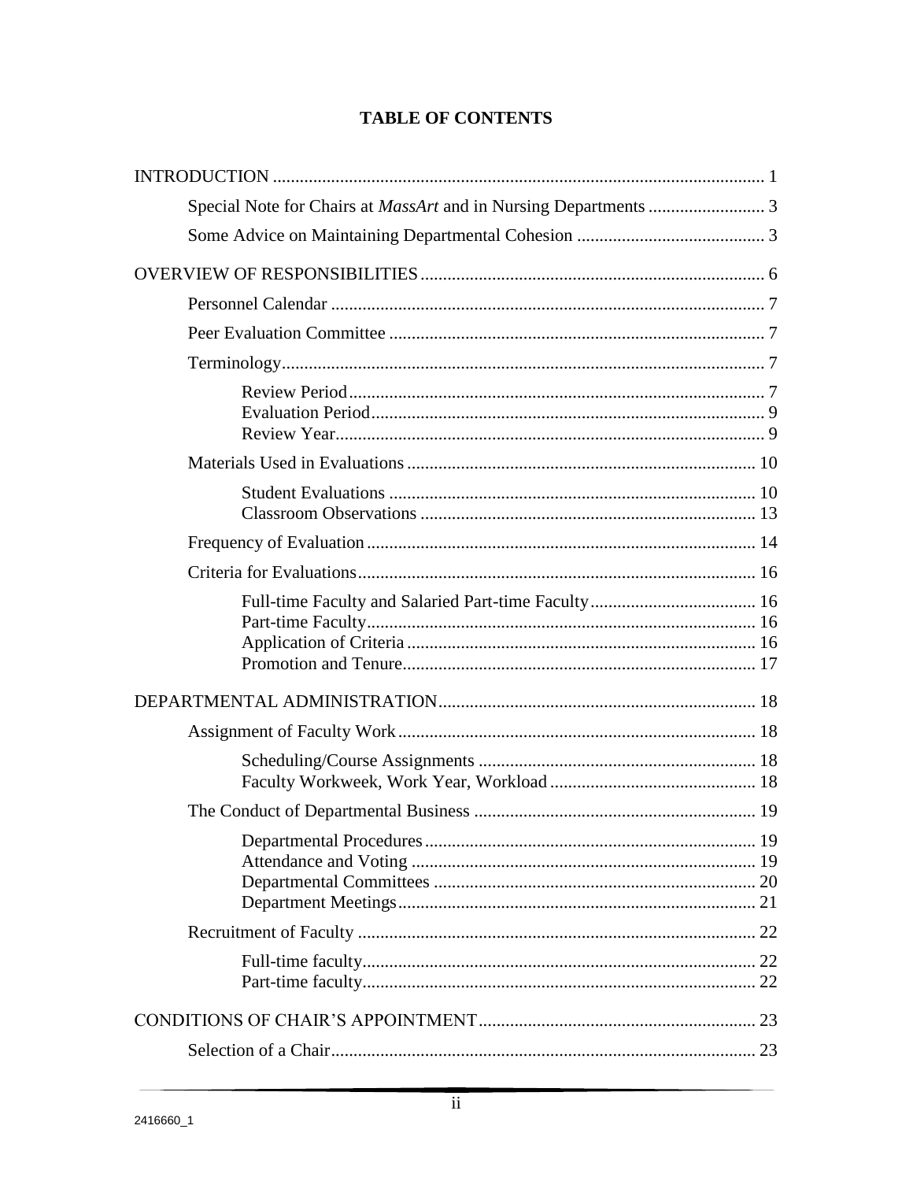# TABLE OF CONTENTS

INTRODUCTION ............................................................................................................. 1

- Special Note for Chairs at *MassArt* and in Nursing Departments .......................... 3
- Some Advice on Maintaining Departmental Cohesion .......................................... 3

OVERVIEW OF RESPONSIBILITIES ............................................................................ 6

- Personnel Calendar ................................................................................................ 7
- Peer Evaluation Committee ................................................................................... 7
- Terminology............................................................................................................ 7
  - Review Period............................................................................................ 7
  - Evaluation Period....................................................................................... 9
  - Review Year............................................................................................... 9
- Materials Used in Evaluations.............................................................................. 10
  - Student Evaluations ................................................................................. 10
  - Classroom Observations ........................................................................... 13
- Frequency of Evaluation....................................................................................... 14
- Criteria for Evaluations......................................................................................... 16
  - Full-time Faculty and Salaried Part-time Faculty..................................... 16
  - Part-time Faculty....................................................................................... 16
  - Application of Criteria ............................................................................. 16
  - Promotion and Tenure.............................................................................. 17

DEPARTMENTAL ADMINISTRATION....................................................................... 18

- Assignment of Faculty Work ................................................................................ 18
  - Scheduling/Course Assignments ............................................................. 18
  - Faculty Workweek, Work Year, Workload .............................................. 18
- The Conduct of Departmental Business ............................................................... 19
  - Departmental Procedures.......................................................................... 19
  - Attendance and Voting ............................................................................ 19
  - Departmental Committees ........................................................................ 20
  - Department Meetings................................................................................ 21
- Recruitment of Faculty ......................................................................................... 22
  - Full-time faculty....................................................................................... 22
  - Part-time faculty....................................................................................... 22

CONDITIONS OF CHAIR'S APPOINTMENT.............................................................. 23

- Selection of a Chair............................................................................................... 23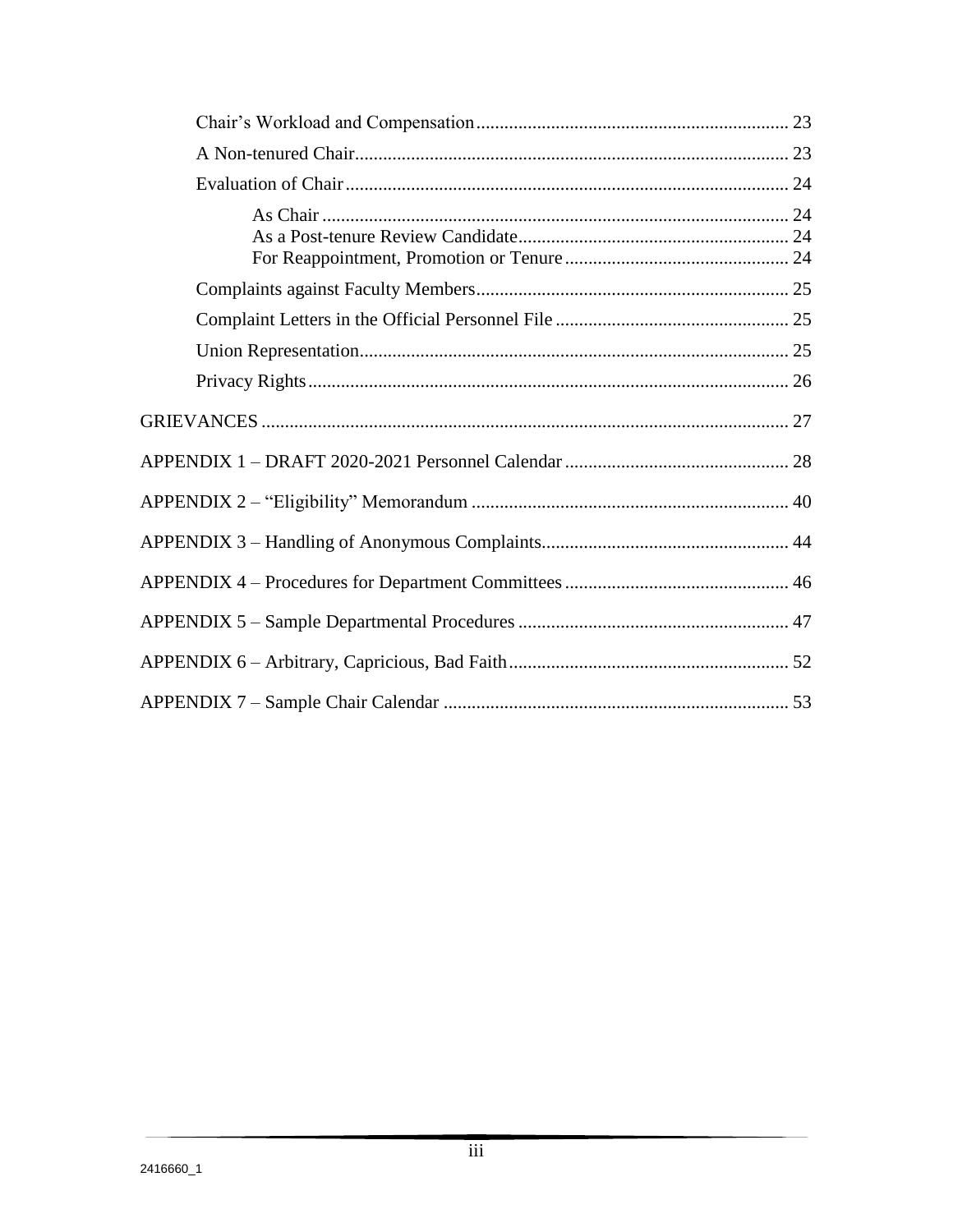Chair's Workload and Compensation .................................................................. 23

A Non-tenured Chair ............................................................................................ 23

Evaluation of Chair .............................................................................................. 24

As Chair ................................................................................................... 24
As a Post-tenure Review Candidate .......................................................... 24
For Reappointment, Promotion or Tenure ................................................ 24

Complaints against Faculty Members .................................................................. 25

Complaint Letters in the Official Personnel File ................................................. 25

Union Representation ........................................................................................... 25

Privacy Rights ...................................................................................................... 26

GRIEVANCES ................................................................................................................ 27

APPENDIX 1 – DRAFT 2020-2021 Personnel Calendar ................................................ 28

APPENDIX 2 – "Eligibility" Memorandum .................................................................... 40

APPENDIX 3 – Handling of Anonymous Complaints..................................................... 44

APPENDIX 4 – Procedures for Department Committees ................................................ 46

APPENDIX 5 – Sample Departmental Procedures .......................................................... 47

APPENDIX 6 – Arbitrary, Capricious, Bad Faith ............................................................ 52

APPENDIX 7 – Sample Chair Calendar .......................................................................... 53

2416660_1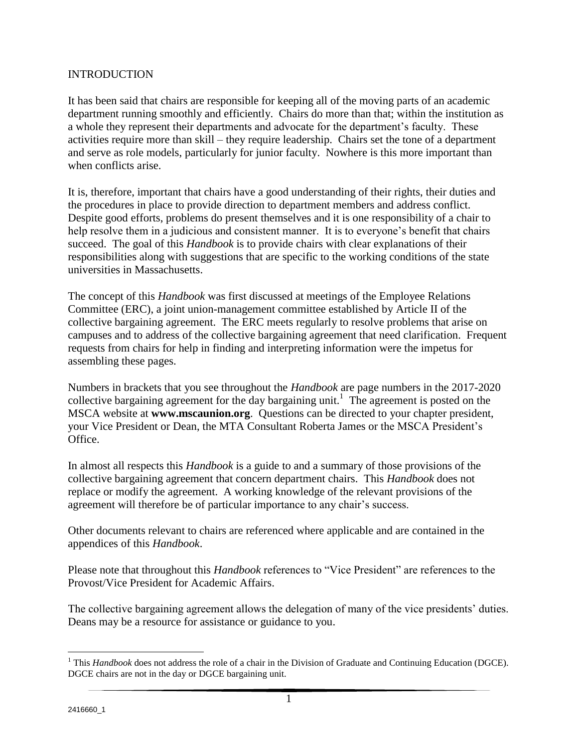# INTRODUCTION

It has been said that chairs are responsible for keeping all of the moving parts of an academic department running smoothly and efficiently. Chairs do more than that; within the institution as a whole they represent their departments and advocate for the department's faculty. These activities require more than skill – they require leadership. Chairs set the tone of a department and serve as role models, particularly for junior faculty. Nowhere is this more important than when conflicts arise.

It is, therefore, important that chairs have a good understanding of their rights, their duties and the procedures in place to provide direction to department members and address conflict. Despite good efforts, problems do present themselves and it is one responsibility of a chair to help resolve them in a judicious and consistent manner. It is to everyone's benefit that chairs succeed. The goal of this *Handbook* is to provide chairs with clear explanations of their responsibilities along with suggestions that are specific to the working conditions of the state universities in Massachusetts.

The concept of this *Handbook* was first discussed at meetings of the Employee Relations Committee (ERC), a joint union-management committee established by Article II of the collective bargaining agreement. The ERC meets regularly to resolve problems that arise on campuses and to address of the collective bargaining agreement that need clarification. Frequent requests from chairs for help in finding and interpreting information were the impetus for assembling these pages.

Numbers in brackets that you see throughout the *Handbook* are page numbers in the 2017-2020 collective bargaining agreement for the day bargaining unit.[1] The agreement is posted on the MSCA website at **www.mscaunion.org**. Questions can be directed to your chapter president, your Vice President or Dean, the MTA Consultant Roberta James or the MSCA President's Office.

In almost all respects this *Handbook* is a guide to and a summary of those provisions of the collective bargaining agreement that concern department chairs. This *Handbook* does not replace or modify the agreement. A working knowledge of the relevant provisions of the agreement will therefore be of particular importance to any chair's success.

Other documents relevant to chairs are referenced where applicable and are contained in the appendices of this *Handbook*.

Please note that throughout this *Handbook* references to "Vice President" are references to the Provost/Vice President for Academic Affairs.

The collective bargaining agreement allows the delegation of many of the vice presidents' duties. Deans may be a resource for assistance or guidance to you.

---

[1] This *Handbook* does not address the role of a chair in the Division of Graduate and Continuing Education (DGCE). DGCE chairs are not in the day or DGCE bargaining unit.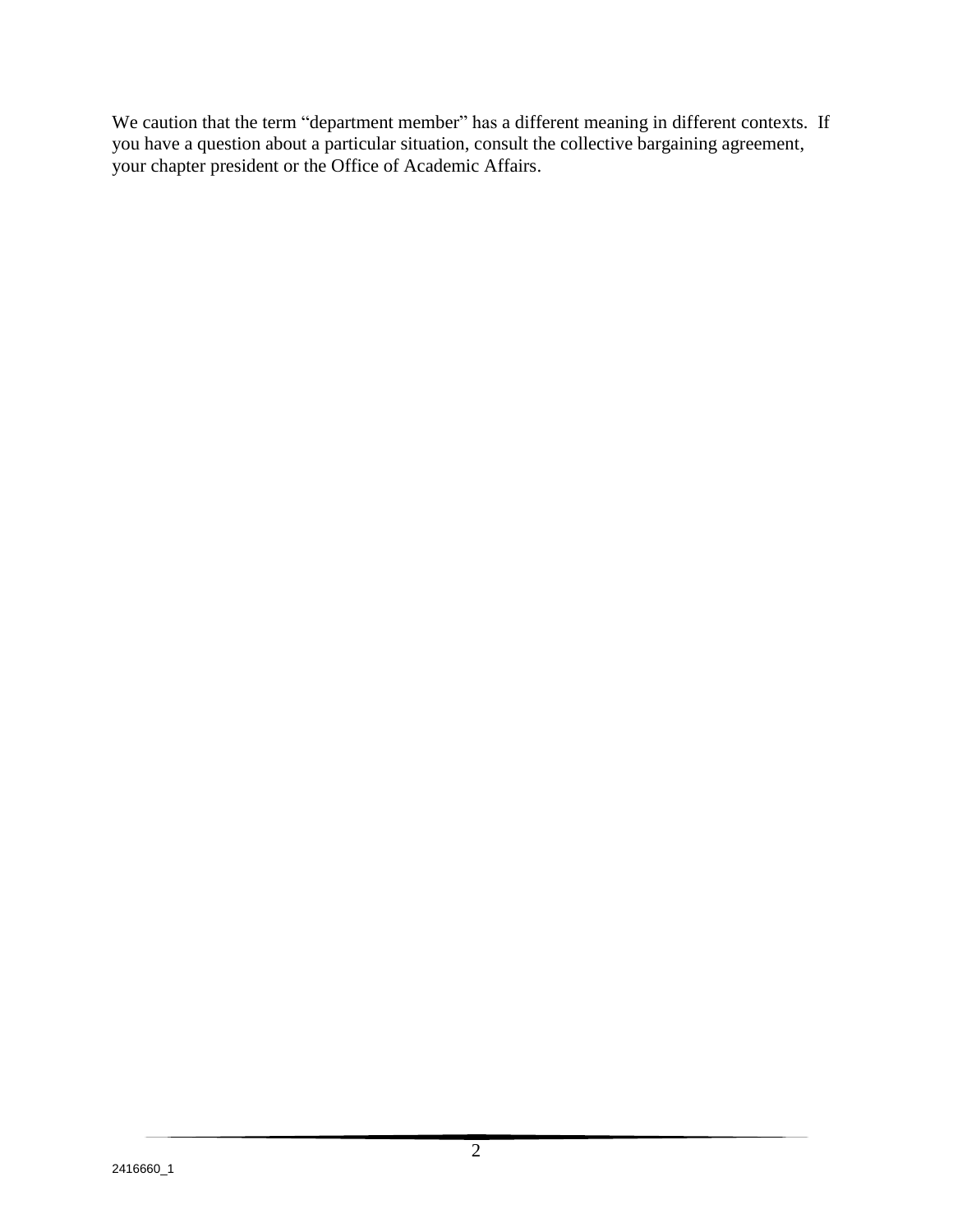We caution that the term "department member" has a different meaning in different contexts. If you have a question about a particular situation, consult the collective bargaining agreement, your chapter president or the Office of Academic Affairs.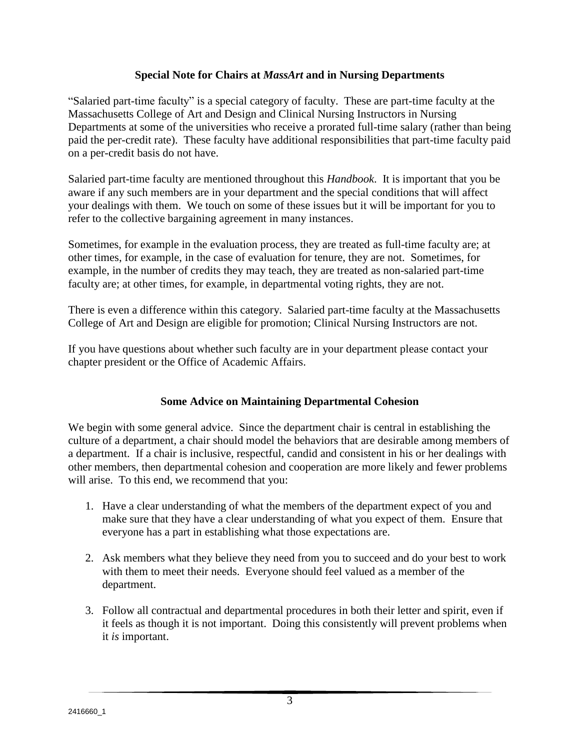## Special Note for Chairs at *MassArt* and in Nursing Departments

"Salaried part-time faculty" is a special category of faculty. These are part-time faculty at the Massachusetts College of Art and Design and Clinical Nursing Instructors in Nursing Departments at some of the universities who receive a prorated full-time salary (rather than being paid the per-credit rate). These faculty have additional responsibilities that part-time faculty paid on a per-credit basis do not have.

Salaried part-time faculty are mentioned throughout this *Handbook*. It is important that you be aware if any such members are in your department and the special conditions that will affect your dealings with them. We touch on some of these issues but it will be important for you to refer to the collective bargaining agreement in many instances.

Sometimes, for example in the evaluation process, they are treated as full-time faculty are; at other times, for example, in the case of evaluation for tenure, they are not. Sometimes, for example, in the number of credits they may teach, they are treated as non-salaried part-time faculty are; at other times, for example, in departmental voting rights, they are not.

There is even a difference within this category. Salaried part-time faculty at the Massachusetts College of Art and Design are eligible for promotion; Clinical Nursing Instructors are not.

If you have questions about whether such faculty are in your department please contact your chapter president or the Office of Academic Affairs.

## Some Advice on Maintaining Departmental Cohesion

We begin with some general advice. Since the department chair is central in establishing the culture of a department, a chair should model the behaviors that are desirable among members of a department. If a chair is inclusive, respectful, candid and consistent in his or her dealings with other members, then departmental cohesion and cooperation are more likely and fewer problems will arise. To this end, we recommend that you:

1. Have a clear understanding of what the members of the department expect of you and make sure that they have a clear understanding of what you expect of them. Ensure that everyone has a part in establishing what those expectations are.

2. Ask members what they believe they need from you to succeed and do your best to work with them to meet their needs. Everyone should feel valued as a member of the department.

3. Follow all contractual and departmental procedures in both their letter and spirit, even if it feels as though it is not important. Doing this consistently will prevent problems when it *is* important.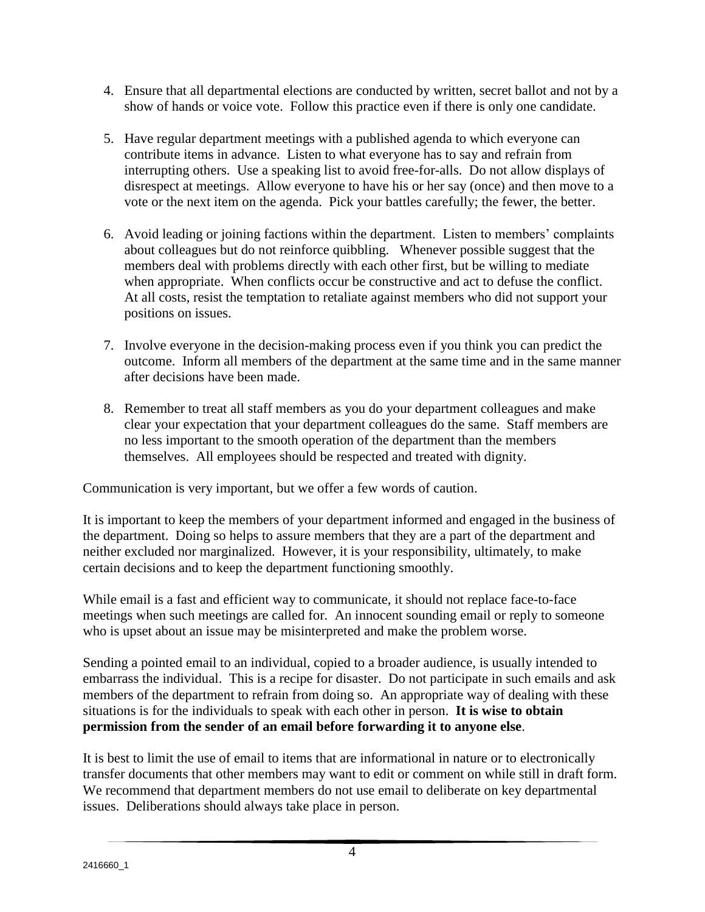4. Ensure that all departmental elections are conducted by written, secret ballot and not by a show of hands or voice vote. Follow this practice even if there is only one candidate.

5. Have regular department meetings with a published agenda to which everyone can contribute items in advance. Listen to what everyone has to say and refrain from interrupting others. Use a speaking list to avoid free-for-alls. Do not allow displays of disrespect at meetings. Allow everyone to have his or her say (once) and then move to a vote or the next item on the agenda. Pick your battles carefully; the fewer, the better.

6. Avoid leading or joining factions within the department. Listen to members' complaints about colleagues but do not reinforce quibbling. Whenever possible suggest that the members deal with problems directly with each other first, but be willing to mediate when appropriate. When conflicts occur be constructive and act to defuse the conflict. At all costs, resist the temptation to retaliate against members who did not support your positions on issues.

7. Involve everyone in the decision-making process even if you think you can predict the outcome. Inform all members of the department at the same time and in the same manner after decisions have been made.

8. Remember to treat all staff members as you do your department colleagues and make clear your expectation that your department colleagues do the same. Staff members are no less important to the smooth operation of the department than the members themselves. All employees should be respected and treated with dignity.

Communication is very important, but we offer a few words of caution.

It is important to keep the members of your department informed and engaged in the business of the department. Doing so helps to assure members that they are a part of the department and neither excluded nor marginalized. However, it is your responsibility, ultimately, to make certain decisions and to keep the department functioning smoothly.

While email is a fast and efficient way to communicate, it should not replace face-to-face meetings when such meetings are called for. An innocent sounding email or reply to someone who is upset about an issue may be misinterpreted and make the problem worse.

Sending a pointed email to an individual, copied to a broader audience, is usually intended to embarrass the individual. This is a recipe for disaster. Do not participate in such emails and ask members of the department to refrain from doing so. An appropriate way of dealing with these situations is for the individuals to speak with each other in person. **It is wise to obtain permission from the sender of an email before forwarding it to anyone else**.

It is best to limit the use of email to items that are informational in nature or to electronically transfer documents that other members may want to edit or comment on while still in draft form. We recommend that department members do not use email to deliberate on key departmental issues. Deliberations should always take place in person.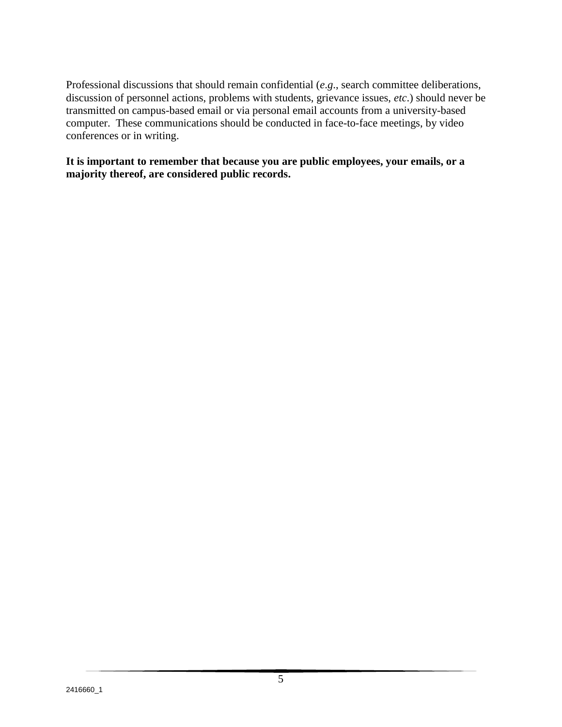Professional discussions that should remain confidential (*e.g.*, search committee deliberations, discussion of personnel actions, problems with students, grievance issues, *etc*.) should never be transmitted on campus-based email or via personal email accounts from a university-based computer.  These communications should be conducted in face-to-face meetings, by video conferences or in writing.

**It is important to remember that because you are public employees, your emails, or a majority thereof, are considered public records.**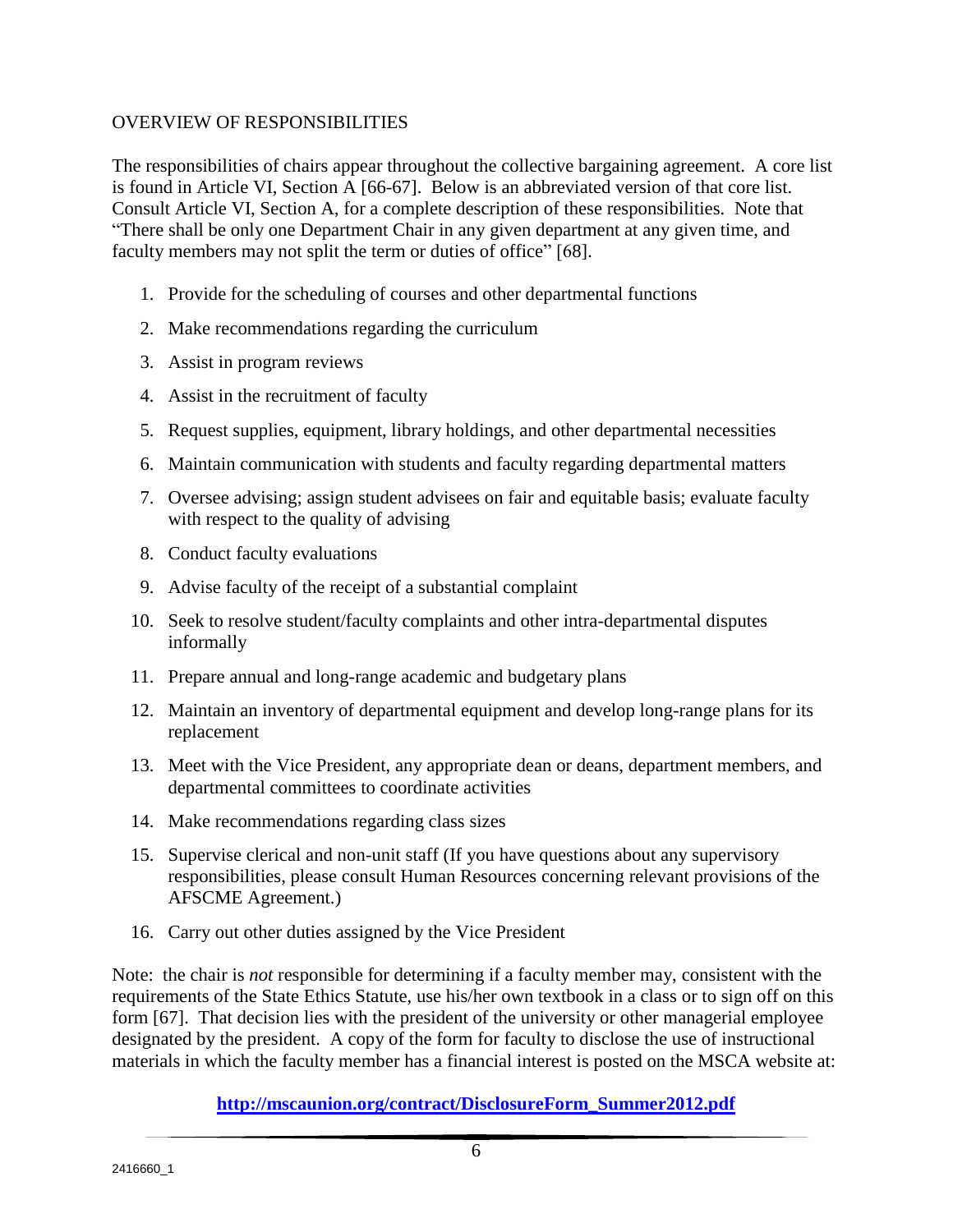## OVERVIEW OF RESPONSIBILITIES

The responsibilities of chairs appear throughout the collective bargaining agreement. A core list is found in Article VI, Section A [66-67]. Below is an abbreviated version of that core list. Consult Article VI, Section A, for a complete description of these responsibilities. Note that "There shall be only one Department Chair in any given department at any given time, and faculty members may not split the term or duties of office" [68].

1. Provide for the scheduling of courses and other departmental functions
2. Make recommendations regarding the curriculum
3. Assist in program reviews
4. Assist in the recruitment of faculty
5. Request supplies, equipment, library holdings, and other departmental necessities
6. Maintain communication with students and faculty regarding departmental matters
7. Oversee advising; assign student advisees on fair and equitable basis; evaluate faculty with respect to the quality of advising
8. Conduct faculty evaluations
9. Advise faculty of the receipt of a substantial complaint
10. Seek to resolve student/faculty complaints and other intra-departmental disputes informally
11. Prepare annual and long-range academic and budgetary plans
12. Maintain an inventory of departmental equipment and develop long-range plans for its replacement
13. Meet with the Vice President, any appropriate dean or deans, department members, and departmental committees to coordinate activities
14. Make recommendations regarding class sizes
15. Supervise clerical and non-unit staff (If you have questions about any supervisory responsibilities, please consult Human Resources concerning relevant provisions of the AFSCME Agreement.)
16. Carry out other duties assigned by the Vice President

Note: the chair is *not* responsible for determining if a faculty member may, consistent with the requirements of the State Ethics Statute, use his/her own textbook in a class or to sign off on this form [67]. That decision lies with the president of the university or other managerial employee designated by the president. A copy of the form for faculty to disclose the use of instructional materials in which the faculty member has a financial interest is posted on the MSCA website at:

**http://mscaunion.org/contract/DisclosureForm_Summer2012.pdf**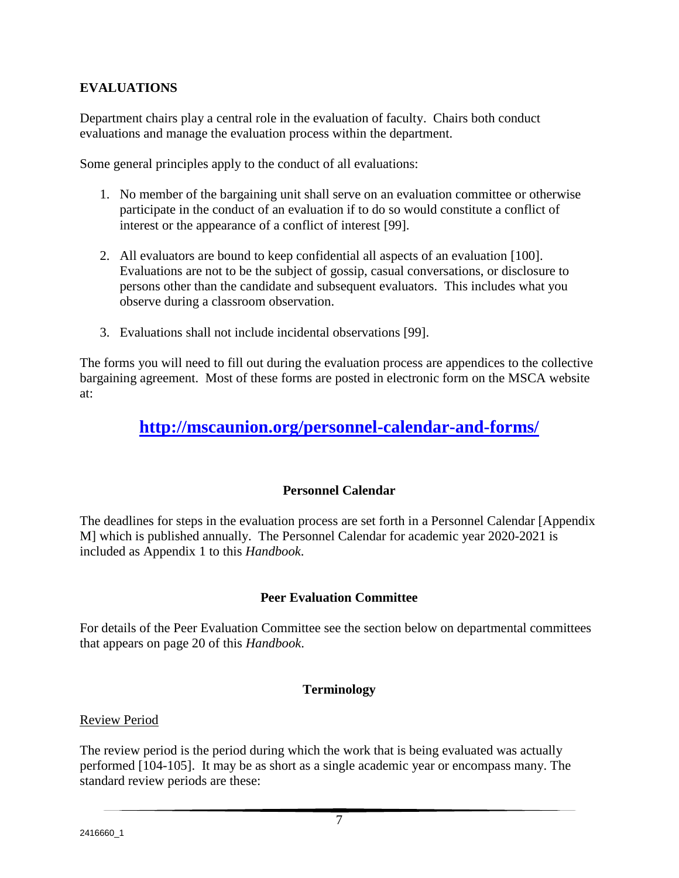## EVALUATIONS

Department chairs play a central role in the evaluation of faculty. Chairs both conduct evaluations and manage the evaluation process within the department.

Some general principles apply to the conduct of all evaluations:

1. No member of the bargaining unit shall serve on an evaluation committee or otherwise participate in the conduct of an evaluation if to do so would constitute a conflict of interest or the appearance of a conflict of interest [99].

2. All evaluators are bound to keep confidential all aspects of an evaluation [100]. Evaluations are not to be the subject of gossip, casual conversations, or disclosure to persons other than the candidate and subsequent evaluators. This includes what you observe during a classroom observation.

3. Evaluations shall not include incidental observations [99].

The forms you will need to fill out during the evaluation process are appendices to the collective bargaining agreement. Most of these forms are posted in electronic form on the MSCA website at:

**[http://mscaunion.org/personnel-calendar-and-forms/](http://mscaunion.org/personnel-calendar-and-forms/)**

### Personnel Calendar

The deadlines for steps in the evaluation process are set forth in a Personnel Calendar [Appendix M] which is published annually. The Personnel Calendar for academic year 2020-2021 is included as Appendix 1 to this *Handbook*.

### Peer Evaluation Committee

For details of the Peer Evaluation Committee see the section below on departmental committees that appears on page 20 of this *Handbook*.

### Terminology

<u>Review Period</u>

The review period is the period during which the work that is being evaluated was actually performed [104-105]. It may be as short as a single academic year or encompass many. The standard review periods are these: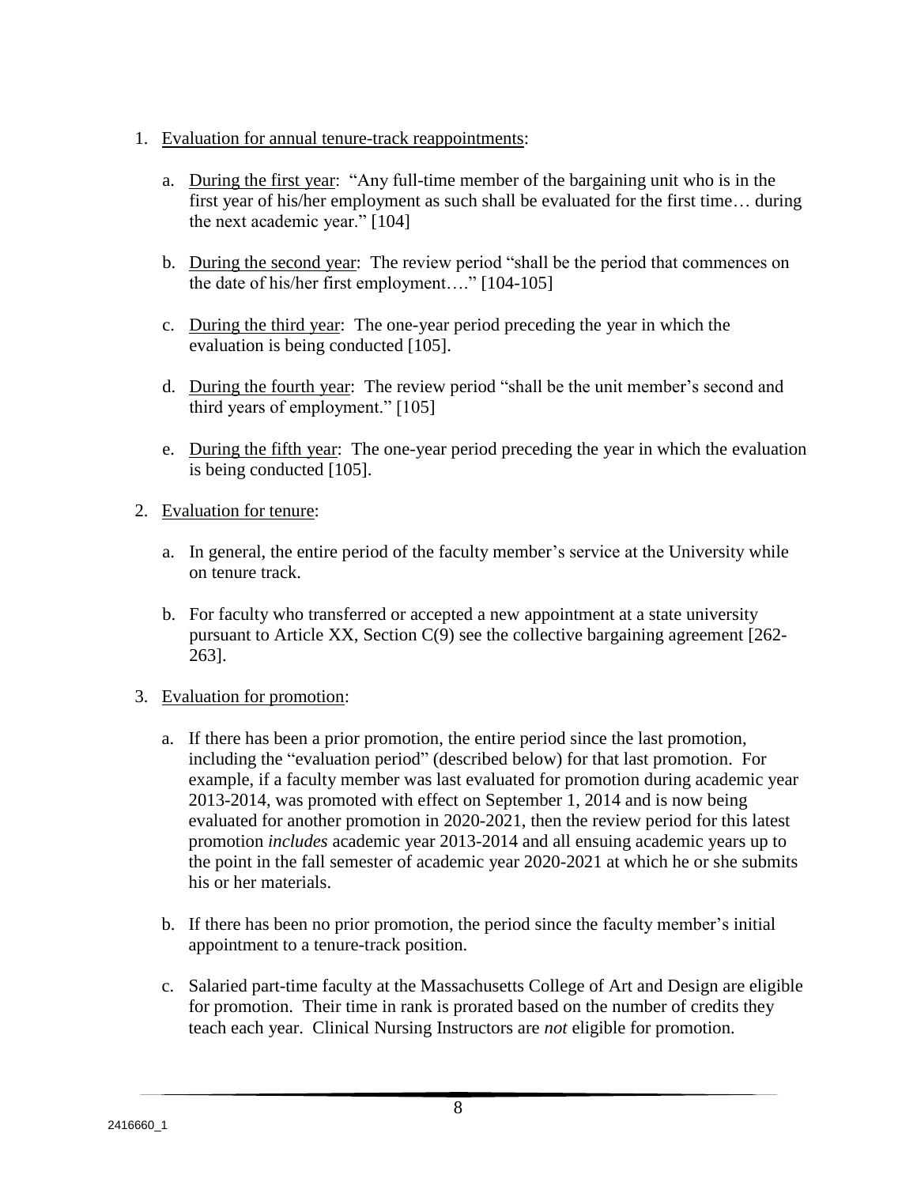1. <u>Evaluation for annual tenure-track reappointments</u>:

   a. <u>During the first year</u>: "Any full-time member of the bargaining unit who is in the first year of his/her employment as such shall be evaluated for the first time… during the next academic year." [104]

   b. <u>During the second year</u>: The review period "shall be the period that commences on the date of his/her first employment…." [104-105]

   c. <u>During the third year</u>: The one-year period preceding the year in which the evaluation is being conducted [105].

   d. <u>During the fourth year</u>: The review period "shall be the unit member's second and third years of employment." [105]

   e. <u>During the fifth year</u>: The one-year period preceding the year in which the evaluation is being conducted [105].

2. <u>Evaluation for tenure</u>:

   a. In general, the entire period of the faculty member's service at the University while on tenure track.

   b. For faculty who transferred or accepted a new appointment at a state university pursuant to Article XX, Section C(9) see the collective bargaining agreement [262-263].

3. <u>Evaluation for promotion</u>:

   a. If there has been a prior promotion, the entire period since the last promotion, including the "evaluation period" (described below) for that last promotion. For example, if a faculty member was last evaluated for promotion during academic year 2013-2014, was promoted with effect on September 1, 2014 and is now being evaluated for another promotion in 2020-2021, then the review period for this latest promotion *includes* academic year 2013-2014 and all ensuing academic years up to the point in the fall semester of academic year 2020-2021 at which he or she submits his or her materials.

   b. If there has been no prior promotion, the period since the faculty member's initial appointment to a tenure-track position.

   c. Salaried part-time faculty at the Massachusetts College of Art and Design are eligible for promotion. Their time in rank is prorated based on the number of credits they teach each year. Clinical Nursing Instructors are *not* eligible for promotion.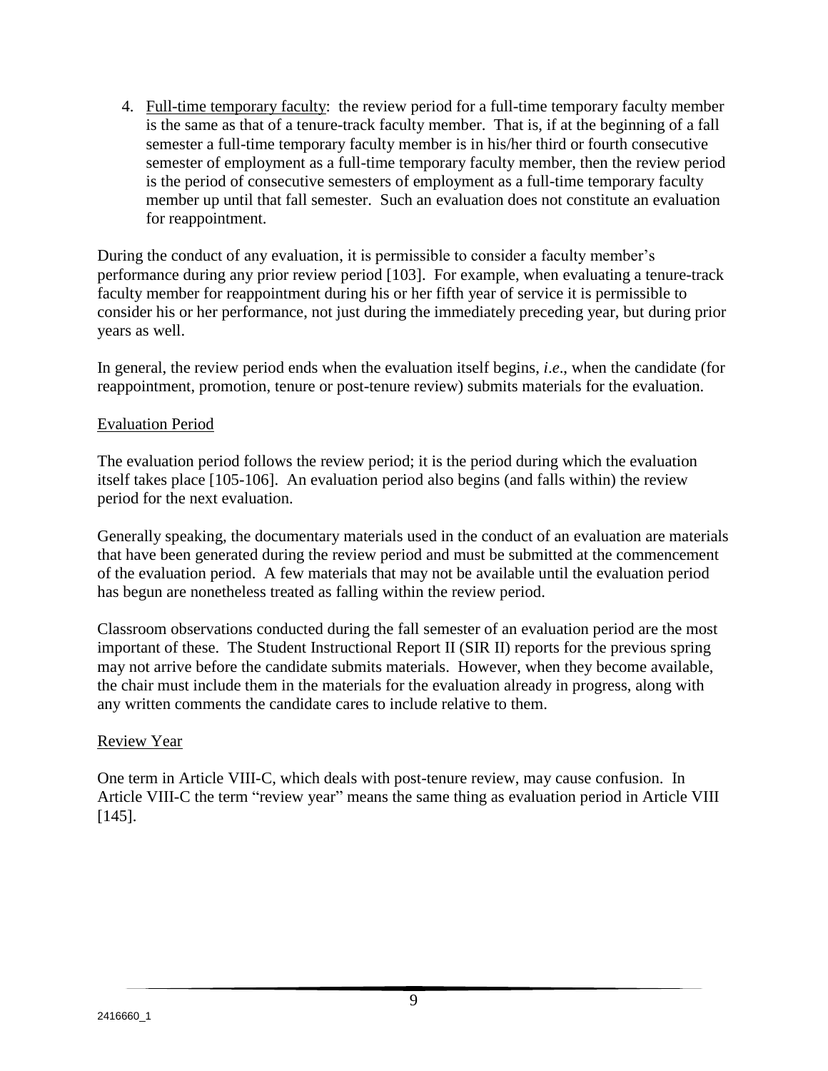4. Full-time temporary faculty: the review period for a full-time temporary faculty member is the same as that of a tenure-track faculty member. That is, if at the beginning of a fall semester a full-time temporary faculty member is in his/her third or fourth consecutive semester of employment as a full-time temporary faculty member, then the review period is the period of consecutive semesters of employment as a full-time temporary faculty member up until that fall semester. Such an evaluation does not constitute an evaluation for reappointment.

During the conduct of any evaluation, it is permissible to consider a faculty member's performance during any prior review period [103]. For example, when evaluating a tenure-track faculty member for reappointment during his or her fifth year of service it is permissible to consider his or her performance, not just during the immediately preceding year, but during prior years as well.

In general, the review period ends when the evaluation itself begins, *i.e*., when the candidate (for reappointment, promotion, tenure or post-tenure review) submits materials for the evaluation.

Evaluation Period

The evaluation period follows the review period; it is the period during which the evaluation itself takes place [105-106]. An evaluation period also begins (and falls within) the review period for the next evaluation.

Generally speaking, the documentary materials used in the conduct of an evaluation are materials that have been generated during the review period and must be submitted at the commencement of the evaluation period. A few materials that may not be available until the evaluation period has begun are nonetheless treated as falling within the review period.

Classroom observations conducted during the fall semester of an evaluation period are the most important of these. The Student Instructional Report II (SIR II) reports for the previous spring may not arrive before the candidate submits materials. However, when they become available, the chair must include them in the materials for the evaluation already in progress, along with any written comments the candidate cares to include relative to them.

Review Year

One term in Article VIII-C, which deals with post-tenure review, may cause confusion. In Article VIII-C the term "review year" means the same thing as evaluation period in Article VIII [145].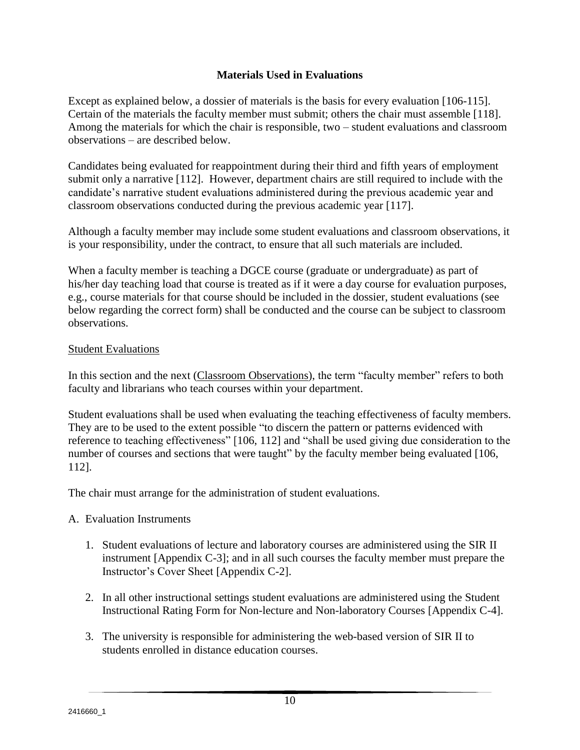## Materials Used in Evaluations

Except as explained below, a dossier of materials is the basis for every evaluation [106-115]. Certain of the materials the faculty member must submit; others the chair must assemble [118]. Among the materials for which the chair is responsible, two – student evaluations and classroom observations – are described below.

Candidates being evaluated for reappointment during their third and fifth years of employment submit only a narrative [112]. However, department chairs are still required to include with the candidate's narrative student evaluations administered during the previous academic year and classroom observations conducted during the previous academic year [117].

Although a faculty member may include some student evaluations and classroom observations, it is your responsibility, under the contract, to ensure that all such materials are included.

When a faculty member is teaching a DGCE course (graduate or undergraduate) as part of his/her day teaching load that course is treated as if it were a day course for evaluation purposes, e.g., course materials for that course should be included in the dossier, student evaluations (see below regarding the correct form) shall be conducted and the course can be subject to classroom observations.

### Student Evaluations

In this section and the next (Classroom Observations), the term "faculty member" refers to both faculty and librarians who teach courses within your department.

Student evaluations shall be used when evaluating the teaching effectiveness of faculty members. They are to be used to the extent possible "to discern the pattern or patterns evidenced with reference to teaching effectiveness" [106, 112] and "shall be used giving due consideration to the number of courses and sections that were taught" by the faculty member being evaluated [106, 112].

The chair must arrange for the administration of student evaluations.

A. Evaluation Instruments

1. Student evaluations of lecture and laboratory courses are administered using the SIR II instrument [Appendix C-3]; and in all such courses the faculty member must prepare the Instructor's Cover Sheet [Appendix C-2].

2. In all other instructional settings student evaluations are administered using the Student Instructional Rating Form for Non-lecture and Non-laboratory Courses [Appendix C-4].

3. The university is responsible for administering the web-based version of SIR II to students enrolled in distance education courses.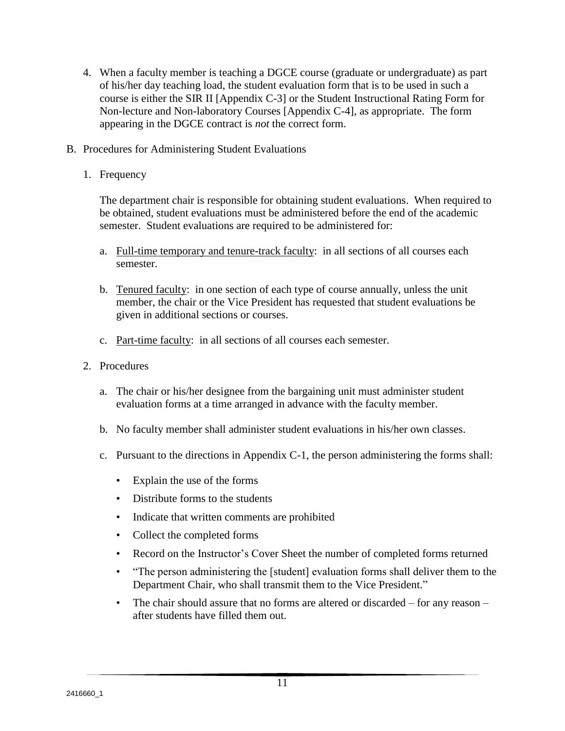4. When a faculty member is teaching a DGCE course (graduate or undergraduate) as part of his/her day teaching load, the student evaluation form that is to be used in such a course is either the SIR II [Appendix C-3] or the Student Instructional Rating Form for Non-lecture and Non-laboratory Courses [Appendix C-4], as appropriate. The form appearing in the DGCE contract is *not* the correct form.

B. Procedures for Administering Student Evaluations

1. Frequency

   The department chair is responsible for obtaining student evaluations. When required to be obtained, student evaluations must be administered before the end of the academic semester. Student evaluations are required to be administered for:

   a. <u>Full-time temporary and tenure-track faculty</u>: in all sections of all courses each semester.

   b. <u>Tenured faculty</u>: in one section of each type of course annually, unless the unit member, the chair or the Vice President has requested that student evaluations be given in additional sections or courses.

   c. <u>Part-time faculty</u>: in all sections of all courses each semester.

2. Procedures

   a. The chair or his/her designee from the bargaining unit must administer student evaluation forms at a time arranged in advance with the faculty member.

   b. No faculty member shall administer student evaluations in his/her own classes.

   c. Pursuant to the directions in Appendix C-1, the person administering the forms shall:

      - Explain the use of the forms
      - Distribute forms to the students
      - Indicate that written comments are prohibited
      - Collect the completed forms
      - Record on the Instructor's Cover Sheet the number of completed forms returned
      - "The person administering the [student] evaluation forms shall deliver them to the Department Chair, who shall transmit them to the Vice President."
      - The chair should assure that no forms are altered or discarded – for any reason – after students have filled them out.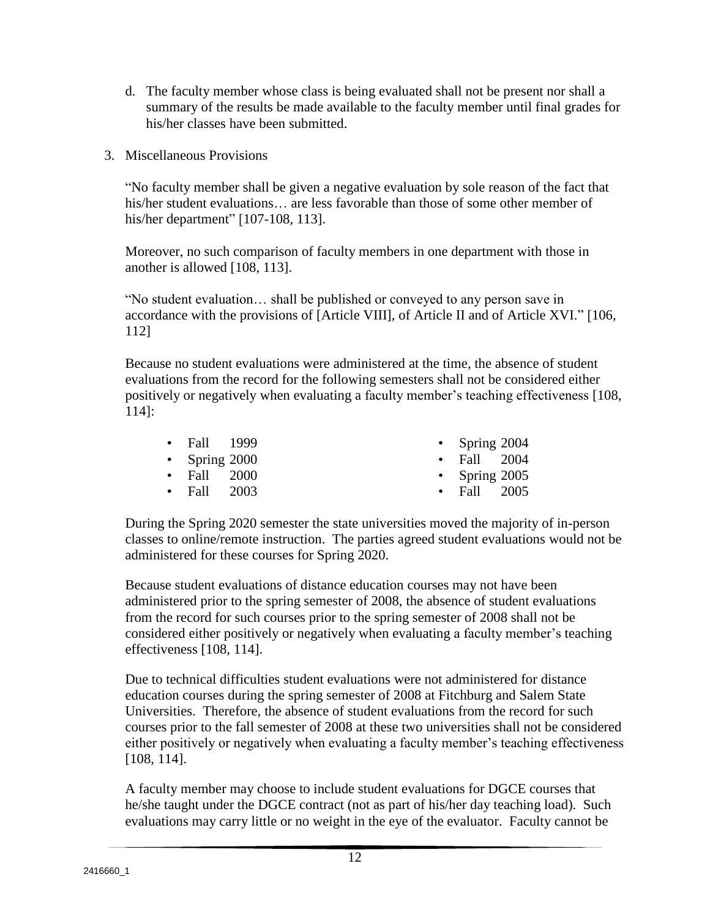d. The faculty member whose class is being evaluated shall not be present nor shall a summary of the results be made available to the faculty member until final grades for his/her classes have been submitted.

3. Miscellaneous Provisions

"No faculty member shall be given a negative evaluation by sole reason of the fact that his/her student evaluations… are less favorable than those of some other member of his/her department" [107-108, 113].

Moreover, no such comparison of faculty members in one department with those in another is allowed [108, 113].

"No student evaluation… shall be published or conveyed to any person save in accordance with the provisions of [Article VIII], of Article II and of Article XVI." [106, 112]

Because no student evaluations were administered at the time, the absence of student evaluations from the record for the following semesters shall not be considered either positively or negatively when evaluating a faculty member's teaching effectiveness [108, 114]:

- Fall 1999
- Spring 2000
- Fall 2000
- Fall 2003
- Spring 2004
- Fall 2004
- Spring 2005
- Fall 2005

During the Spring 2020 semester the state universities moved the majority of in-person classes to online/remote instruction. The parties agreed student evaluations would not be administered for these courses for Spring 2020.

Because student evaluations of distance education courses may not have been administered prior to the spring semester of 2008, the absence of student evaluations from the record for such courses prior to the spring semester of 2008 shall not be considered either positively or negatively when evaluating a faculty member's teaching effectiveness [108, 114].

Due to technical difficulties student evaluations were not administered for distance education courses during the spring semester of 2008 at Fitchburg and Salem State Universities. Therefore, the absence of student evaluations from the record for such courses prior to the fall semester of 2008 at these two universities shall not be considered either positively or negatively when evaluating a faculty member's teaching effectiveness [108, 114].

A faculty member may choose to include student evaluations for DGCE courses that he/she taught under the DGCE contract (not as part of his/her day teaching load). Such evaluations may carry little or no weight in the eye of the evaluator. Faculty cannot be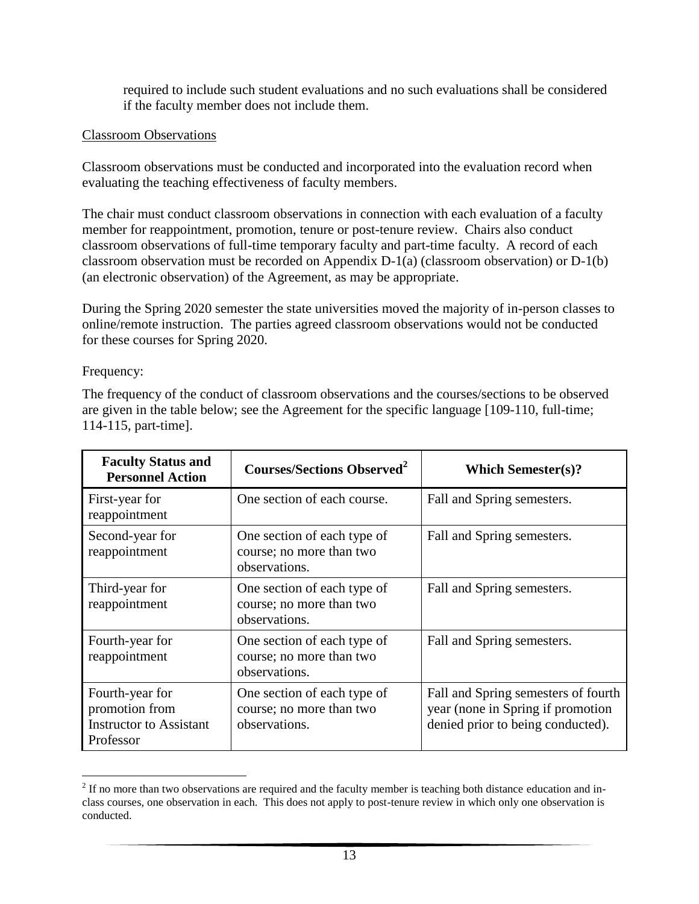required to include such student evaluations and no such evaluations shall be considered if the faculty member does not include them.

Classroom Observations

Classroom observations must be conducted and incorporated into the evaluation record when evaluating the teaching effectiveness of faculty members.

The chair must conduct classroom observations in connection with each evaluation of a faculty member for reappointment, promotion, tenure or post-tenure review. Chairs also conduct classroom observations of full-time temporary faculty and part-time faculty. A record of each classroom observation must be recorded on Appendix D-1(a) (classroom observation) or D-1(b) (an electronic observation) of the Agreement, as may be appropriate.

During the Spring 2020 semester the state universities moved the majority of in-person classes to online/remote instruction. The parties agreed classroom observations would not be conducted for these courses for Spring 2020.

Frequency:

The frequency of the conduct of classroom observations and the courses/sections to be observed are given in the table below; see the Agreement for the specific language [109-110, full-time; 114-115, part-time].

| Faculty Status and Personnel Action | Courses/Sections Observed[2] | Which Semester(s)? |
|---|---|---|
| First-year for reappointment | One section of each course. | Fall and Spring semesters. |
| Second-year for reappointment | One section of each type of course; no more than two observations. | Fall and Spring semesters. |
| Third-year for reappointment | One section of each type of course; no more than two observations. | Fall and Spring semesters. |
| Fourth-year for reappointment | One section of each type of course; no more than two observations. | Fall and Spring semesters. |
| Fourth-year for promotion from Instructor to Assistant Professor | One section of each type of course; no more than two observations. | Fall and Spring semesters of fourth year (none in Spring if promotion denied prior to being conducted). |

[2] If no more than two observations are required and the faculty member is teaching both distance education and in-class courses, one observation in each. This does not apply to post-tenure review in which only one observation is conducted.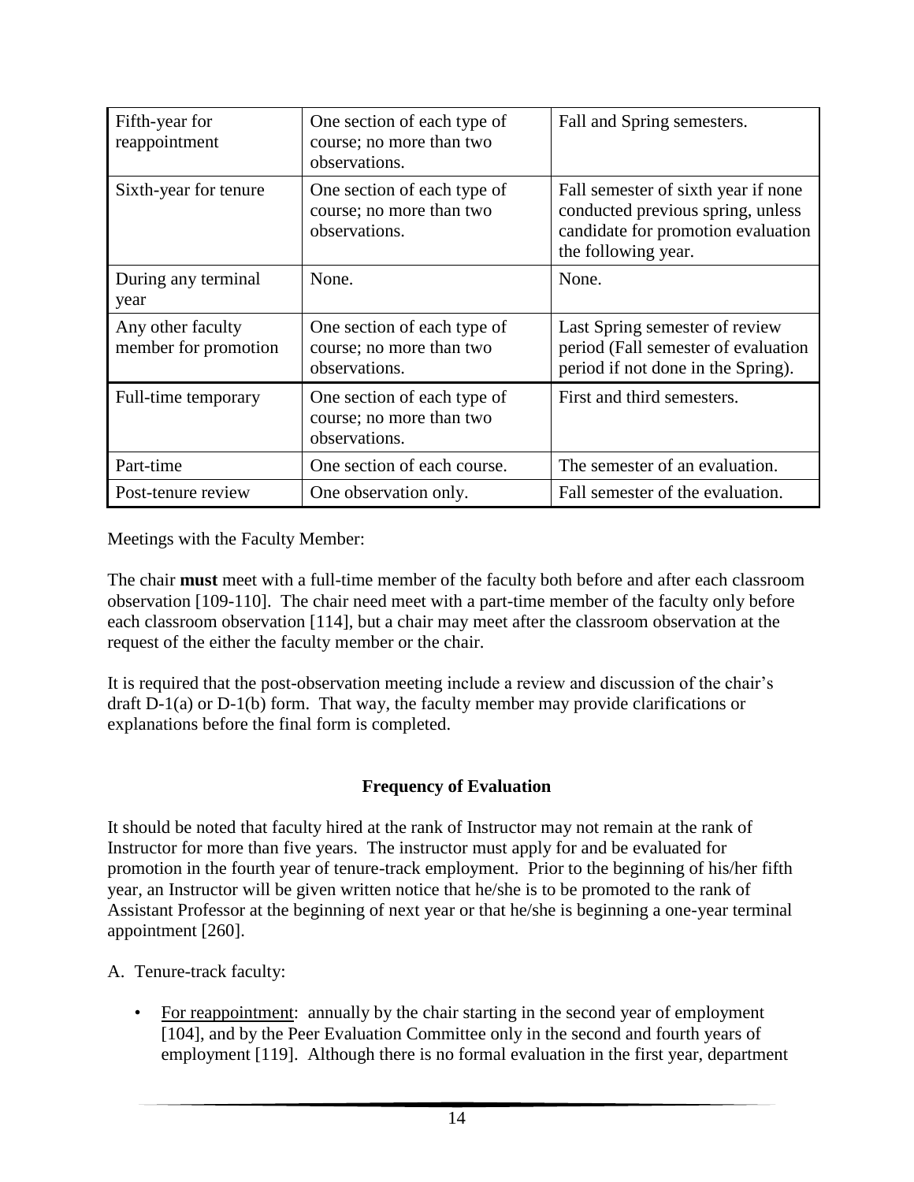| Fifth-year for reappointment | One section of each type of course; no more than two observations. | Fall and Spring semesters. |
|---|---|---|
| Sixth-year for tenure | One section of each type of course; no more than two observations. | Fall semester of sixth year if none conducted previous spring, unless candidate for promotion evaluation the following year. |
| During any terminal year | None. | None. |
| Any other faculty member for promotion | One section of each type of course; no more than two observations. | Last Spring semester of review period (Fall semester of evaluation period if not done in the Spring). |
| Full-time temporary | One section of each type of course; no more than two observations. | First and third semesters. |
| Part-time | One section of each course. | The semester of an evaluation. |
| Post-tenure review | One observation only. | Fall semester of the evaluation. |

Meetings with the Faculty Member:

The chair **must** meet with a full-time member of the faculty both before and after each classroom observation [109-110]. The chair need meet with a part-time member of the faculty only before each classroom observation [114], but a chair may meet after the classroom observation at the request of the either the faculty member or the chair.

It is required that the post-observation meeting include a review and discussion of the chair's draft D-1(a) or D-1(b) form. That way, the faculty member may provide clarifications or explanations before the final form is completed.

## Frequency of Evaluation

It should be noted that faculty hired at the rank of Instructor may not remain at the rank of Instructor for more than five years. The instructor must apply for and be evaluated for promotion in the fourth year of tenure-track employment. Prior to the beginning of his/her fifth year, an Instructor will be given written notice that he/she is to be promoted to the rank of Assistant Professor at the beginning of next year or that he/she is beginning a one-year terminal appointment [260].

A. Tenure-track faculty:

- For reappointment: annually by the chair starting in the second year of employment [104], and by the Peer Evaluation Committee only in the second and fourth years of employment [119]. Although there is no formal evaluation in the first year, department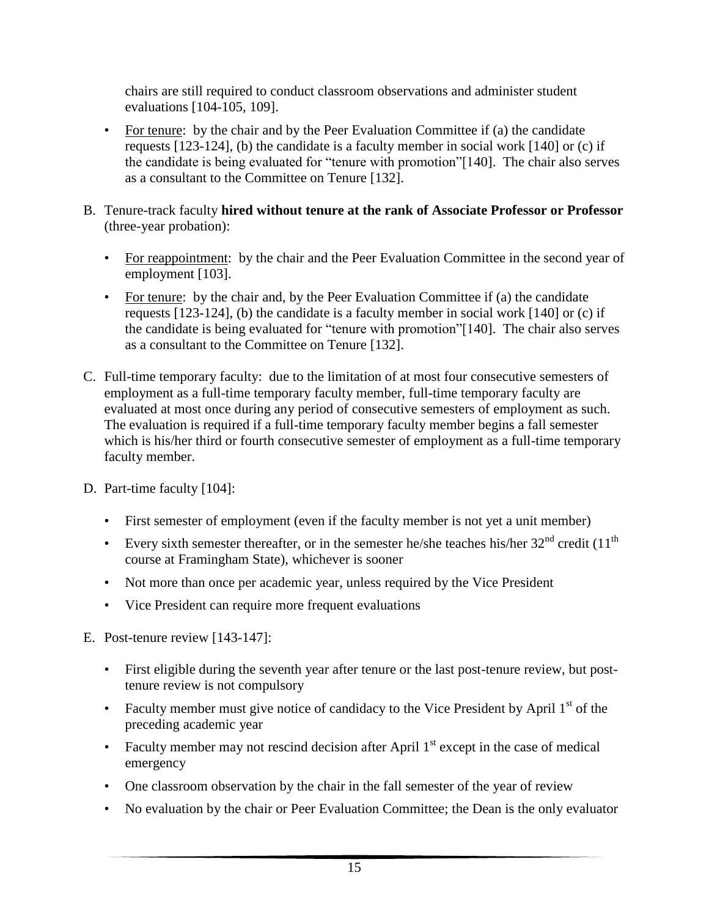chairs are still required to conduct classroom observations and administer student evaluations [104-105, 109].

- For tenure: by the chair and by the Peer Evaluation Committee if (a) the candidate requests [123-124], (b) the candidate is a faculty member in social work [140] or (c) if the candidate is being evaluated for "tenure with promotion"[140]. The chair also serves as a consultant to the Committee on Tenure [132].

B. Tenure-track faculty **hired without tenure at the rank of Associate Professor or Professor** (three-year probation):

- For reappointment: by the chair and the Peer Evaluation Committee in the second year of employment [103].
- For tenure: by the chair and, by the Peer Evaluation Committee if (a) the candidate requests [123-124], (b) the candidate is a faculty member in social work [140] or (c) if the candidate is being evaluated for "tenure with promotion"[140]. The chair also serves as a consultant to the Committee on Tenure [132].

C. Full-time temporary faculty: due to the limitation of at most four consecutive semesters of employment as a full-time temporary faculty member, full-time temporary faculty are evaluated at most once during any period of consecutive semesters of employment as such. The evaluation is required if a full-time temporary faculty member begins a fall semester which is his/her third or fourth consecutive semester of employment as a full-time temporary faculty member.

D. Part-time faculty [104]:

- First semester of employment (even if the faculty member is not yet a unit member)
- Every sixth semester thereafter, or in the semester he/she teaches his/her 32nd credit (11th course at Framingham State), whichever is sooner
- Not more than once per academic year, unless required by the Vice President
- Vice President can require more frequent evaluations

E. Post-tenure review [143-147]:

- First eligible during the seventh year after tenure or the last post-tenure review, but post-tenure review is not compulsory
- Faculty member must give notice of candidacy to the Vice President by April 1st of the preceding academic year
- Faculty member may not rescind decision after April 1st except in the case of medical emergency
- One classroom observation by the chair in the fall semester of the year of review
- No evaluation by the chair or Peer Evaluation Committee; the Dean is the only evaluator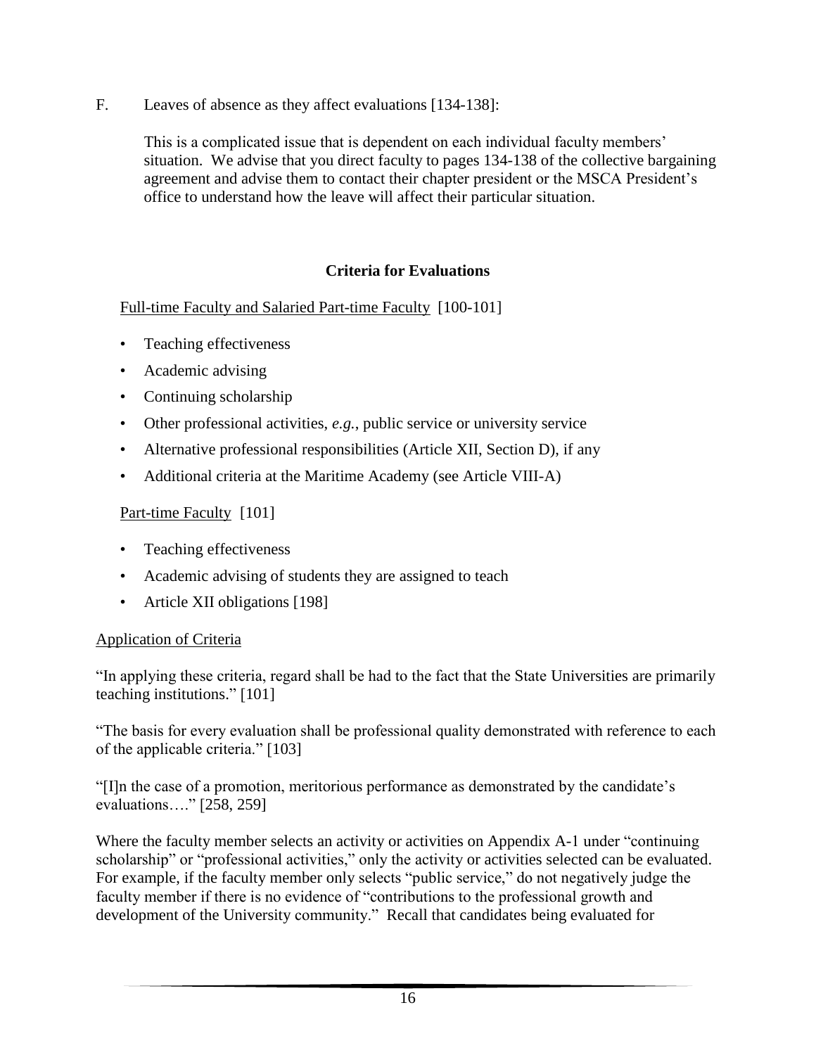F. Leaves of absence as they affect evaluations [134-138]:

This is a complicated issue that is dependent on each individual faculty members' situation. We advise that you direct faculty to pages 134-138 of the collective bargaining agreement and advise them to contact their chapter president or the MSCA President's office to understand how the leave will affect their particular situation.

## Criteria for Evaluations

Full-time Faculty and Salaried Part-time Faculty [100-101]

- Teaching effectiveness
- Academic advising
- Continuing scholarship
- Other professional activities, *e.g.*, public service or university service
- Alternative professional responsibilities (Article XII, Section D), if any
- Additional criteria at the Maritime Academy (see Article VIII-A)

Part-time Faculty [101]

- Teaching effectiveness
- Academic advising of students they are assigned to teach
- Article XII obligations [198]

Application of Criteria

"In applying these criteria, regard shall be had to the fact that the State Universities are primarily teaching institutions." [101]

"The basis for every evaluation shall be professional quality demonstrated with reference to each of the applicable criteria." [103]

"[I]n the case of a promotion, meritorious performance as demonstrated by the candidate's evaluations…." [258, 259]

Where the faculty member selects an activity or activities on Appendix A-1 under "continuing scholarship" or "professional activities," only the activity or activities selected can be evaluated. For example, if the faculty member only selects "public service," do not negatively judge the faculty member if there is no evidence of "contributions to the professional growth and development of the University community." Recall that candidates being evaluated for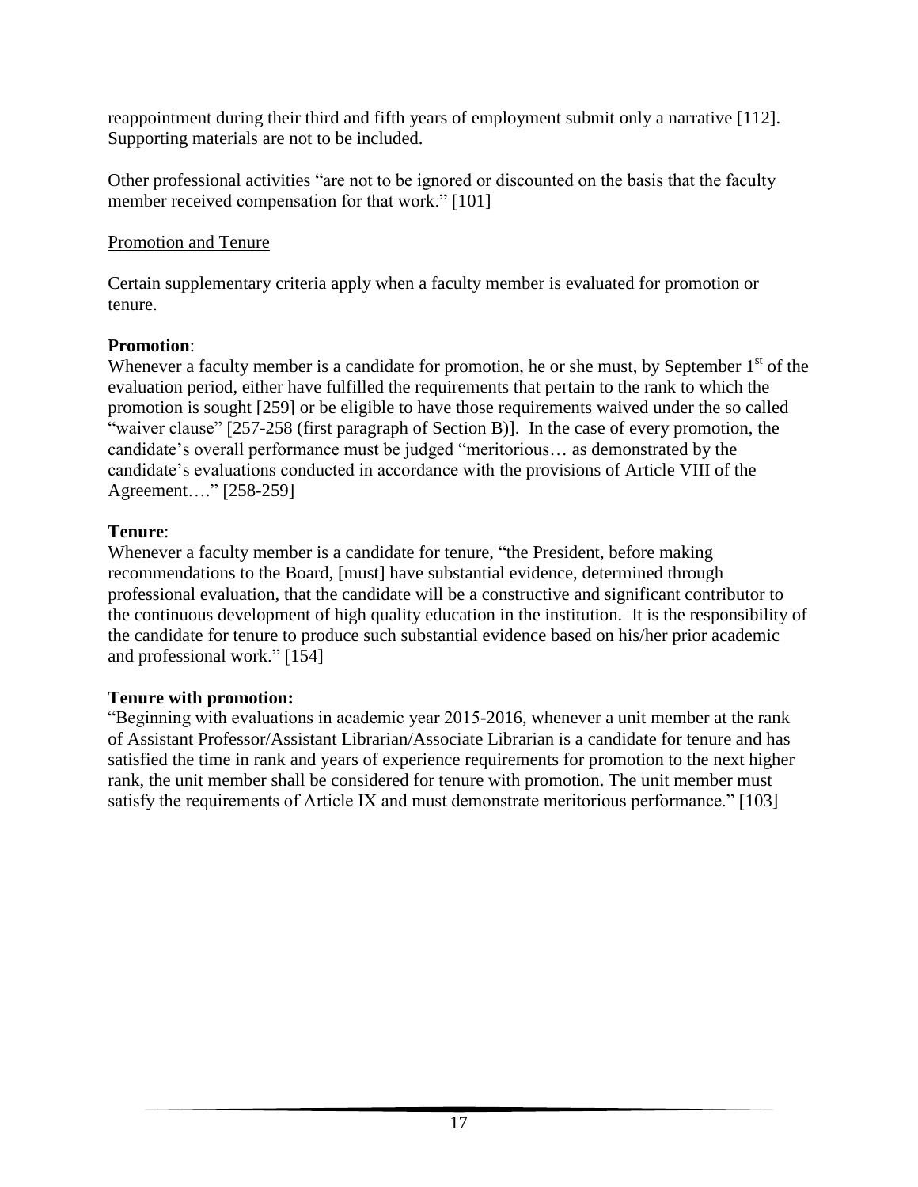reappointment during their third and fifth years of employment submit only a narrative [112]. Supporting materials are not to be included.

Other professional activities "are not to be ignored or discounted on the basis that the faculty member received compensation for that work." [101]

Promotion and Tenure

Certain supplementary criteria apply when a faculty member is evaluated for promotion or tenure.

**Promotion**:
Whenever a faculty member is a candidate for promotion, he or she must, by September 1st of the evaluation period, either have fulfilled the requirements that pertain to the rank to which the promotion is sought [259] or be eligible to have those requirements waived under the so called "waiver clause" [257-258 (first paragraph of Section B)]. In the case of every promotion, the candidate's overall performance must be judged "meritorious… as demonstrated by the candidate's evaluations conducted in accordance with the provisions of Article VIII of the Agreement…." [258-259]

**Tenure**:
Whenever a faculty member is a candidate for tenure, "the President, before making recommendations to the Board, [must] have substantial evidence, determined through professional evaluation, that the candidate will be a constructive and significant contributor to the continuous development of high quality education in the institution. It is the responsibility of the candidate for tenure to produce such substantial evidence based on his/her prior academic and professional work." [154]

**Tenure with promotion:**
"Beginning with evaluations in academic year 2015-2016, whenever a unit member at the rank of Assistant Professor/Assistant Librarian/Associate Librarian is a candidate for tenure and has satisfied the time in rank and years of experience requirements for promotion to the next higher rank, the unit member shall be considered for tenure with promotion. The unit member must satisfy the requirements of Article IX and must demonstrate meritorious performance." [103]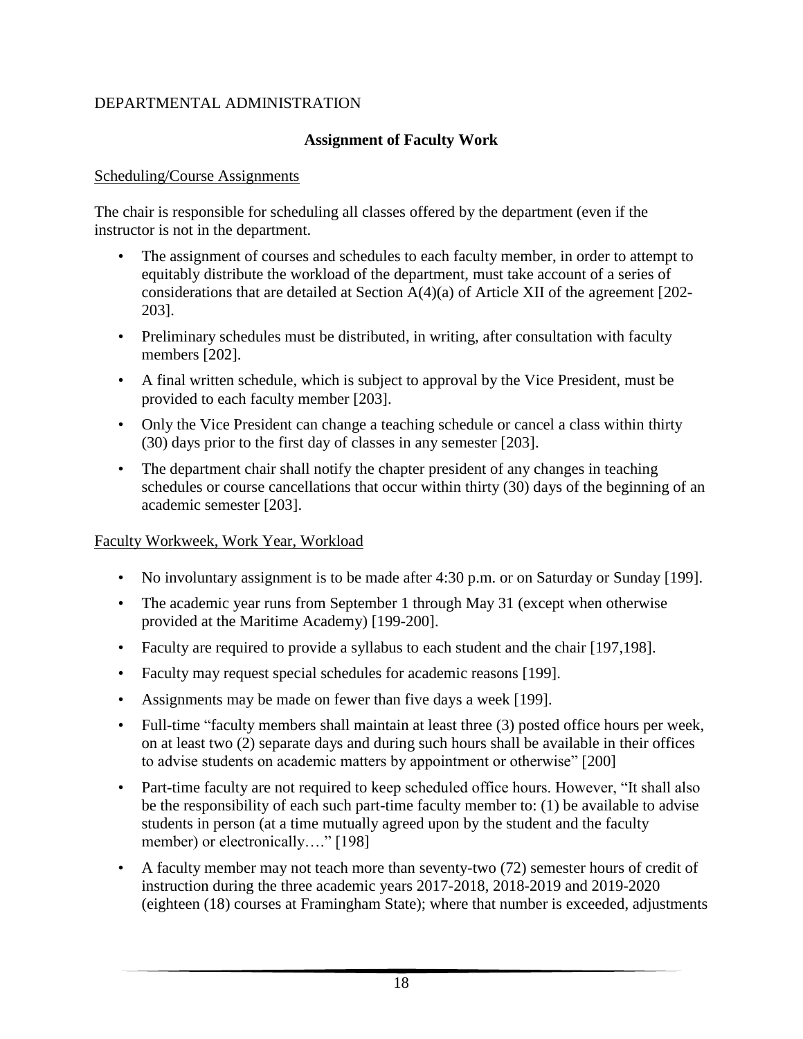DEPARTMENTAL ADMINISTRATION

## Assignment of Faculty Work

### Scheduling/Course Assignments

The chair is responsible for scheduling all classes offered by the department (even if the instructor is not in the department.

- The assignment of courses and schedules to each faculty member, in order to attempt to equitably distribute the workload of the department, must take account of a series of considerations that are detailed at Section A(4)(a) of Article XII of the agreement [202-203].
- Preliminary schedules must be distributed, in writing, after consultation with faculty members [202].
- A final written schedule, which is subject to approval by the Vice President, must be provided to each faculty member [203].
- Only the Vice President can change a teaching schedule or cancel a class within thirty (30) days prior to the first day of classes in any semester [203].
- The department chair shall notify the chapter president of any changes in teaching schedules or course cancellations that occur within thirty (30) days of the beginning of an academic semester [203].

### Faculty Workweek, Work Year, Workload

- No involuntary assignment is to be made after 4:30 p.m. or on Saturday or Sunday [199].
- The academic year runs from September 1 through May 31 (except when otherwise provided at the Maritime Academy) [199-200].
- Faculty are required to provide a syllabus to each student and the chair [197,198].
- Faculty may request special schedules for academic reasons [199].
- Assignments may be made on fewer than five days a week [199].
- Full-time "faculty members shall maintain at least three (3) posted office hours per week, on at least two (2) separate days and during such hours shall be available in their offices to advise students on academic matters by appointment or otherwise" [200]
- Part-time faculty are not required to keep scheduled office hours. However, "It shall also be the responsibility of each such part-time faculty member to: (1) be available to advise students in person (at a time mutually agreed upon by the student and the faculty member) or electronically…." [198]
- A faculty member may not teach more than seventy-two (72) semester hours of credit of instruction during the three academic years 2017-2018, 2018-2019 and 2019-2020 (eighteen (18) courses at Framingham State); where that number is exceeded, adjustments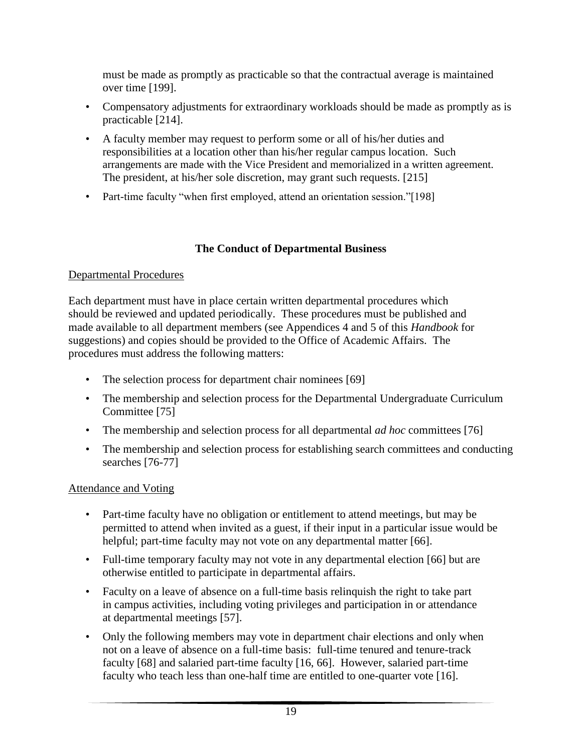must be made as promptly as practicable so that the contractual average is maintained over time [199].

- Compensatory adjustments for extraordinary workloads should be made as promptly as is practicable [214].
- A faculty member may request to perform some or all of his/her duties and responsibilities at a location other than his/her regular campus location. Such arrangements are made with the Vice President and memorialized in a written agreement. The president, at his/her sole discretion, may grant such requests. [215]
- Part-time faculty "when first employed, attend an orientation session."[198]

## The Conduct of Departmental Business

Departmental Procedures

Each department must have in place certain written departmental procedures which should be reviewed and updated periodically. These procedures must be published and made available to all department members (see Appendices 4 and 5 of this *Handbook* for suggestions) and copies should be provided to the Office of Academic Affairs. The procedures must address the following matters:

- The selection process for department chair nominees [69]
- The membership and selection process for the Departmental Undergraduate Curriculum Committee [75]
- The membership and selection process for all departmental *ad hoc* committees [76]
- The membership and selection process for establishing search committees and conducting searches [76-77]

Attendance and Voting

- Part-time faculty have no obligation or entitlement to attend meetings, but may be permitted to attend when invited as a guest, if their input in a particular issue would be helpful; part-time faculty may not vote on any departmental matter [66].
- Full-time temporary faculty may not vote in any departmental election [66] but are otherwise entitled to participate in departmental affairs.
- Faculty on a leave of absence on a full-time basis relinquish the right to take part in campus activities, including voting privileges and participation in or attendance at departmental meetings [57].
- Only the following members may vote in department chair elections and only when not on a leave of absence on a full-time basis: full-time tenured and tenure-track faculty [68] and salaried part-time faculty [16, 66]. However, salaried part-time faculty who teach less than one-half time are entitled to one-quarter vote [16].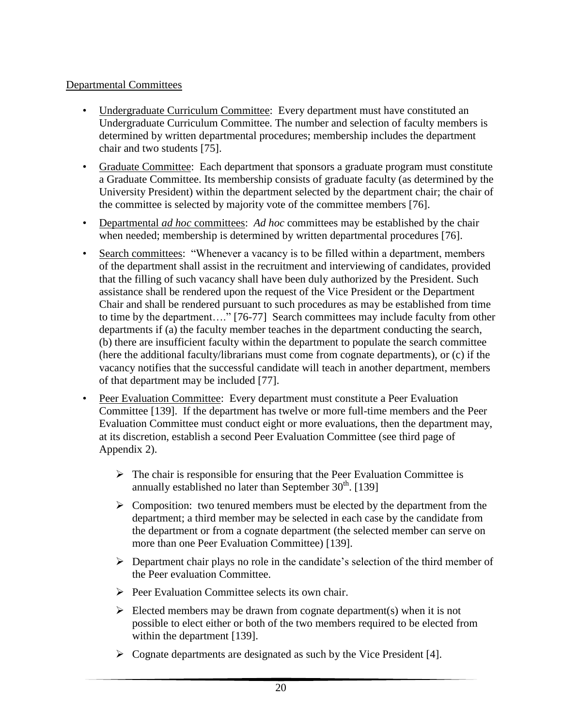Departmental Committees

- Undergraduate Curriculum Committee: Every department must have constituted an Undergraduate Curriculum Committee. The number and selection of faculty members is determined by written departmental procedures; membership includes the department chair and two students [75].
- Graduate Committee: Each department that sponsors a graduate program must constitute a Graduate Committee. Its membership consists of graduate faculty (as determined by the University President) within the department selected by the department chair; the chair of the committee is selected by majority vote of the committee members [76].
- Departmental *ad hoc* committees: *Ad hoc* committees may be established by the chair when needed; membership is determined by written departmental procedures [76].
- Search committees: "Whenever a vacancy is to be filled within a department, members of the department shall assist in the recruitment and interviewing of candidates, provided that the filling of such vacancy shall have been duly authorized by the President. Such assistance shall be rendered upon the request of the Vice President or the Department Chair and shall be rendered pursuant to such procedures as may be established from time to time by the department…." [76-77] Search committees may include faculty from other departments if (a) the faculty member teaches in the department conducting the search, (b) there are insufficient faculty within the department to populate the search committee (here the additional faculty/librarians must come from cognate departments), or (c) if the vacancy notifies that the successful candidate will teach in another department, members of that department may be included [77].
- Peer Evaluation Committee: Every department must constitute a Peer Evaluation Committee [139]. If the department has twelve or more full-time members and the Peer Evaluation Committee must conduct eight or more evaluations, then the department may, at its discretion, establish a second Peer Evaluation Committee (see third page of Appendix 2).
  - The chair is responsible for ensuring that the Peer Evaluation Committee is annually established no later than September 30th. [139]
  - Composition: two tenured members must be elected by the department from the department; a third member may be selected in each case by the candidate from the department or from a cognate department (the selected member can serve on more than one Peer Evaluation Committee) [139].
  - Department chair plays no role in the candidate's selection of the third member of the Peer evaluation Committee.
  - Peer Evaluation Committee selects its own chair.
  - Elected members may be drawn from cognate department(s) when it is not possible to elect either or both of the two members required to be elected from within the department [139].
  - Cognate departments are designated as such by the Vice President [4].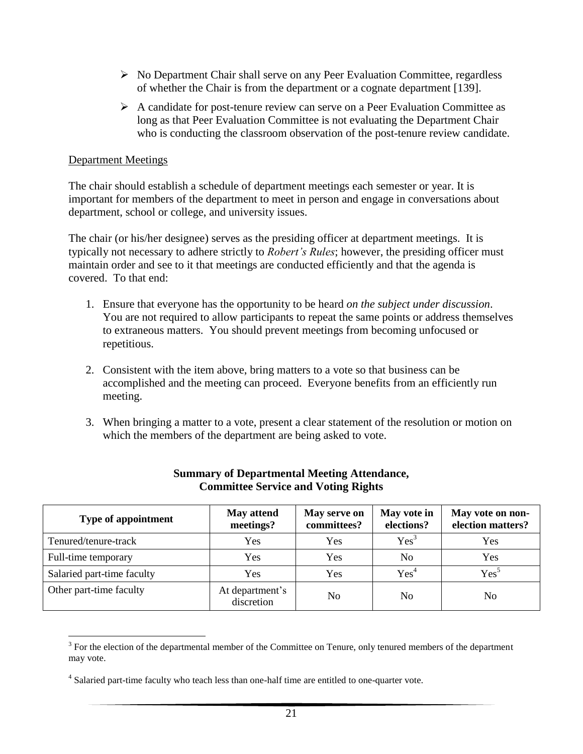- No Department Chair shall serve on any Peer Evaluation Committee, regardless of whether the Chair is from the department or a cognate department [139].
- A candidate for post-tenure review can serve on a Peer Evaluation Committee as long as that Peer Evaluation Committee is not evaluating the Department Chair who is conducting the classroom observation of the post-tenure review candidate.

## Department Meetings

The chair should establish a schedule of department meetings each semester or year. It is important for members of the department to meet in person and engage in conversations about department, school or college, and university issues.

The chair (or his/her designee) serves as the presiding officer at department meetings. It is typically not necessary to adhere strictly to *Robert's Rules*; however, the presiding officer must maintain order and see to it that meetings are conducted efficiently and that the agenda is covered. To that end:

1. Ensure that everyone has the opportunity to be heard *on the subject under discussion*. You are not required to allow participants to repeat the same points or address themselves to extraneous matters. You should prevent meetings from becoming unfocused or repetitious.
2. Consistent with the item above, bring matters to a vote so that business can be accomplished and the meeting can proceed. Everyone benefits from an efficiently run meeting.
3. When bringing a matter to a vote, present a clear statement of the resolution or motion on which the members of the department are being asked to vote.

**Summary of Departmental Meeting Attendance, Committee Service and Voting Rights**

| Type of appointment | May attend meetings? | May serve on committees? | May vote in elections? | May vote on non-election matters? |
|---|---|---|---|---|
| Tenured/tenure-track | Yes | Yes | Yes[3] | Yes |
| Full-time temporary | Yes | Yes | No | Yes |
| Salaried part-time faculty | Yes | Yes | Yes[4] | Yes[5] |
| Other part-time faculty | At department's discretion | No | No | No |

[3] For the election of the departmental member of the Committee on Tenure, only tenured members of the department may vote.

[4] Salaried part-time faculty who teach less than one-half time are entitled to one-quarter vote.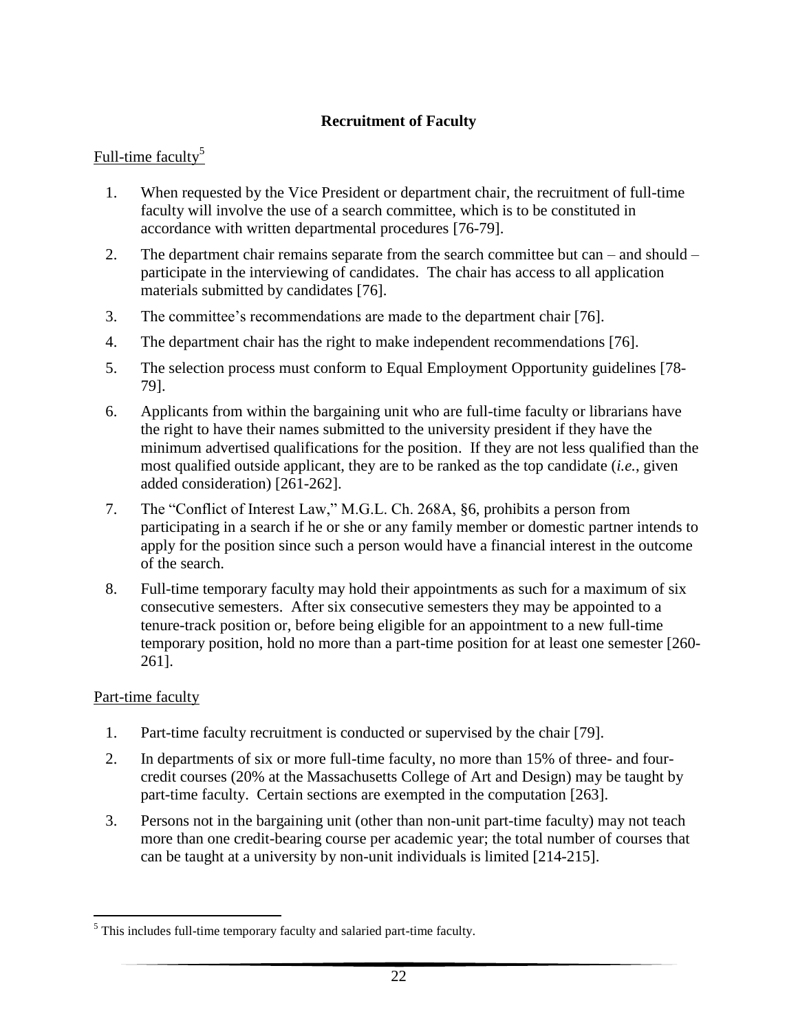## Recruitment of Faculty

Full-time faculty[5]

1. When requested by the Vice President or department chair, the recruitment of full-time faculty will involve the use of a search committee, which is to be constituted in accordance with written departmental procedures [76-79].
2. The department chair remains separate from the search committee but can – and should – participate in the interviewing of candidates. The chair has access to all application materials submitted by candidates [76].
3. The committee's recommendations are made to the department chair [76].
4. The department chair has the right to make independent recommendations [76].
5. The selection process must conform to Equal Employment Opportunity guidelines [78-79].
6. Applicants from within the bargaining unit who are full-time faculty or librarians have the right to have their names submitted to the university president if they have the minimum advertised qualifications for the position. If they are not less qualified than the most qualified outside applicant, they are to be ranked as the top candidate (*i.e.*, given added consideration) [261-262].
7. The "Conflict of Interest Law," M.G.L. Ch. 268A, §6, prohibits a person from participating in a search if he or she or any family member or domestic partner intends to apply for the position since such a person would have a financial interest in the outcome of the search.
8. Full-time temporary faculty may hold their appointments as such for a maximum of six consecutive semesters. After six consecutive semesters they may be appointed to a tenure-track position or, before being eligible for an appointment to a new full-time temporary position, hold no more than a part-time position for at least one semester [260-261].

Part-time faculty

1. Part-time faculty recruitment is conducted or supervised by the chair [79].
2. In departments of six or more full-time faculty, no more than 15% of three- and four-credit courses (20% at the Massachusetts College of Art and Design) may be taught by part-time faculty. Certain sections are exempted in the computation [263].
3. Persons not in the bargaining unit (other than non-unit part-time faculty) may not teach more than one credit-bearing course per academic year; the total number of courses that can be taught at a university by non-unit individuals is limited [214-215].

[5] This includes full-time temporary faculty and salaried part-time faculty.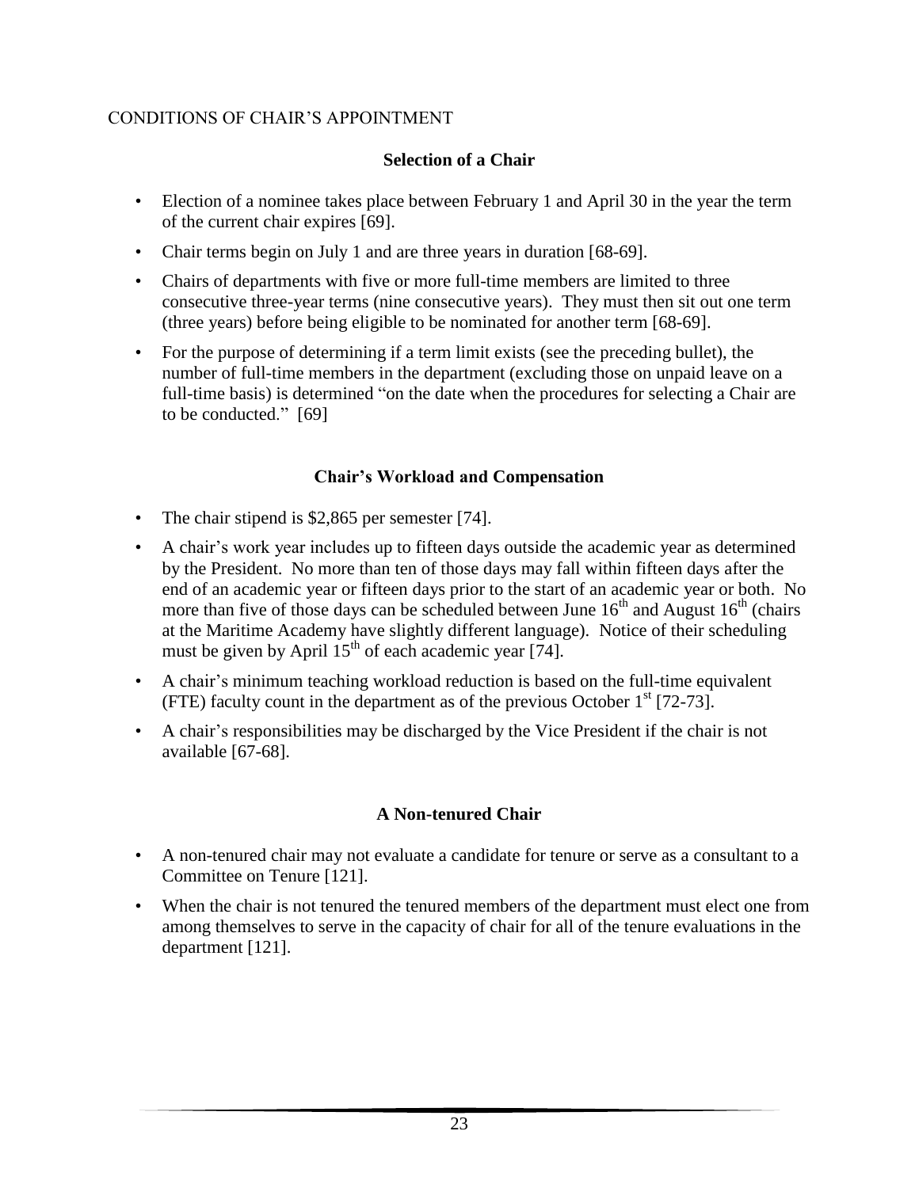## CONDITIONS OF CHAIR'S APPOINTMENT

### Selection of a Chair

- Election of a nominee takes place between February 1 and April 30 in the year the term of the current chair expires [69].
- Chair terms begin on July 1 and are three years in duration [68-69].
- Chairs of departments with five or more full-time members are limited to three consecutive three-year terms (nine consecutive years). They must then sit out one term (three years) before being eligible to be nominated for another term [68-69].
- For the purpose of determining if a term limit exists (see the preceding bullet), the number of full-time members in the department (excluding those on unpaid leave on a full-time basis) is determined "on the date when the procedures for selecting a Chair are to be conducted." [69]

### Chair's Workload and Compensation

- The chair stipend is $2,865 per semester [74].
- A chair's work year includes up to fifteen days outside the academic year as determined by the President. No more than ten of those days may fall within fifteen days after the end of an academic year or fifteen days prior to the start of an academic year or both. No more than five of those days can be scheduled between June 16th and August 16th (chairs at the Maritime Academy have slightly different language). Notice of their scheduling must be given by April 15th of each academic year [74].
- A chair's minimum teaching workload reduction is based on the full-time equivalent (FTE) faculty count in the department as of the previous October 1st [72-73].
- A chair's responsibilities may be discharged by the Vice President if the chair is not available [67-68].

### A Non-tenured Chair

- A non-tenured chair may not evaluate a candidate for tenure or serve as a consultant to a Committee on Tenure [121].
- When the chair is not tenured the tenured members of the department must elect one from among themselves to serve in the capacity of chair for all of the tenure evaluations in the department [121].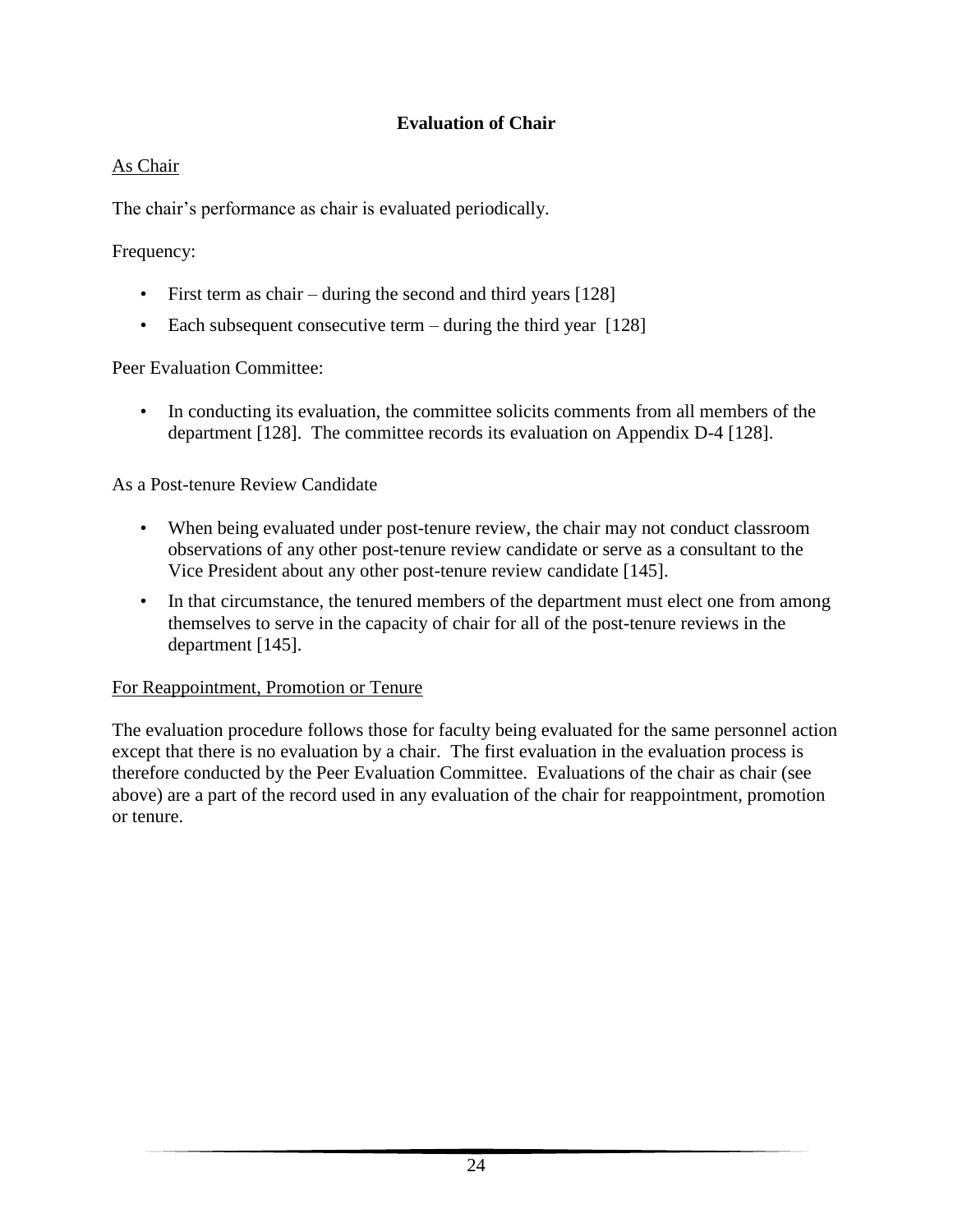## Evaluation of Chair

As Chair

The chair's performance as chair is evaluated periodically.

Frequency:

- First term as chair – during the second and third years [128]
- Each subsequent consecutive term – during the third year [128]

Peer Evaluation Committee:

- In conducting its evaluation, the committee solicits comments from all members of the department [128]. The committee records its evaluation on Appendix D-4 [128].

As a Post-tenure Review Candidate

- When being evaluated under post-tenure review, the chair may not conduct classroom observations of any other post-tenure review candidate or serve as a consultant to the Vice President about any other post-tenure review candidate [145].
- In that circumstance, the tenured members of the department must elect one from among themselves to serve in the capacity of chair for all of the post-tenure reviews in the department [145].

For Reappointment, Promotion or Tenure

The evaluation procedure follows those for faculty being evaluated for the same personnel action except that there is no evaluation by a chair. The first evaluation in the evaluation process is therefore conducted by the Peer Evaluation Committee. Evaluations of the chair as chair (see above) are a part of the record used in any evaluation of the chair for reappointment, promotion or tenure.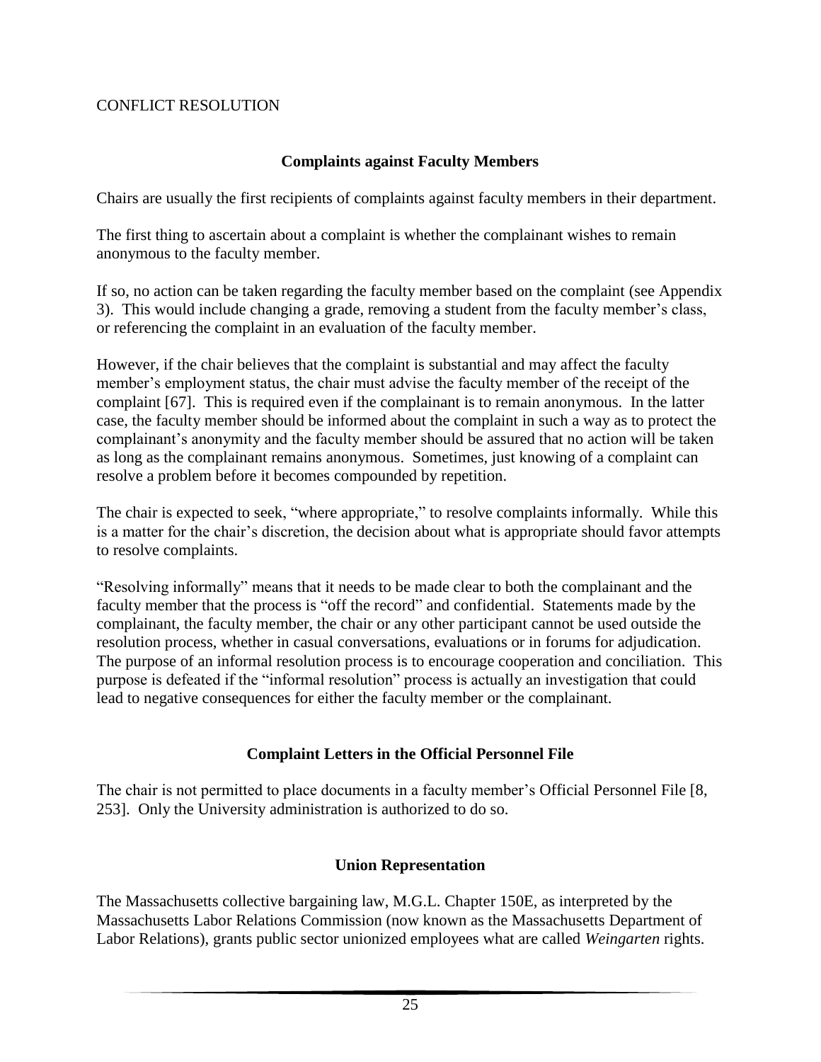CONFLICT RESOLUTION

## Complaints against Faculty Members

Chairs are usually the first recipients of complaints against faculty members in their department.

The first thing to ascertain about a complaint is whether the complainant wishes to remain anonymous to the faculty member.

If so, no action can be taken regarding the faculty member based on the complaint (see Appendix 3). This would include changing a grade, removing a student from the faculty member's class, or referencing the complaint in an evaluation of the faculty member.

However, if the chair believes that the complaint is substantial and may affect the faculty member's employment status, the chair must advise the faculty member of the receipt of the complaint [67]. This is required even if the complainant is to remain anonymous. In the latter case, the faculty member should be informed about the complaint in such a way as to protect the complainant's anonymity and the faculty member should be assured that no action will be taken as long as the complainant remains anonymous. Sometimes, just knowing of a complaint can resolve a problem before it becomes compounded by repetition.

The chair is expected to seek, "where appropriate," to resolve complaints informally. While this is a matter for the chair's discretion, the decision about what is appropriate should favor attempts to resolve complaints.

"Resolving informally" means that it needs to be made clear to both the complainant and the faculty member that the process is "off the record" and confidential. Statements made by the complainant, the faculty member, the chair or any other participant cannot be used outside the resolution process, whether in casual conversations, evaluations or in forums for adjudication. The purpose of an informal resolution process is to encourage cooperation and conciliation. This purpose is defeated if the "informal resolution" process is actually an investigation that could lead to negative consequences for either the faculty member or the complainant.

## Complaint Letters in the Official Personnel File

The chair is not permitted to place documents in a faculty member's Official Personnel File [8, 253]. Only the University administration is authorized to do so.

## Union Representation

The Massachusetts collective bargaining law, M.G.L. Chapter 150E, as interpreted by the Massachusetts Labor Relations Commission (now known as the Massachusetts Department of Labor Relations), grants public sector unionized employees what are called *Weingarten* rights.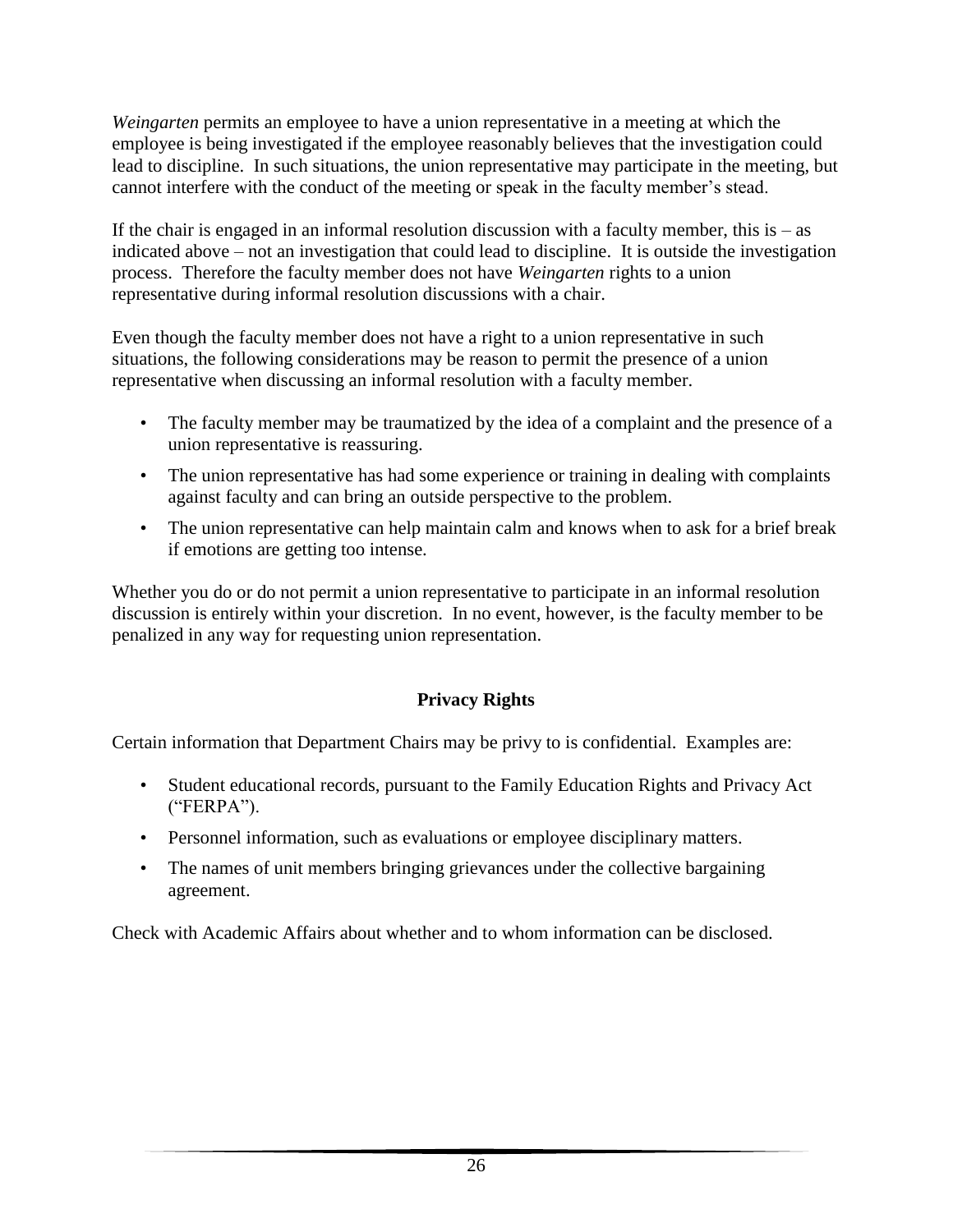*Weingarten* permits an employee to have a union representative in a meeting at which the employee is being investigated if the employee reasonably believes that the investigation could lead to discipline. In such situations, the union representative may participate in the meeting, but cannot interfere with the conduct of the meeting or speak in the faculty member's stead.

If the chair is engaged in an informal resolution discussion with a faculty member, this is – as indicated above – not an investigation that could lead to discipline. It is outside the investigation process. Therefore the faculty member does not have *Weingarten* rights to a union representative during informal resolution discussions with a chair.

Even though the faculty member does not have a right to a union representative in such situations, the following considerations may be reason to permit the presence of a union representative when discussing an informal resolution with a faculty member.

- The faculty member may be traumatized by the idea of a complaint and the presence of a union representative is reassuring.
- The union representative has had some experience or training in dealing with complaints against faculty and can bring an outside perspective to the problem.
- The union representative can help maintain calm and knows when to ask for a brief break if emotions are getting too intense.

Whether you do or do not permit a union representative to participate in an informal resolution discussion is entirely within your discretion. In no event, however, is the faculty member to be penalized in any way for requesting union representation.

## Privacy Rights

Certain information that Department Chairs may be privy to is confidential. Examples are:

- Student educational records, pursuant to the Family Education Rights and Privacy Act ("FERPA").
- Personnel information, such as evaluations or employee disciplinary matters.
- The names of unit members bringing grievances under the collective bargaining agreement.

Check with Academic Affairs about whether and to whom information can be disclosed.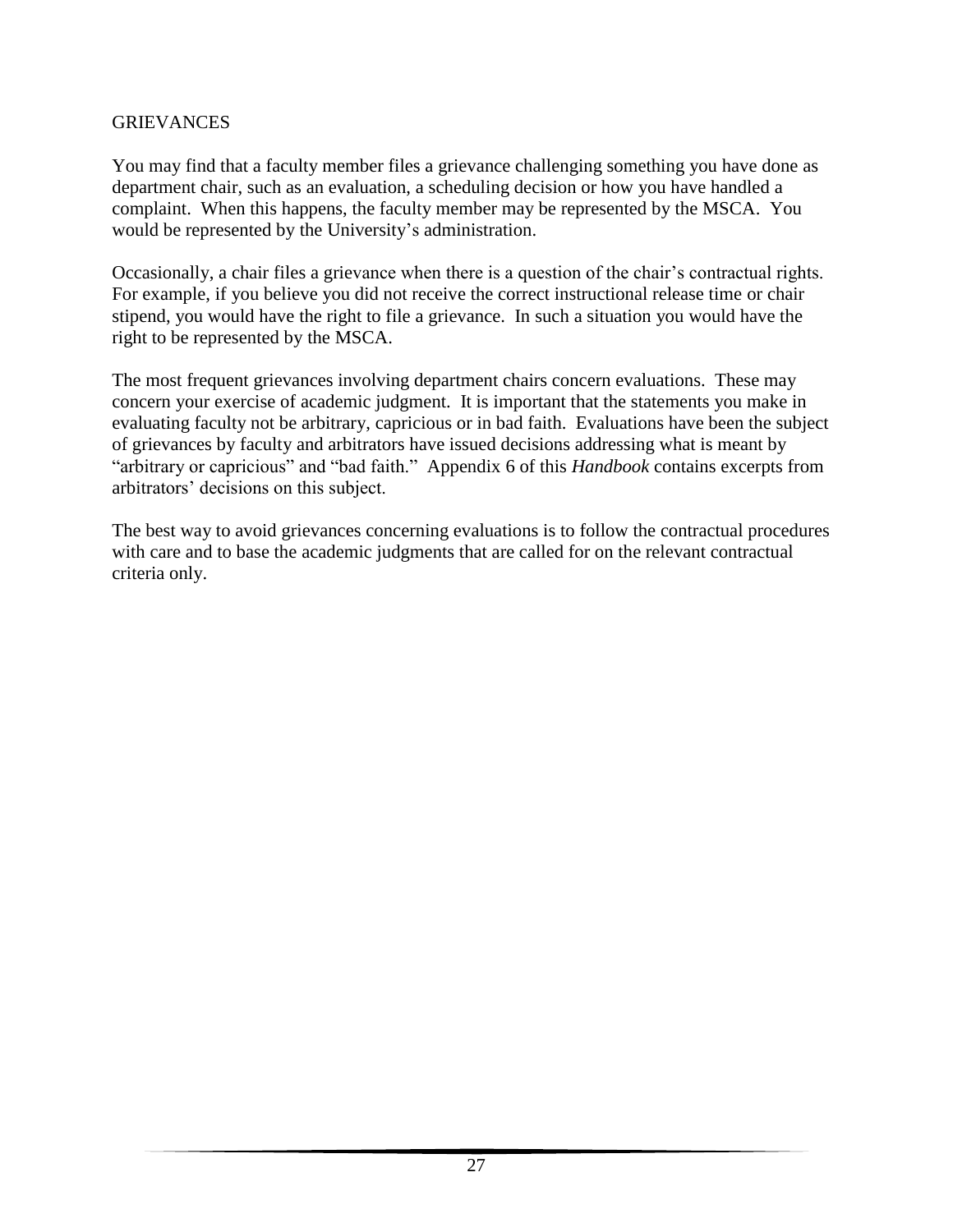## GRIEVANCES

You may find that a faculty member files a grievance challenging something you have done as department chair, such as an evaluation, a scheduling decision or how you have handled a complaint. When this happens, the faculty member may be represented by the MSCA. You would be represented by the University's administration.

Occasionally, a chair files a grievance when there is a question of the chair's contractual rights. For example, if you believe you did not receive the correct instructional release time or chair stipend, you would have the right to file a grievance. In such a situation you would have the right to be represented by the MSCA.

The most frequent grievances involving department chairs concern evaluations. These may concern your exercise of academic judgment. It is important that the statements you make in evaluating faculty not be arbitrary, capricious or in bad faith. Evaluations have been the subject of grievances by faculty and arbitrators have issued decisions addressing what is meant by "arbitrary or capricious" and "bad faith." Appendix 6 of this *Handbook* contains excerpts from arbitrators' decisions on this subject.

The best way to avoid grievances concerning evaluations is to follow the contractual procedures with care and to base the academic judgments that are called for on the relevant contractual criteria only.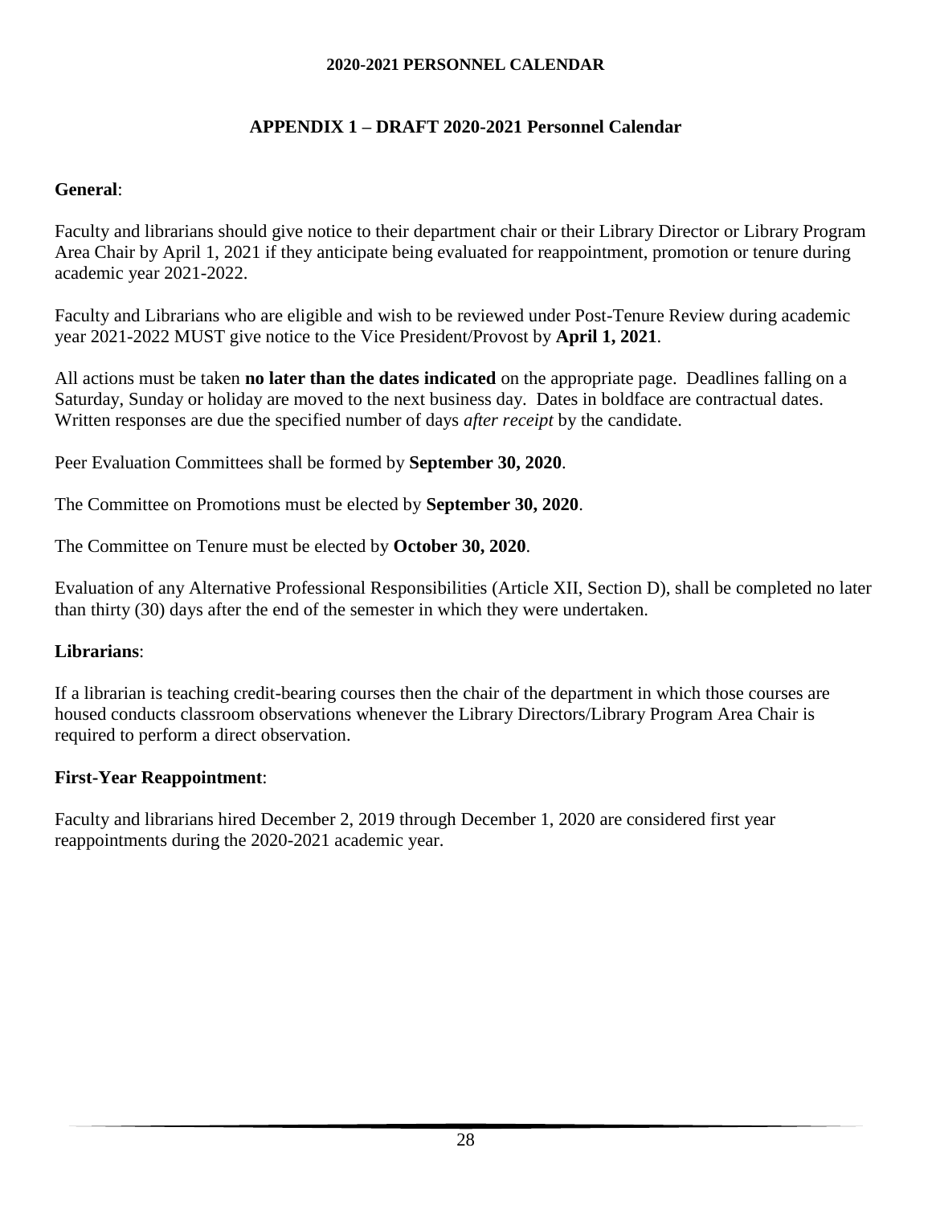# APPENDIX 1 – DRAFT 2020-2021 Personnel Calendar

**General**:

Faculty and librarians should give notice to their department chair or their Library Director or Library Program Area Chair by April 1, 2021 if they anticipate being evaluated for reappointment, promotion or tenure during academic year 2021-2022.

Faculty and Librarians who are eligible and wish to be reviewed under Post-Tenure Review during academic year 2021-2022 MUST give notice to the Vice President/Provost by **April 1, 2021**.

All actions must be taken **no later than the dates indicated** on the appropriate page. Deadlines falling on a Saturday, Sunday or holiday are moved to the next business day. Dates in boldface are contractual dates. Written responses are due the specified number of days *after receipt* by the candidate.

Peer Evaluation Committees shall be formed by **September 30, 2020**.

The Committee on Promotions must be elected by **September 30, 2020**.

The Committee on Tenure must be elected by **October 30, 2020**.

Evaluation of any Alternative Professional Responsibilities (Article XII, Section D), shall be completed no later than thirty (30) days after the end of the semester in which they were undertaken.

**Librarians**:

If a librarian is teaching credit-bearing courses then the chair of the department in which those courses are housed conducts classroom observations whenever the Library Directors/Library Program Area Chair is required to perform a direct observation.

**First-Year Reappointment**:

Faculty and librarians hired December 2, 2019 through December 1, 2020 are considered first year reappointments during the 2020-2021 academic year.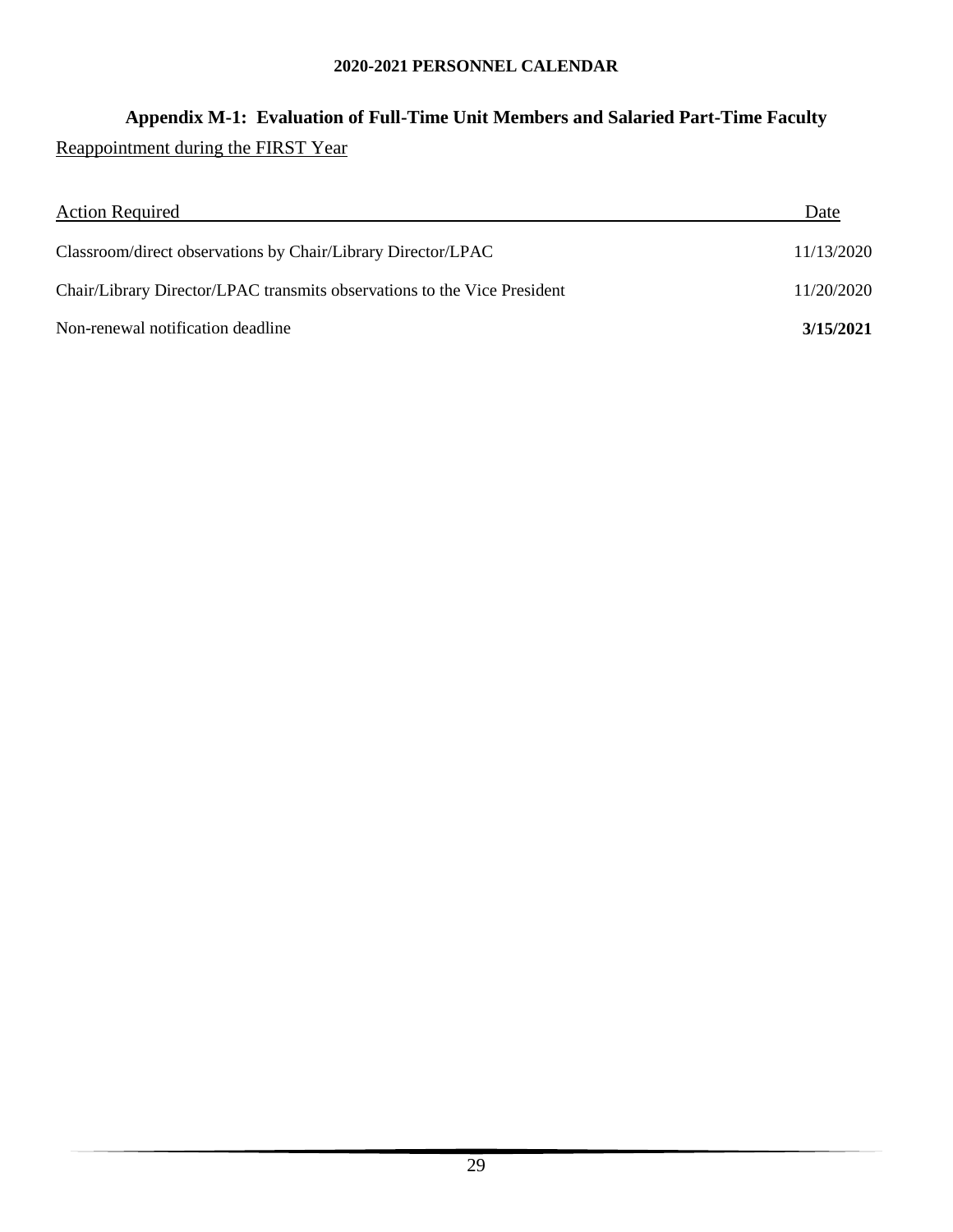**2020-2021 PERSONNEL CALENDAR**

## Appendix M-1: Evaluation of Full-Time Unit Members and Salaried Part-Time Faculty

Reappointment during the FIRST Year

| Action Required | Date |
|---|---|
| Classroom/direct observations by Chair/Library Director/LPAC | 11/13/2020 |
| Chair/Library Director/LPAC transmits observations to the Vice President | 11/20/2020 |
| Non-renewal notification deadline | **3/15/2021** |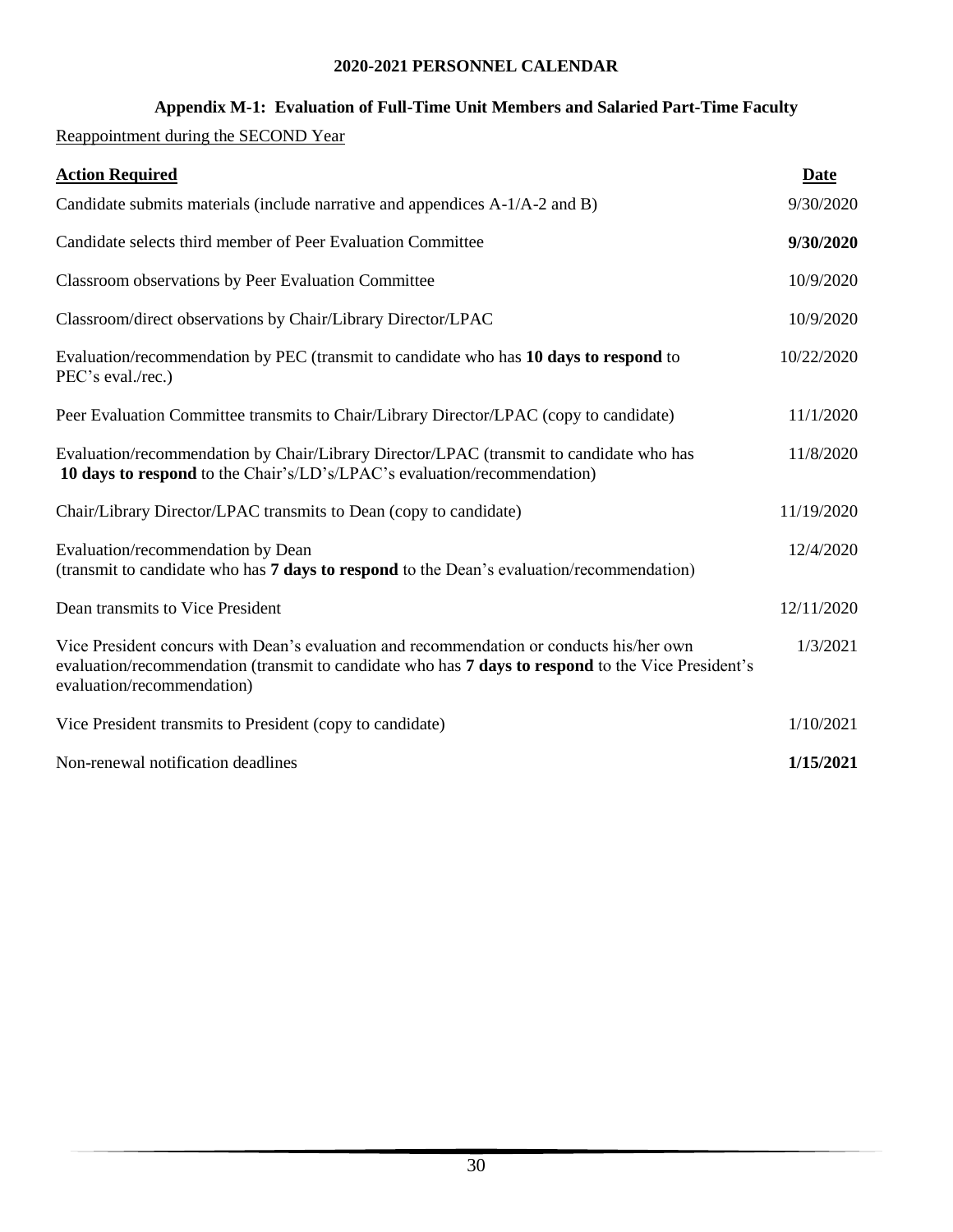**2020-2021 PERSONNEL CALENDAR**

**Appendix M-1: Evaluation of Full-Time Unit Members and Salaried Part-Time Faculty**

Reappointment during the SECOND Year

| **Action Required** | **Date** |
| --- | --- |
| Candidate submits materials (include narrative and appendices A-1/A-2 and B) | 9/30/2020 |
| Candidate selects third member of Peer Evaluation Committee | **9/30/2020** |
| Classroom observations by Peer Evaluation Committee | 10/9/2020 |
| Classroom/direct observations by Chair/Library Director/LPAC | 10/9/2020 |
| Evaluation/recommendation by PEC (transmit to candidate who has **10 days to respond** to PEC's eval./rec.) | 10/22/2020 |
| Peer Evaluation Committee transmits to Chair/Library Director/LPAC (copy to candidate) | 11/1/2020 |
| Evaluation/recommendation by Chair/Library Director/LPAC (transmit to candidate who has **10 days to respond** to the Chair's/LD's/LPAC's evaluation/recommendation) | 11/8/2020 |
| Chair/Library Director/LPAC transmits to Dean (copy to candidate) | 11/19/2020 |
| Evaluation/recommendation by Dean (transmit to candidate who has **7 days to respond** to the Dean's evaluation/recommendation) | 12/4/2020 |
| Dean transmits to Vice President | 12/11/2020 |
| Vice President concurs with Dean's evaluation and recommendation or conducts his/her own evaluation/recommendation (transmit to candidate who has **7 days to respond** to the Vice President's evaluation/recommendation) | 1/3/2021 |
| Vice President transmits to President (copy to candidate) | 1/10/2021 |
| Non-renewal notification deadlines | **1/15/2021** |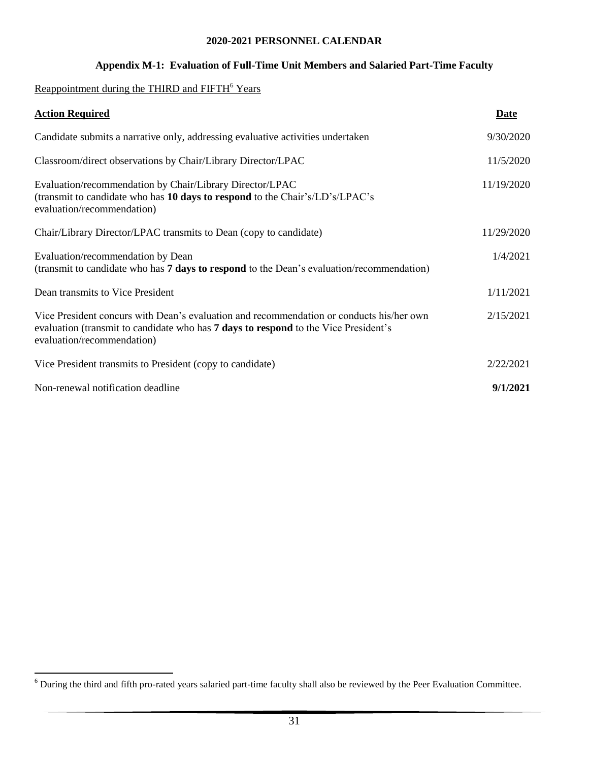**2020-2021 PERSONNEL CALENDAR**

**Appendix M-1: Evaluation of Full-Time Unit Members and Salaried Part-Time Faculty**

Reappointment during the THIRD and FIFTH[6] Years

| **Action Required** | **Date** |
|---|---|
| Candidate submits a narrative only, addressing evaluative activities undertaken | 9/30/2020 |
| Classroom/direct observations by Chair/Library Director/LPAC | 11/5/2020 |
| Evaluation/recommendation by Chair/Library Director/LPAC (transmit to candidate who has **10 days to respond** to the Chair's/LD's/LPAC's evaluation/recommendation) | 11/19/2020 |
| Chair/Library Director/LPAC transmits to Dean (copy to candidate) | 11/29/2020 |
| Evaluation/recommendation by Dean (transmit to candidate who has **7 days to respond** to the Dean's evaluation/recommendation) | 1/4/2021 |
| Dean transmits to Vice President | 1/11/2021 |
| Vice President concurs with Dean's evaluation and recommendation or conducts his/her own evaluation (transmit to candidate who has **7 days to respond** to the Vice President's evaluation/recommendation) | 2/15/2021 |
| Vice President transmits to President (copy to candidate) | 2/22/2021 |
| Non-renewal notification deadline | **9/1/2021** |

[6] During the third and fifth pro-rated years salaried part-time faculty shall also be reviewed by the Peer Evaluation Committee.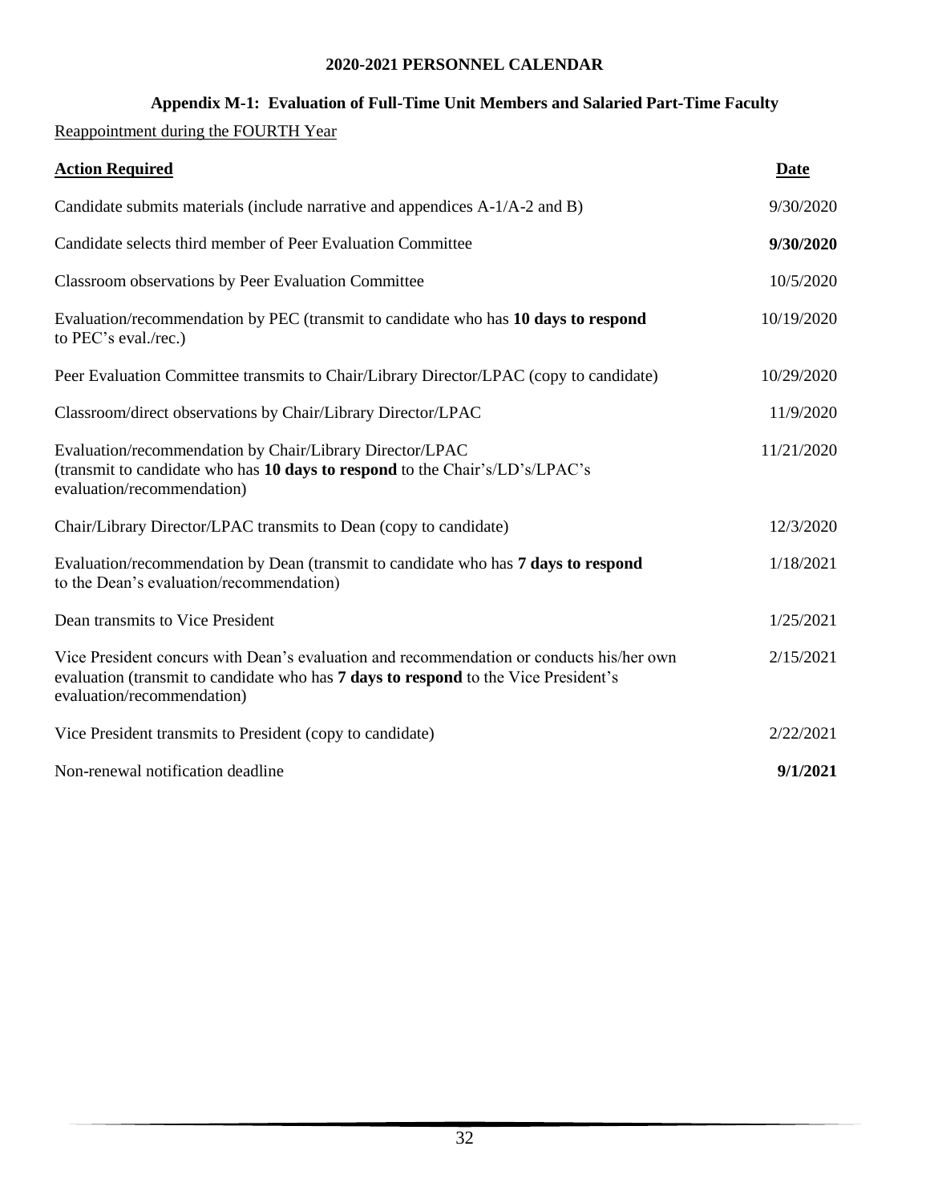## 2020-2021 PERSONNEL CALENDAR

### Appendix M-1: Evaluation of Full-Time Unit Members and Salaried Part-Time Faculty

Reappointment during the FOURTH Year

| **Action Required** | **Date** |
|---|---|
| Candidate submits materials (include narrative and appendices A-1/A-2 and B) | 9/30/2020 |
| Candidate selects third member of Peer Evaluation Committee | **9/30/2020** |
| Classroom observations by Peer Evaluation Committee | 10/5/2020 |
| Evaluation/recommendation by PEC (transmit to candidate who has **10 days to respond** to PEC's eval./rec.) | 10/19/2020 |
| Peer Evaluation Committee transmits to Chair/Library Director/LPAC (copy to candidate) | 10/29/2020 |
| Classroom/direct observations by Chair/Library Director/LPAC | 11/9/2020 |
| Evaluation/recommendation by Chair/Library Director/LPAC (transmit to candidate who has **10 days to respond** to the Chair's/LD's/LPAC's evaluation/recommendation) | 11/21/2020 |
| Chair/Library Director/LPAC transmits to Dean (copy to candidate) | 12/3/2020 |
| Evaluation/recommendation by Dean (transmit to candidate who has **7 days to respond** to the Dean's evaluation/recommendation) | 1/18/2021 |
| Dean transmits to Vice President | 1/25/2021 |
| Vice President concurs with Dean's evaluation and recommendation or conducts his/her own evaluation (transmit to candidate who has **7 days to respond** to the Vice President's evaluation/recommendation) | 2/15/2021 |
| Vice President transmits to President (copy to candidate) | 2/22/2021 |
| Non-renewal notification deadline | **9/1/2021** |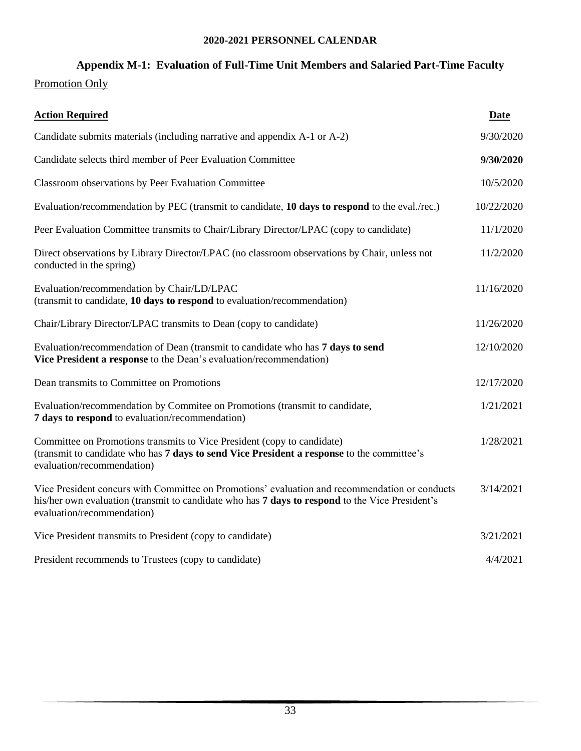**2020-2021 PERSONNEL CALENDAR**

## Appendix M-1: Evaluation of Full-Time Unit Members and Salaried Part-Time Faculty

Promotion Only

| **Action Required** | **Date** |
| --- | --- |
| Candidate submits materials (including narrative and appendix A-1 or A-2) | 9/30/2020 |
| Candidate selects third member of Peer Evaluation Committee | **9/30/2020** |
| Classroom observations by Peer Evaluation Committee | 10/5/2020 |
| Evaluation/recommendation by PEC (transmit to candidate, **10 days to respond** to the eval./rec.) | 10/22/2020 |
| Peer Evaluation Committee transmits to Chair/Library Director/LPAC (copy to candidate) | 11/1/2020 |
| Direct observations by Library Director/LPAC (no classroom observations by Chair, unless not conducted in the spring) | 11/2/2020 |
| Evaluation/recommendation by Chair/LD/LPAC (transmit to candidate, **10 days to respond** to evaluation/recommendation) | 11/16/2020 |
| Chair/Library Director/LPAC transmits to Dean (copy to candidate) | 11/26/2020 |
| Evaluation/recommendation of Dean (transmit to candidate who has **7 days to send Vice President a response** to the Dean's evaluation/recommendation) | 12/10/2020 |
| Dean transmits to Committee on Promotions | 12/17/2020 |
| Evaluation/recommendation by Commitee on Promotions (transmit to candidate, **7 days to respond** to evaluation/recommendation) | 1/21/2021 |
| Committee on Promotions transmits to Vice President (copy to candidate) (transmit to candidate who has **7 days to send Vice President a response** to the committee's evaluation/recommendation) | 1/28/2021 |
| Vice President concurs with Committee on Promotions' evaluation and recommendation or conducts his/her own evaluation (transmit to candidate who has **7 days to respond** to the Vice President's evaluation/recommendation) | 3/14/2021 |
| Vice President transmits to President (copy to candidate) | 3/21/2021 |
| President recommends to Trustees (copy to candidate) | 4/4/2021 |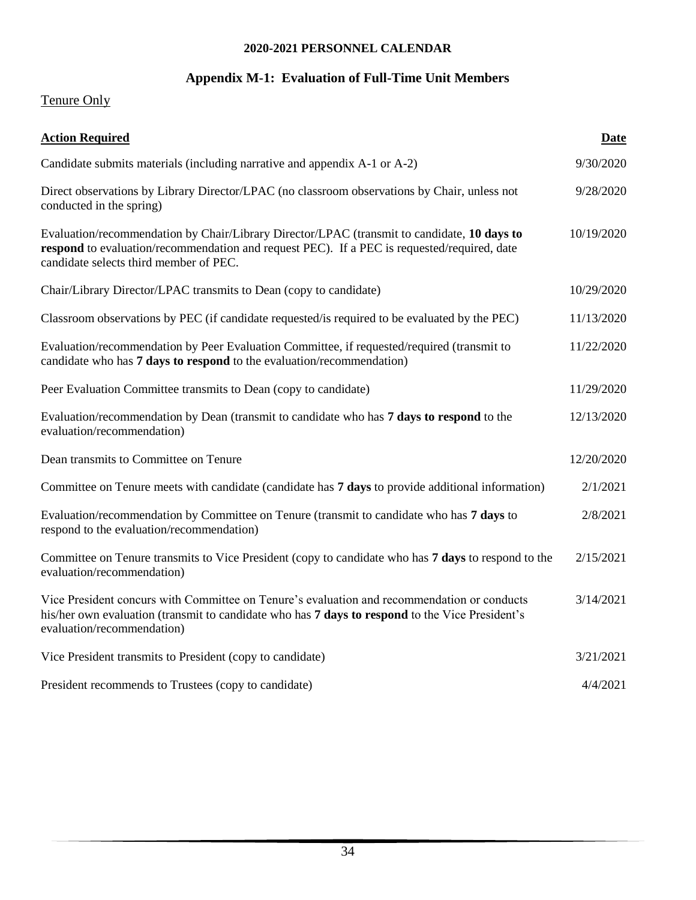**2020-2021 PERSONNEL CALENDAR**

## Appendix M-1: Evaluation of Full-Time Unit Members

Tenure Only

| **Action Required** | **Date** |
|---|---|
| Candidate submits materials (including narrative and appendix A-1 or A-2) | 9/30/2020 |
| Direct observations by Library Director/LPAC (no classroom observations by Chair, unless not conducted in the spring) | 9/28/2020 |
| Evaluation/recommendation by Chair/Library Director/LPAC (transmit to candidate, **10 days to respond** to evaluation/recommendation and request PEC). If a PEC is requested/required, date candidate selects third member of PEC. | 10/19/2020 |
| Chair/Library Director/LPAC transmits to Dean (copy to candidate) | 10/29/2020 |
| Classroom observations by PEC (if candidate requested/is required to be evaluated by the PEC) | 11/13/2020 |
| Evaluation/recommendation by Peer Evaluation Committee, if requested/required (transmit to candidate who has **7 days to respond** to the evaluation/recommendation) | 11/22/2020 |
| Peer Evaluation Committee transmits to Dean (copy to candidate) | 11/29/2020 |
| Evaluation/recommendation by Dean (transmit to candidate who has **7 days to respond** to the evaluation/recommendation) | 12/13/2020 |
| Dean transmits to Committee on Tenure | 12/20/2020 |
| Committee on Tenure meets with candidate (candidate has **7 days** to provide additional information) | 2/1/2021 |
| Evaluation/recommendation by Committee on Tenure (transmit to candidate who has **7 days** to respond to the evaluation/recommendation) | 2/8/2021 |
| Committee on Tenure transmits to Vice President (copy to candidate who has **7 days** to respond to the evaluation/recommendation) | 2/15/2021 |
| Vice President concurs with Committee on Tenure's evaluation and recommendation or conducts his/her own evaluation (transmit to candidate who has **7 days to respond** to the Vice President's evaluation/recommendation) | 3/14/2021 |
| Vice President transmits to President (copy to candidate) | 3/21/2021 |
| President recommends to Trustees (copy to candidate) | 4/4/2021 |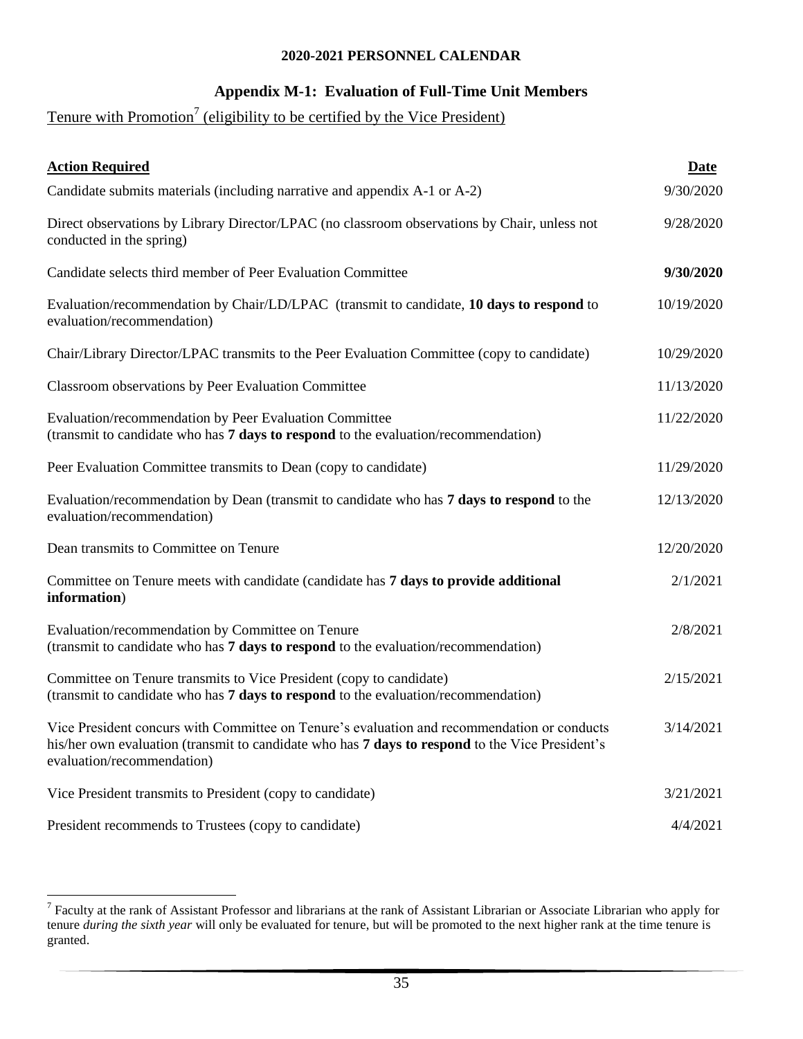**2020-2021 PERSONNEL CALENDAR**

## Appendix M-1: Evaluation of Full-Time Unit Members

Tenure with Promotion[7] (eligibility to be certified by the Vice President)

| **Action Required** | **Date** |
|---|---|
| Candidate submits materials (including narrative and appendix A-1 or A-2) | 9/30/2020 |
| Direct observations by Library Director/LPAC (no classroom observations by Chair, unless not conducted in the spring) | 9/28/2020 |
| Candidate selects third member of Peer Evaluation Committee | **9/30/2020** |
| Evaluation/recommendation by Chair/LD/LPAC (transmit to candidate, **10 days to respond** to evaluation/recommendation) | 10/19/2020 |
| Chair/Library Director/LPAC transmits to the Peer Evaluation Committee (copy to candidate) | 10/29/2020 |
| Classroom observations by Peer Evaluation Committee | 11/13/2020 |
| Evaluation/recommendation by Peer Evaluation Committee (transmit to candidate who has **7 days to respond** to the evaluation/recommendation) | 11/22/2020 |
| Peer Evaluation Committee transmits to Dean (copy to candidate) | 11/29/2020 |
| Evaluation/recommendation by Dean (transmit to candidate who has **7 days to respond** to the evaluation/recommendation) | 12/13/2020 |
| Dean transmits to Committee on Tenure | 12/20/2020 |
| Committee on Tenure meets with candidate (candidate has **7 days to provide additional information**) | 2/1/2021 |
| Evaluation/recommendation by Committee on Tenure (transmit to candidate who has **7 days to respond** to the evaluation/recommendation) | 2/8/2021 |
| Committee on Tenure transmits to Vice President (copy to candidate) (transmit to candidate who has **7 days to respond** to the evaluation/recommendation) | 2/15/2021 |
| Vice President concurs with Committee on Tenure's evaluation and recommendation or conducts his/her own evaluation (transmit to candidate who has **7 days to respond** to the Vice President's evaluation/recommendation) | 3/14/2021 |
| Vice President transmits to President (copy to candidate) | 3/21/2021 |
| President recommends to Trustees (copy to candidate) | 4/4/2021 |

[7] Faculty at the rank of Assistant Professor and librarians at the rank of Assistant Librarian or Associate Librarian who apply for tenure *during the sixth year* will only be evaluated for tenure, but will be promoted to the next higher rank at the time tenure is granted.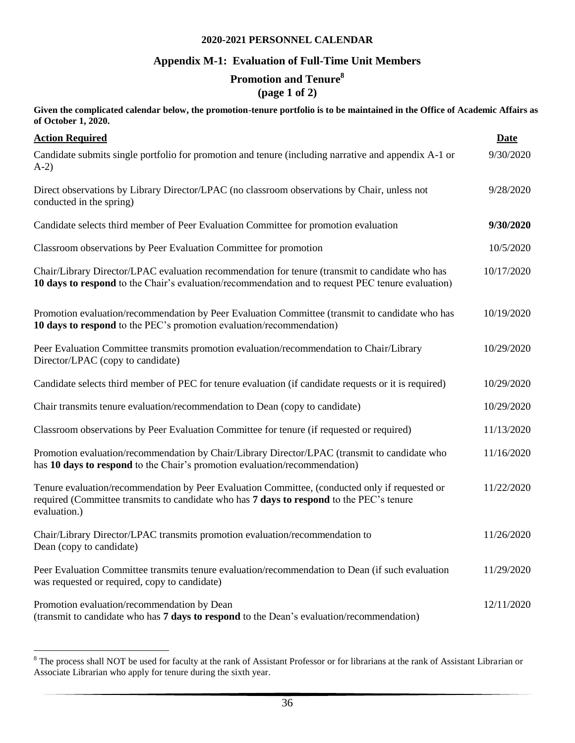**2020-2021 PERSONNEL CALENDAR**

## Appendix M-1: Evaluation of Full-Time Unit Members

### Promotion and Tenure[8]
**(page 1 of 2)**

**Given the complicated calendar below, the promotion-tenure portfolio is to be maintained in the Office of Academic Affairs as of October 1, 2020.**

| Action Required | Date |
|---|---|
| Candidate submits single portfolio for promotion and tenure (including narrative and appendix A-1 or A-2) | 9/30/2020 |
| Direct observations by Library Director/LPAC (no classroom observations by Chair, unless not conducted in the spring) | 9/28/2020 |
| Candidate selects third member of Peer Evaluation Committee for promotion evaluation | **9/30/2020** |
| Classroom observations by Peer Evaluation Committee for promotion | 10/5/2020 |
| Chair/Library Director/LPAC evaluation recommendation for tenure (transmit to candidate who has **10 days to respond** to the Chair's evaluation/recommendation and to request PEC tenure evaluation) | 10/17/2020 |
| Promotion evaluation/recommendation by Peer Evaluation Committee (transmit to candidate who has **10 days to respond** to the PEC's promotion evaluation/recommendation) | 10/19/2020 |
| Peer Evaluation Committee transmits promotion evaluation/recommendation to Chair/Library Director/LPAC (copy to candidate) | 10/29/2020 |
| Candidate selects third member of PEC for tenure evaluation (if candidate requests or it is required) | 10/29/2020 |
| Chair transmits tenure evaluation/recommendation to Dean (copy to candidate) | 10/29/2020 |
| Classroom observations by Peer Evaluation Committee for tenure (if requested or required) | 11/13/2020 |
| Promotion evaluation/recommendation by Chair/Library Director/LPAC (transmit to candidate who has **10 days to respond** to the Chair's promotion evaluation/recommendation) | 11/16/2020 |
| Tenure evaluation/recommendation by Peer Evaluation Committee, (conducted only if requested or required (Committee transmits to candidate who has **7 days to respond** to the PEC's tenure evaluation.) | 11/22/2020 |
| Chair/Library Director/LPAC transmits promotion evaluation/recommendation to Dean (copy to candidate) | 11/26/2020 |
| Peer Evaluation Committee transmits tenure evaluation/recommendation to Dean (if such evaluation was requested or required, copy to candidate) | 11/29/2020 |
| Promotion evaluation/recommendation by Dean (transmit to candidate who has **7 days to respond** to the Dean's evaluation/recommendation) | 12/11/2020 |

[8] The process shall NOT be used for faculty at the rank of Assistant Professor or for librarians at the rank of Assistant Librarian or Associate Librarian who apply for tenure during the sixth year.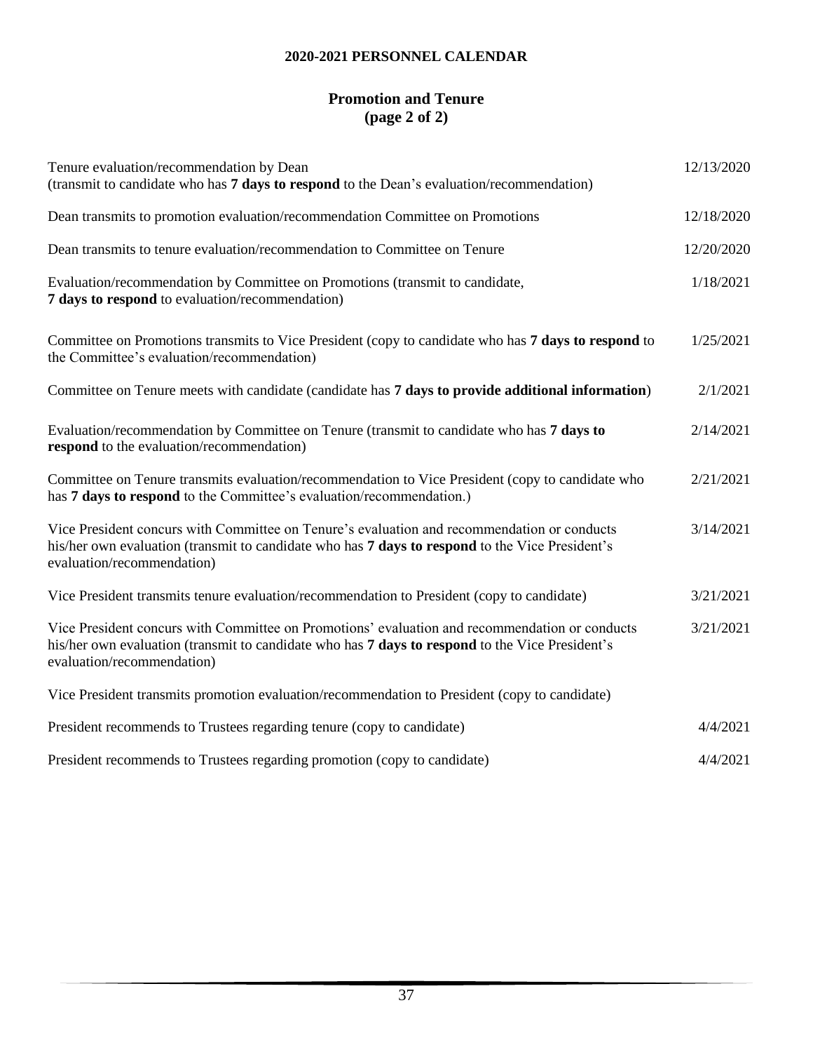## 2020-2021 PERSONNEL CALENDAR

### Promotion and Tenure
### (page 2 of 2)

| | |
|---|---|
| Tenure evaluation/recommendation by Dean (transmit to candidate who has **7 days to respond** to the Dean's evaluation/recommendation) | 12/13/2020 |
| Dean transmits to promotion evaluation/recommendation Committee on Promotions | 12/18/2020 |
| Dean transmits to tenure evaluation/recommendation to Committee on Tenure | 12/20/2020 |
| Evaluation/recommendation by Committee on Promotions (transmit to candidate, **7 days to respond** to evaluation/recommendation) | 1/18/2021 |
| Committee on Promotions transmits to Vice President (copy to candidate who has **7 days to respond** to the Committee's evaluation/recommendation) | 1/25/2021 |
| Committee on Tenure meets with candidate (candidate has **7 days to provide additional information**) | 2/1/2021 |
| Evaluation/recommendation by Committee on Tenure (transmit to candidate who has **7 days to respond** to the evaluation/recommendation) | 2/14/2021 |
| Committee on Tenure transmits evaluation/recommendation to Vice President (copy to candidate who has **7 days to respond** to the Committee's evaluation/recommendation.) | 2/21/2021 |
| Vice President concurs with Committee on Tenure's evaluation and recommendation or conducts his/her own evaluation (transmit to candidate who has **7 days to respond** to the Vice President's evaluation/recommendation) | 3/14/2021 |
| Vice President transmits tenure evaluation/recommendation to President (copy to candidate) | 3/21/2021 |
| Vice President concurs with Committee on Promotions' evaluation and recommendation or conducts his/her own evaluation (transmit to candidate who has **7 days to respond** to the Vice President's evaluation/recommendation) | 3/21/2021 |
| Vice President transmits promotion evaluation/recommendation to President (copy to candidate) | |
| President recommends to Trustees regarding tenure (copy to candidate) | 4/4/2021 |
| President recommends to Trustees regarding promotion (copy to candidate) | 4/4/2021 |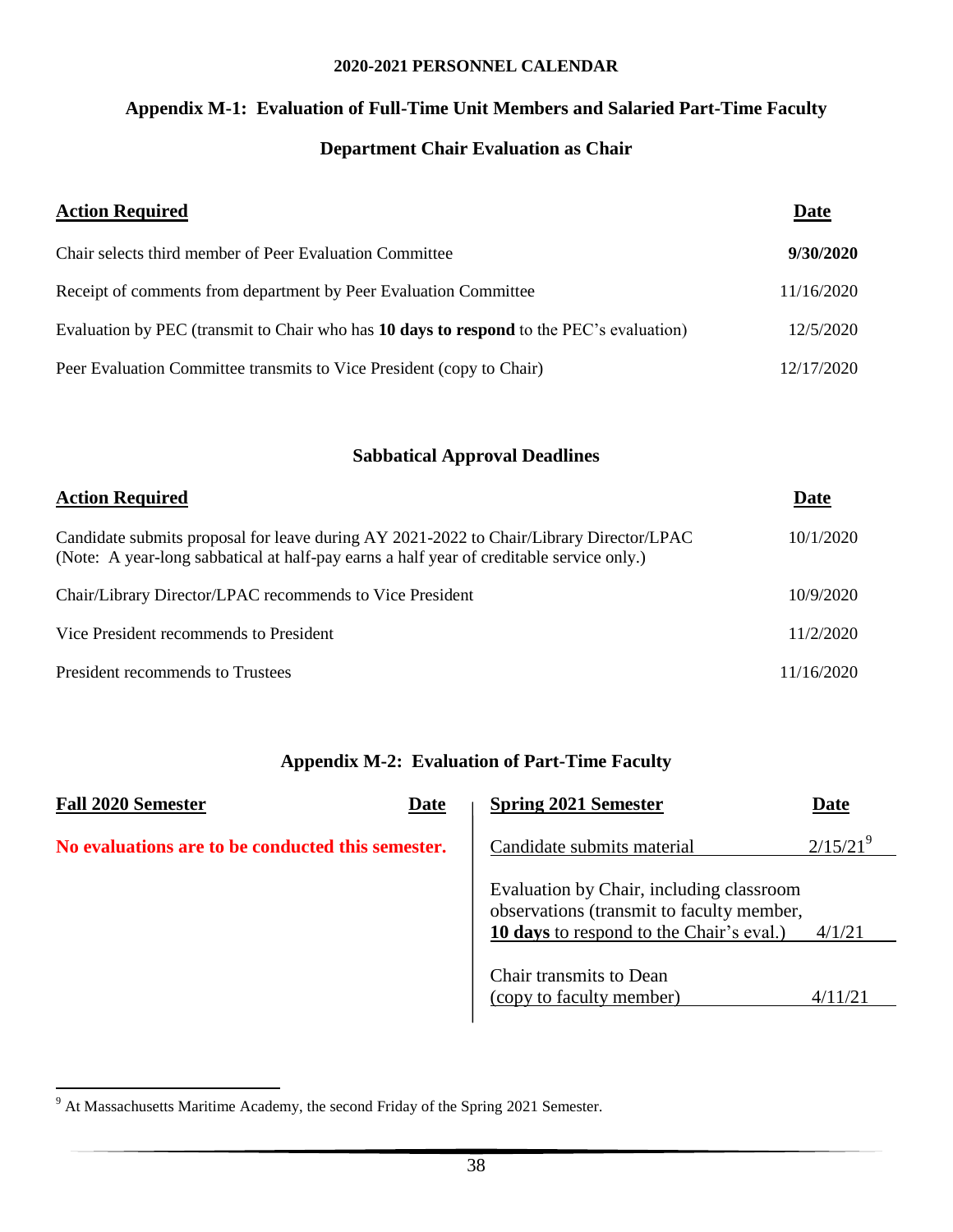**2020-2021 PERSONNEL CALENDAR**

## Appendix M-1: Evaluation of Full-Time Unit Members and Salaried Part-Time Faculty

### Department Chair Evaluation as Chair

| Action Required | Date |
|---|---|
| Chair selects third member of Peer Evaluation Committee | **9/30/2020** |
| Receipt of comments from department by Peer Evaluation Committee | 11/16/2020 |
| Evaluation by PEC (transmit to Chair who has **10 days to respond** to the PEC's evaluation) | 12/5/2020 |
| Peer Evaluation Committee transmits to Vice President (copy to Chair) | 12/17/2020 |

### Sabbatical Approval Deadlines

| Action Required | Date |
|---|---|
| Candidate submits proposal for leave during AY 2021-2022 to Chair/Library Director/LPAC (Note: A year-long sabbatical at half-pay earns a half year of creditable service only.) | 10/1/2020 |
| Chair/Library Director/LPAC recommends to Vice President | 10/9/2020 |
| Vice President recommends to President | 11/2/2020 |
| President recommends to Trustees | 11/16/2020 |

## Appendix M-2: Evaluation of Part-Time Faculty

| Fall 2020 Semester | Date |
|---|---|
| **No evaluations are to be conducted this semester.** | |

| Spring 2021 Semester | Date |
|---|---|
| Candidate submits material | 2/15/21[9] |
| Evaluation by Chair, including classroom observations (transmit to faculty member, **10 days** to respond to the Chair's eval.) | 4/1/21 |
| Chair transmits to Dean (copy to faculty member) | 4/11/21 |

[9] At Massachusetts Maritime Academy, the second Friday of the Spring 2021 Semester.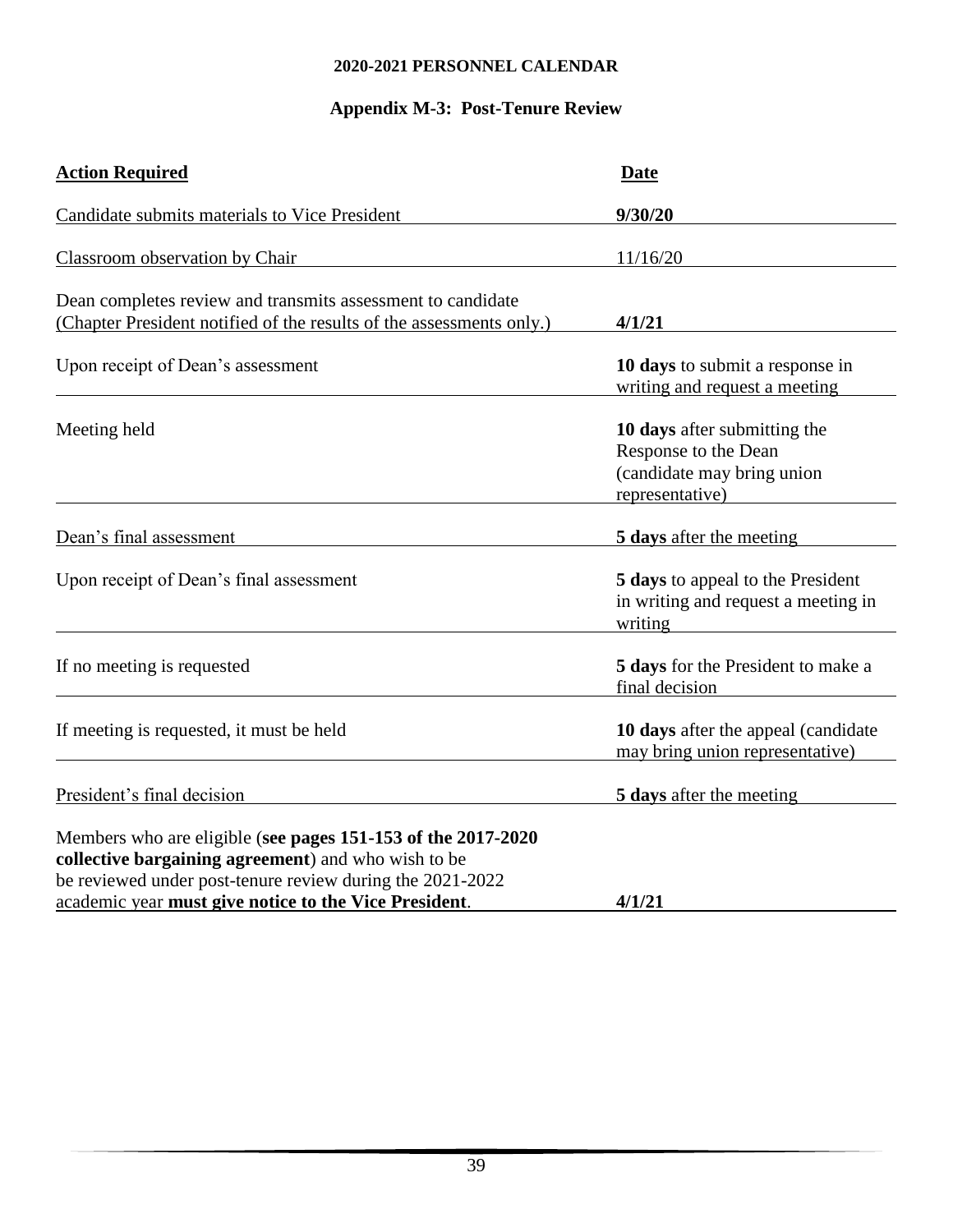## 2020-2021 PERSONNEL CALENDAR

### Appendix M-3: Post-Tenure Review

| Action Required | Date |
| --- | --- |
| Candidate submits materials to Vice President | **9/30/20** |
| Classroom observation by Chair | 11/16/20 |
| Dean completes review and transmits assessment to candidate (Chapter President notified of the results of the assessments only.) | **4/1/21** |
| Upon receipt of Dean's assessment | **10 days** to submit a response in writing and request a meeting |
| Meeting held | **10 days** after submitting the Response to the Dean (candidate may bring union representative) |
| Dean's final assessment | **5 days** after the meeting |
| Upon receipt of Dean's final assessment | **5 days** to appeal to the President in writing and request a meeting in writing |
| If no meeting is requested | **5 days** for the President to make a final decision |
| If meeting is requested, it must be held | **10 days** after the appeal (candidate may bring union representative) |
| President's final decision | **5 days** after the meeting |
| Members who are eligible (**see pages 151-153 of the 2017-2020 collective bargaining agreement**) and who wish to be be reviewed under post-tenure review during the 2021-2022 academic year **must give notice to the Vice President**. | **4/1/21** |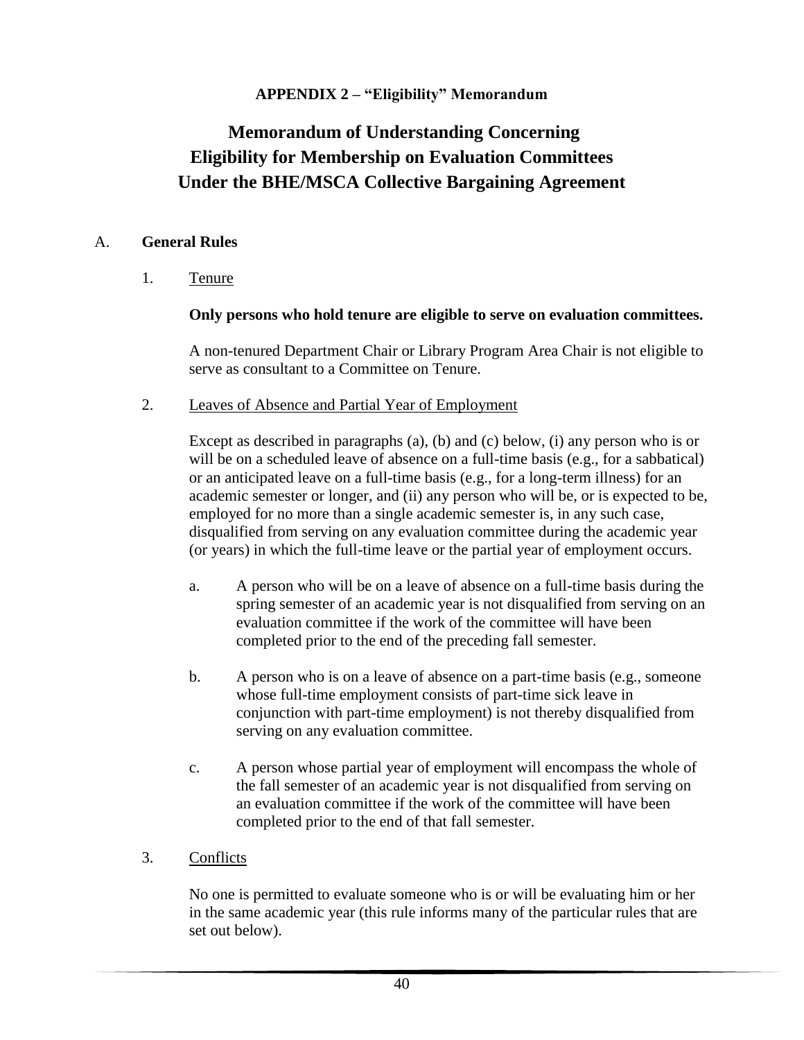**APPENDIX 2 – "Eligibility" Memorandum**

# Memorandum of Understanding Concerning Eligibility for Membership on Evaluation Committees Under the BHE/MSCA Collective Bargaining Agreement

## A. General Rules

### 1. Tenure

**Only persons who hold tenure are eligible to serve on evaluation committees.**

A non-tenured Department Chair or Library Program Area Chair is not eligible to serve as consultant to a Committee on Tenure.

### 2. Leaves of Absence and Partial Year of Employment

Except as described in paragraphs (a), (b) and (c) below, (i) any person who is or will be on a scheduled leave of absence on a full-time basis (e.g., for a sabbatical) or an anticipated leave on a full-time basis (e.g., for a long-term illness) for an academic semester or longer, and (ii) any person who will be, or is expected to be, employed for no more than a single academic semester is, in any such case, disqualified from serving on any evaluation committee during the academic year (or years) in which the full-time leave or the partial year of employment occurs.

a. A person who will be on a leave of absence on a full-time basis during the spring semester of an academic year is not disqualified from serving on an evaluation committee if the work of the committee will have been completed prior to the end of the preceding fall semester.

b. A person who is on a leave of absence on a part-time basis (e.g., someone whose full-time employment consists of part-time sick leave in conjunction with part-time employment) is not thereby disqualified from serving on any evaluation committee.

c. A person whose partial year of employment will encompass the whole of the fall semester of an academic year is not disqualified from serving on an evaluation committee if the work of the committee will have been completed prior to the end of that fall semester.

### 3. Conflicts

No one is permitted to evaluate someone who is or will be evaluating him or her in the same academic year (this rule informs many of the particular rules that are set out below).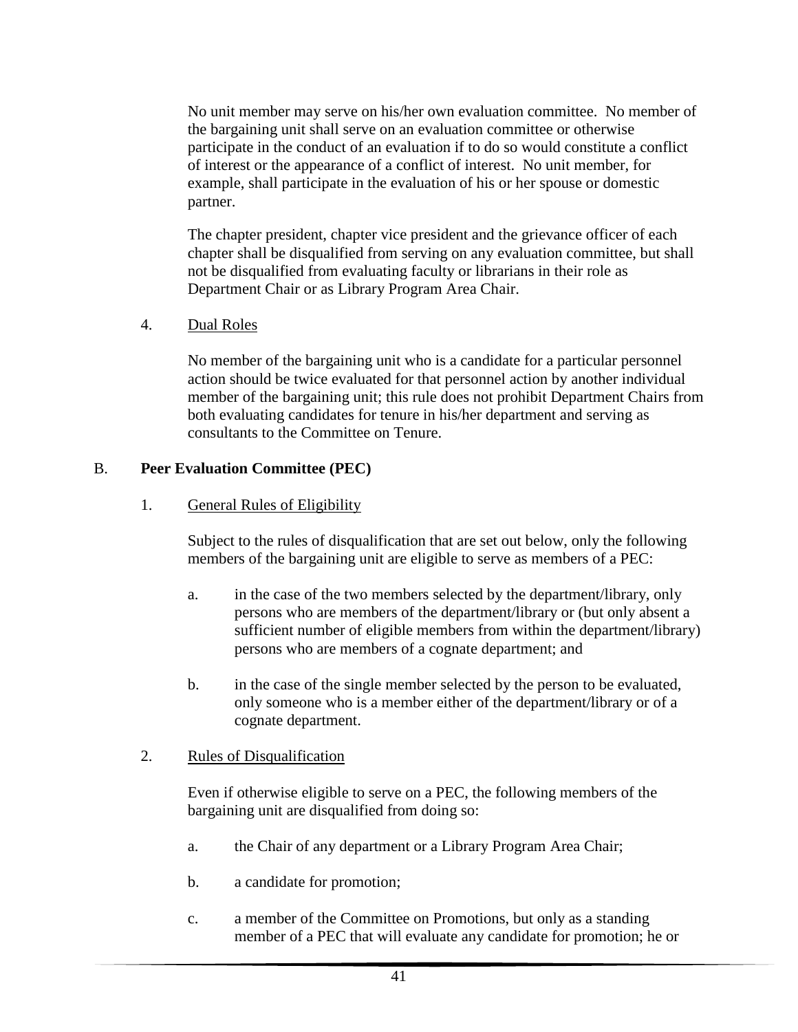No unit member may serve on his/her own evaluation committee. No member of the bargaining unit shall serve on an evaluation committee or otherwise participate in the conduct of an evaluation if to do so would constitute a conflict of interest or the appearance of a conflict of interest. No unit member, for example, shall participate in the evaluation of his or her spouse or domestic partner.

The chapter president, chapter vice president and the grievance officer of each chapter shall be disqualified from serving on any evaluation committee, but shall not be disqualified from evaluating faculty or librarians in their role as Department Chair or as Library Program Area Chair.

4. <u>Dual Roles</u>

No member of the bargaining unit who is a candidate for a particular personnel action should be twice evaluated for that personnel action by another individual member of the bargaining unit; this rule does not prohibit Department Chairs from both evaluating candidates for tenure in his/her department and serving as consultants to the Committee on Tenure.

## B. Peer Evaluation Committee (PEC)

1. <u>General Rules of Eligibility</u>

Subject to the rules of disqualification that are set out below, only the following members of the bargaining unit are eligible to serve as members of a PEC:

a. in the case of the two members selected by the department/library, only persons who are members of the department/library or (but only absent a sufficient number of eligible members from within the department/library) persons who are members of a cognate department; and

b. in the case of the single member selected by the person to be evaluated, only someone who is a member either of the department/library or of a cognate department.

2. <u>Rules of Disqualification</u>

Even if otherwise eligible to serve on a PEC, the following members of the bargaining unit are disqualified from doing so:

a. the Chair of any department or a Library Program Area Chair;

b. a candidate for promotion;

c. a member of the Committee on Promotions, but only as a standing member of a PEC that will evaluate any candidate for promotion; he or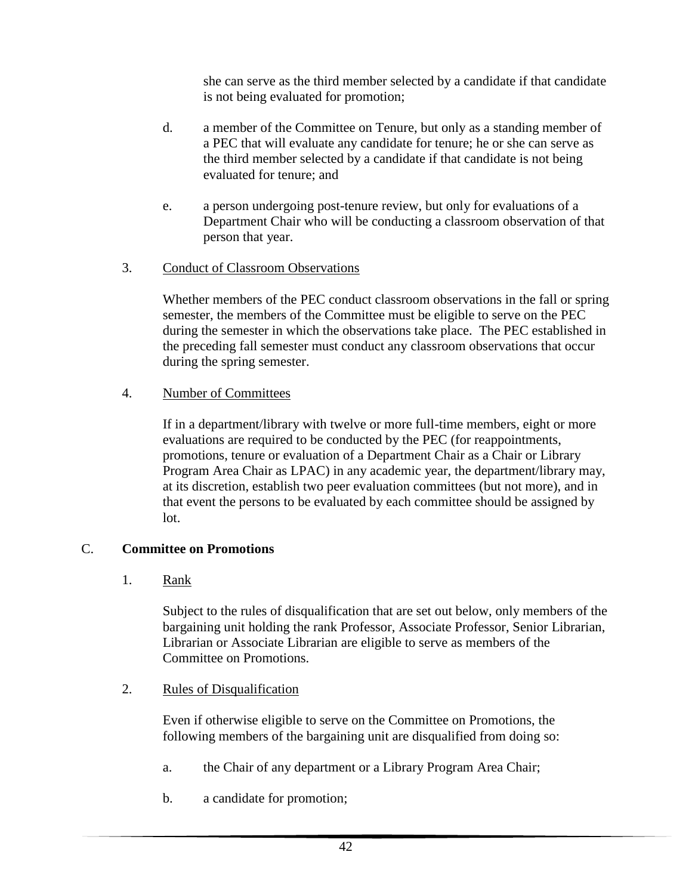she can serve as the third member selected by a candidate if that candidate is not being evaluated for promotion;

d. a member of the Committee on Tenure, but only as a standing member of a PEC that will evaluate any candidate for tenure; he or she can serve as the third member selected by a candidate if that candidate is not being evaluated for tenure; and

e. a person undergoing post-tenure review, but only for evaluations of a Department Chair who will be conducting a classroom observation of that person that year.

3. Conduct of Classroom Observations

Whether members of the PEC conduct classroom observations in the fall or spring semester, the members of the Committee must be eligible to serve on the PEC during the semester in which the observations take place. The PEC established in the preceding fall semester must conduct any classroom observations that occur during the spring semester.

4. Number of Committees

If in a department/library with twelve or more full-time members, eight or more evaluations are required to be conducted by the PEC (for reappointments, promotions, tenure or evaluation of a Department Chair as a Chair or Library Program Area Chair as LPAC) in any academic year, the department/library may, at its discretion, establish two peer evaluation committees (but not more), and in that event the persons to be evaluated by each committee should be assigned by lot.

## C. Committee on Promotions

1. Rank

Subject to the rules of disqualification that are set out below, only members of the bargaining unit holding the rank Professor, Associate Professor, Senior Librarian, Librarian or Associate Librarian are eligible to serve as members of the Committee on Promotions.

2. Rules of Disqualification

Even if otherwise eligible to serve on the Committee on Promotions, the following members of the bargaining unit are disqualified from doing so:

a. the Chair of any department or a Library Program Area Chair;

b. a candidate for promotion;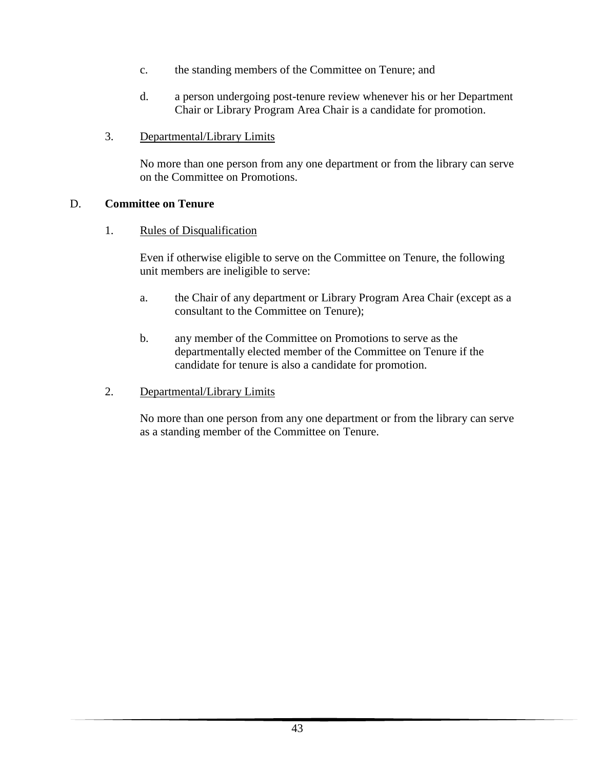c. the standing members of the Committee on Tenure; and

d. a person undergoing post-tenure review whenever his or her Department Chair or Library Program Area Chair is a candidate for promotion.

3. Departmental/Library Limits

No more than one person from any one department or from the library can serve on the Committee on Promotions.

## D. Committee on Tenure

1. Rules of Disqualification

Even if otherwise eligible to serve on the Committee on Tenure, the following unit members are ineligible to serve:

a. the Chair of any department or Library Program Area Chair (except as a consultant to the Committee on Tenure);

b. any member of the Committee on Promotions to serve as the departmentally elected member of the Committee on Tenure if the candidate for tenure is also a candidate for promotion.

2. Departmental/Library Limits

No more than one person from any one department or from the library can serve as a standing member of the Committee on Tenure.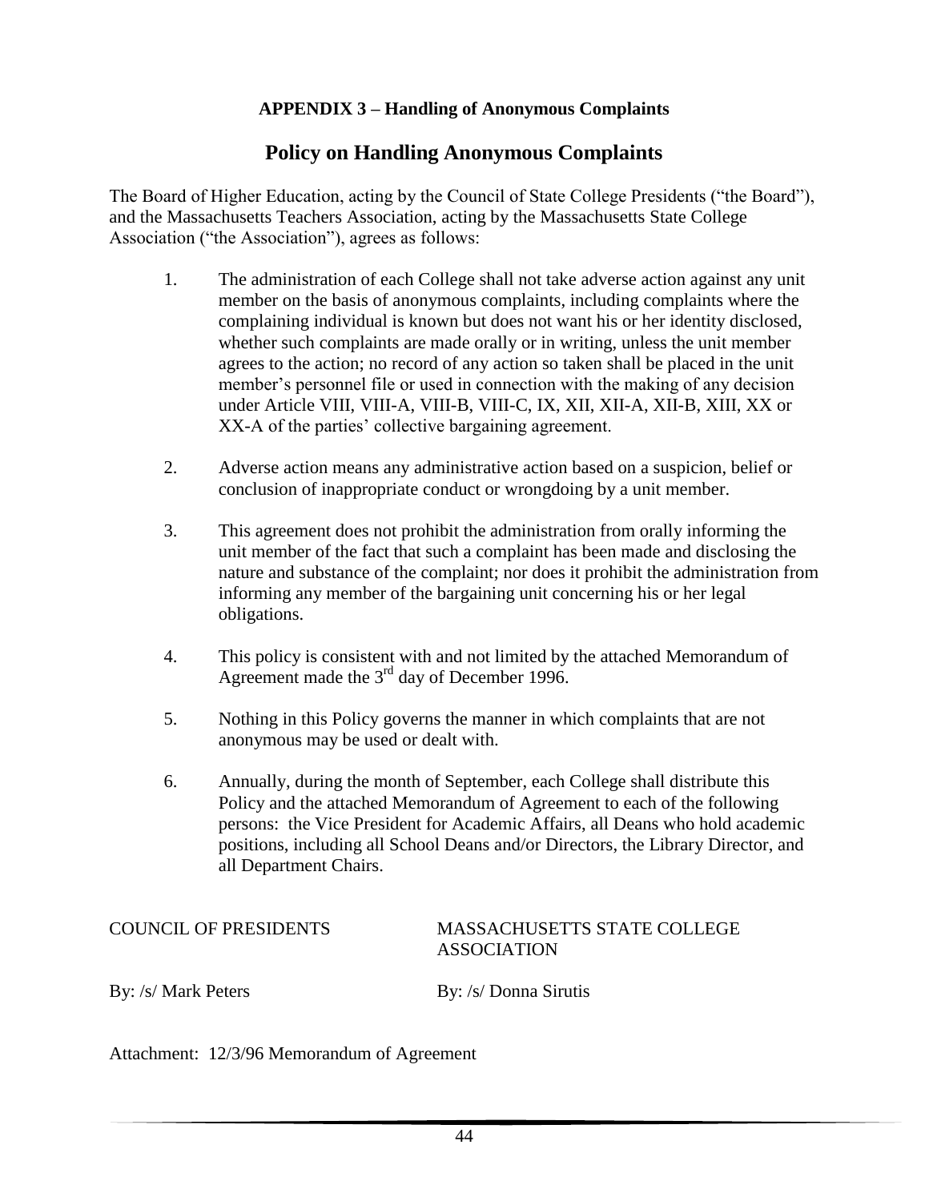**APPENDIX 3 – Handling of Anonymous Complaints**

## Policy on Handling Anonymous Complaints

The Board of Higher Education, acting by the Council of State College Presidents ("the Board"), and the Massachusetts Teachers Association, acting by the Massachusetts State College Association ("the Association"), agrees as follows:

1. The administration of each College shall not take adverse action against any unit member on the basis of anonymous complaints, including complaints where the complaining individual is known but does not want his or her identity disclosed, whether such complaints are made orally or in writing, unless the unit member agrees to the action; no record of any action so taken shall be placed in the unit member's personnel file or used in connection with the making of any decision under Article VIII, VIII-A, VIII-B, VIII-C, IX, XII, XII-A, XII-B, XIII, XX or XX-A of the parties' collective bargaining agreement.

2. Adverse action means any administrative action based on a suspicion, belief or conclusion of inappropriate conduct or wrongdoing by a unit member.

3. This agreement does not prohibit the administration from orally informing the unit member of the fact that such a complaint has been made and disclosing the nature and substance of the complaint; nor does it prohibit the administration from informing any member of the bargaining unit concerning his or her legal obligations.

4. This policy is consistent with and not limited by the attached Memorandum of Agreement made the 3rd day of December 1996.

5. Nothing in this Policy governs the manner in which complaints that are not anonymous may be used or dealt with.

6. Annually, during the month of September, each College shall distribute this Policy and the attached Memorandum of Agreement to each of the following persons: the Vice President for Academic Affairs, all Deans who hold academic positions, including all School Deans and/or Directors, the Library Director, and all Department Chairs.

COUNCIL OF PRESIDENTS

By: /s/ Mark Peters

MASSACHUSETTS STATE COLLEGE ASSOCIATION

By: /s/ Donna Sirutis

Attachment: 12/3/96 Memorandum of Agreement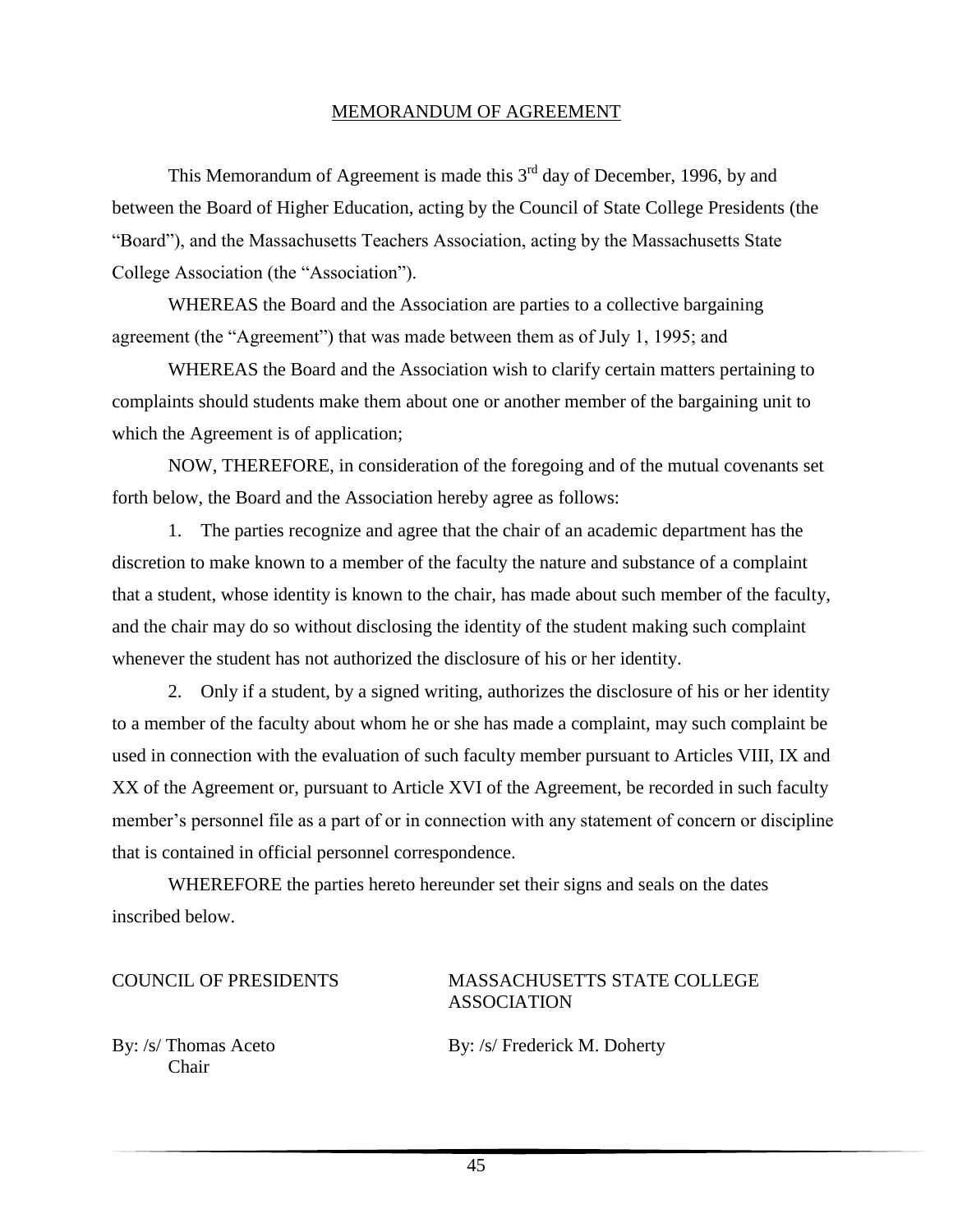# MEMORANDUM OF AGREEMENT

This Memorandum of Agreement is made this 3rd day of December, 1996, by and between the Board of Higher Education, acting by the Council of State College Presidents (the "Board"), and the Massachusetts Teachers Association, acting by the Massachusetts State College Association (the "Association").

WHEREAS the Board and the Association are parties to a collective bargaining agreement (the "Agreement") that was made between them as of July 1, 1995; and

WHEREAS the Board and the Association wish to clarify certain matters pertaining to complaints should students make them about one or another member of the bargaining unit to which the Agreement is of application;

NOW, THEREFORE, in consideration of the foregoing and of the mutual covenants set forth below, the Board and the Association hereby agree as follows:

1. The parties recognize and agree that the chair of an academic department has the discretion to make known to a member of the faculty the nature and substance of a complaint that a student, whose identity is known to the chair, has made about such member of the faculty, and the chair may do so without disclosing the identity of the student making such complaint whenever the student has not authorized the disclosure of his or her identity.

2. Only if a student, by a signed writing, authorizes the disclosure of his or her identity to a member of the faculty about whom he or she has made a complaint, may such complaint be used in connection with the evaluation of such faculty member pursuant to Articles VIII, IX and XX of the Agreement or, pursuant to Article XVI of the Agreement, be recorded in such faculty member's personnel file as a part of or in connection with any statement of concern or discipline that is contained in official personnel correspondence.

WHEREFORE the parties hereto hereunder set their signs and seals on the dates inscribed below.

COUNCIL OF PRESIDENTS

By: /s/ Thomas Aceto
Chair

MASSACHUSETTS STATE COLLEGE ASSOCIATION

By: /s/ Frederick M. Doherty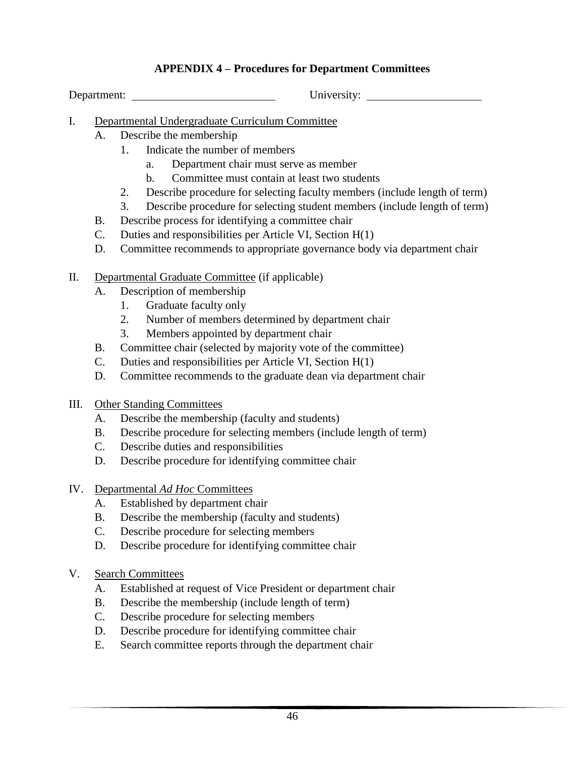## APPENDIX 4 – Procedures for Department Committees

Department: ________________________ University: ____________________

I. Departmental Undergraduate Curriculum Committee
   A. Describe the membership
      1. Indicate the number of members
         a. Department chair must serve as member
         b. Committee must contain at least two students
      2. Describe procedure for selecting faculty members (include length of term)
      3. Describe procedure for selecting student members (include length of term)
   B. Describe process for identifying a committee chair
   C. Duties and responsibilities per Article VI, Section H(1)
   D. Committee recommends to appropriate governance body via department chair

II. Departmental Graduate Committee (if applicable)
   A. Description of membership
      1. Graduate faculty only
      2. Number of members determined by department chair
      3. Members appointed by department chair
   B. Committee chair (selected by majority vote of the committee)
   C. Duties and responsibilities per Article VI, Section H(1)
   D. Committee recommends to the graduate dean via department chair

III. Other Standing Committees
   A. Describe the membership (faculty and students)
   B. Describe procedure for selecting members (include length of term)
   C. Describe duties and responsibilities
   D. Describe procedure for identifying committee chair

IV. Departmental *Ad Hoc* Committees
   A. Established by department chair
   B. Describe the membership (faculty and students)
   C. Describe procedure for selecting members
   D. Describe procedure for identifying committee chair

V. Search Committees
   A. Established at request of Vice President or department chair
   B. Describe the membership (include length of term)
   C. Describe procedure for selecting members
   D. Describe procedure for identifying committee chair
   E. Search committee reports through the department chair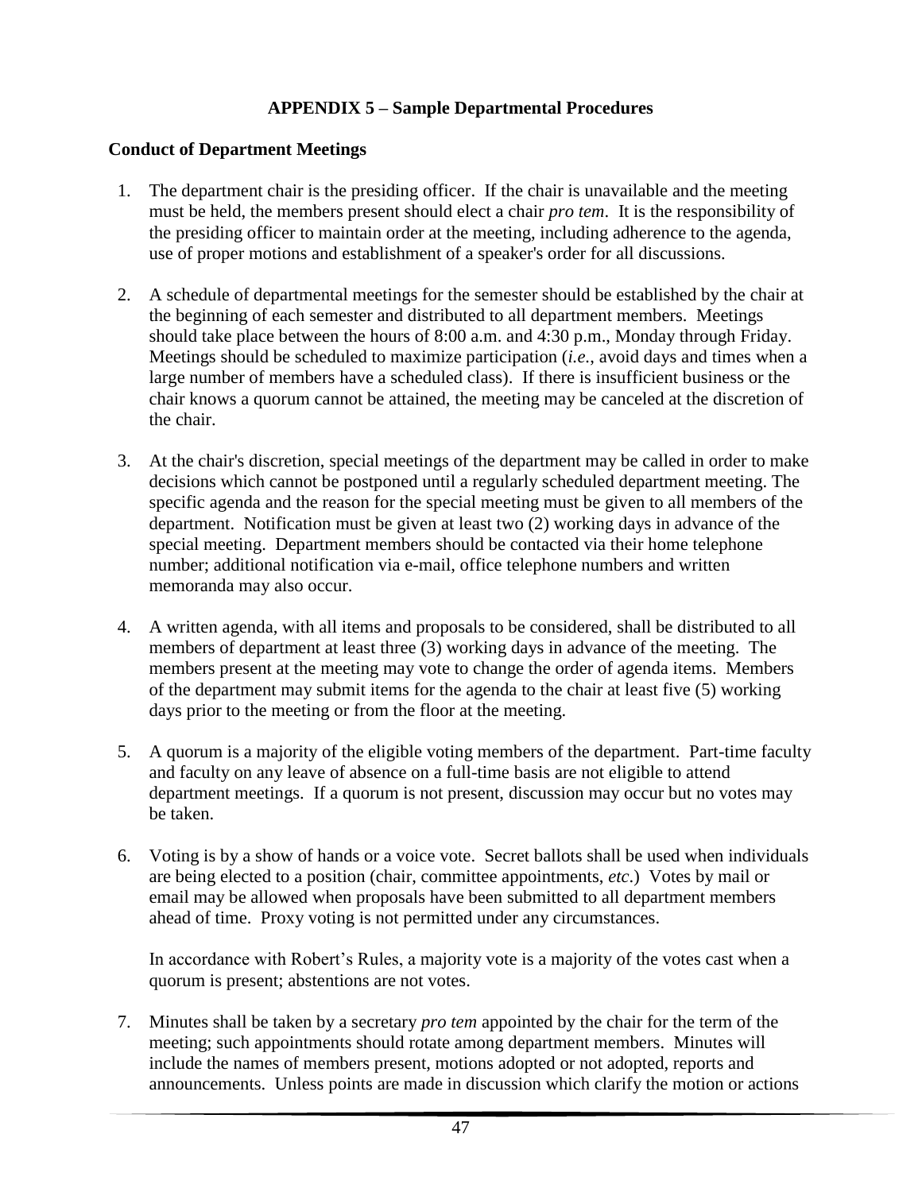## APPENDIX 5 – Sample Departmental Procedures

### Conduct of Department Meetings

1. The department chair is the presiding officer. If the chair is unavailable and the meeting must be held, the members present should elect a chair *pro tem*. It is the responsibility of the presiding officer to maintain order at the meeting, including adherence to the agenda, use of proper motions and establishment of a speaker's order for all discussions.

2. A schedule of departmental meetings for the semester should be established by the chair at the beginning of each semester and distributed to all department members. Meetings should take place between the hours of 8:00 a.m. and 4:30 p.m., Monday through Friday. Meetings should be scheduled to maximize participation (*i.e.*, avoid days and times when a large number of members have a scheduled class). If there is insufficient business or the chair knows a quorum cannot be attained, the meeting may be canceled at the discretion of the chair.

3. At the chair's discretion, special meetings of the department may be called in order to make decisions which cannot be postponed until a regularly scheduled department meeting. The specific agenda and the reason for the special meeting must be given to all members of the department. Notification must be given at least two (2) working days in advance of the special meeting. Department members should be contacted via their home telephone number; additional notification via e-mail, office telephone numbers and written memoranda may also occur.

4. A written agenda, with all items and proposals to be considered, shall be distributed to all members of department at least three (3) working days in advance of the meeting. The members present at the meeting may vote to change the order of agenda items. Members of the department may submit items for the agenda to the chair at least five (5) working days prior to the meeting or from the floor at the meeting.

5. A quorum is a majority of the eligible voting members of the department. Part-time faculty and faculty on any leave of absence on a full-time basis are not eligible to attend department meetings. If a quorum is not present, discussion may occur but no votes may be taken.

6. Voting is by a show of hands or a voice vote. Secret ballots shall be used when individuals are being elected to a position (chair, committee appointments, *etc*.) Votes by mail or email may be allowed when proposals have been submitted to all department members ahead of time. Proxy voting is not permitted under any circumstances.

   In accordance with Robert's Rules, a majority vote is a majority of the votes cast when a quorum is present; abstentions are not votes.

7. Minutes shall be taken by a secretary *pro tem* appointed by the chair for the term of the meeting; such appointments should rotate among department members. Minutes will include the names of members present, motions adopted or not adopted, reports and announcements. Unless points are made in discussion which clarify the motion or actions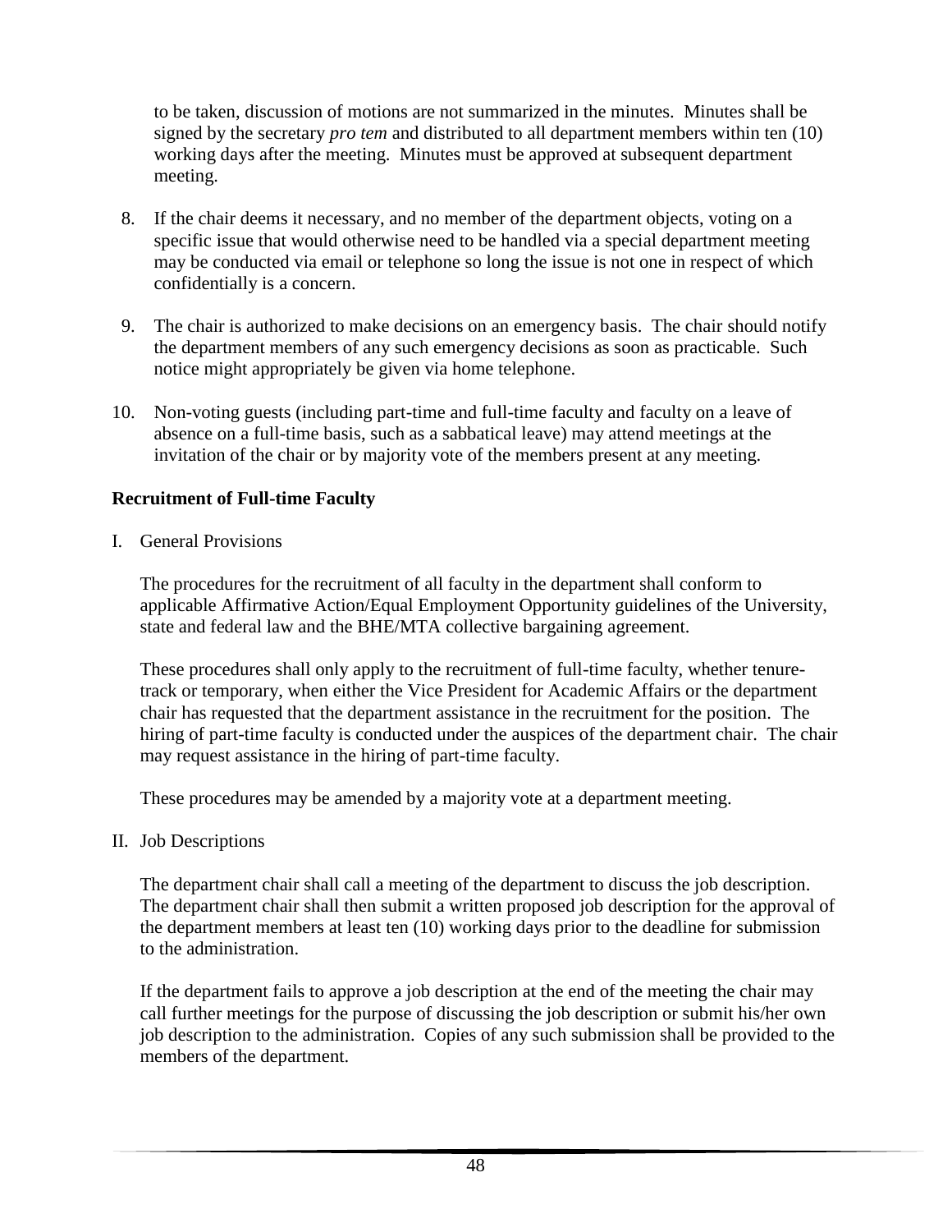to be taken, discussion of motions are not summarized in the minutes. Minutes shall be signed by the secretary *pro tem* and distributed to all department members within ten (10) working days after the meeting. Minutes must be approved at subsequent department meeting.

8. If the chair deems it necessary, and no member of the department objects, voting on a specific issue that would otherwise need to be handled via a special department meeting may be conducted via email or telephone so long the issue is not one in respect of which confidentially is a concern.

9. The chair is authorized to make decisions on an emergency basis. The chair should notify the department members of any such emergency decisions as soon as practicable. Such notice might appropriately be given via home telephone.

10. Non-voting guests (including part-time and full-time faculty and faculty on a leave of absence on a full-time basis, such as a sabbatical leave) may attend meetings at the invitation of the chair or by majority vote of the members present at any meeting.

**Recruitment of Full-time Faculty**

I. General Provisions

The procedures for the recruitment of all faculty in the department shall conform to applicable Affirmative Action/Equal Employment Opportunity guidelines of the University, state and federal law and the BHE/MTA collective bargaining agreement.

These procedures shall only apply to the recruitment of full-time faculty, whether tenure-track or temporary, when either the Vice President for Academic Affairs or the department chair has requested that the department assistance in the recruitment for the position. The hiring of part-time faculty is conducted under the auspices of the department chair. The chair may request assistance in the hiring of part-time faculty.

These procedures may be amended by a majority vote at a department meeting.

II. Job Descriptions

The department chair shall call a meeting of the department to discuss the job description. The department chair shall then submit a written proposed job description for the approval of the department members at least ten (10) working days prior to the deadline for submission to the administration.

If the department fails to approve a job description at the end of the meeting the chair may call further meetings for the purpose of discussing the job description or submit his/her own job description to the administration. Copies of any such submission shall be provided to the members of the department.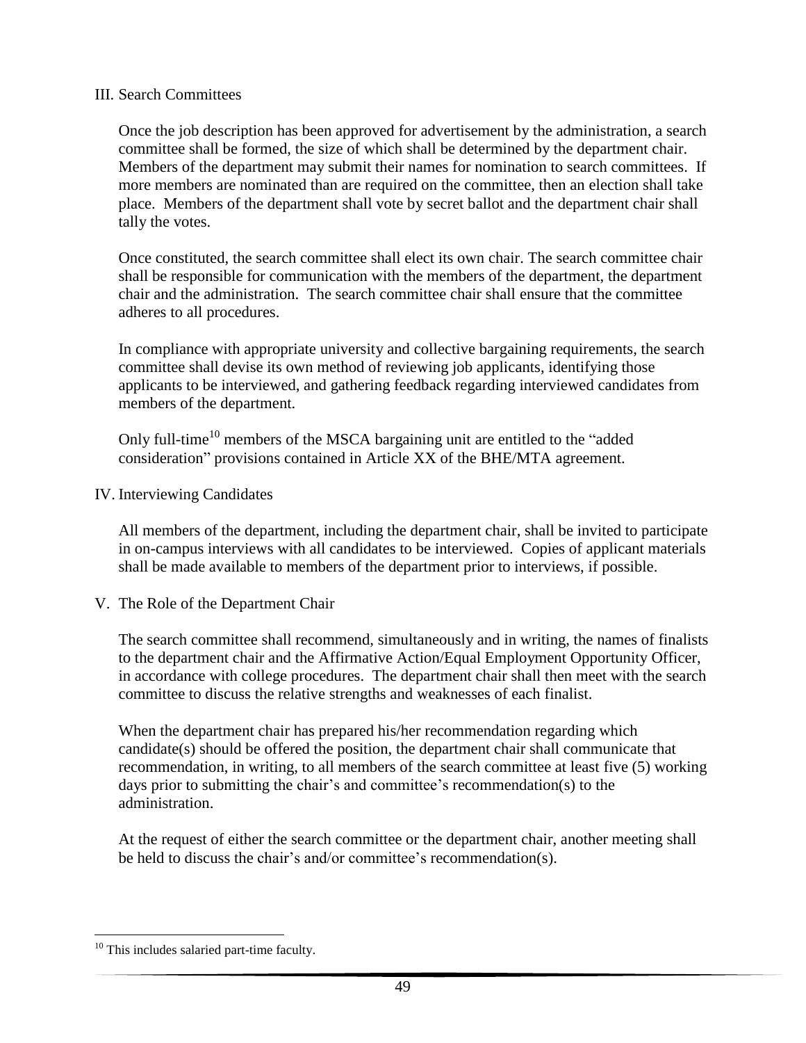## III. Search Committees

Once the job description has been approved for advertisement by the administration, a search committee shall be formed, the size of which shall be determined by the department chair. Members of the department may submit their names for nomination to search committees. If more members are nominated than are required on the committee, then an election shall take place. Members of the department shall vote by secret ballot and the department chair shall tally the votes.

Once constituted, the search committee shall elect its own chair. The search committee chair shall be responsible for communication with the members of the department, the department chair and the administration. The search committee chair shall ensure that the committee adheres to all procedures.

In compliance with appropriate university and collective bargaining requirements, the search committee shall devise its own method of reviewing job applicants, identifying those applicants to be interviewed, and gathering feedback regarding interviewed candidates from members of the department.

Only full-time[10] members of the MSCA bargaining unit are entitled to the "added consideration" provisions contained in Article XX of the BHE/MTA agreement.

## IV. Interviewing Candidates

All members of the department, including the department chair, shall be invited to participate in on-campus interviews with all candidates to be interviewed. Copies of applicant materials shall be made available to members of the department prior to interviews, if possible.

## V. The Role of the Department Chair

The search committee shall recommend, simultaneously and in writing, the names of finalists to the department chair and the Affirmative Action/Equal Employment Opportunity Officer, in accordance with college procedures. The department chair shall then meet with the search committee to discuss the relative strengths and weaknesses of each finalist.

When the department chair has prepared his/her recommendation regarding which candidate(s) should be offered the position, the department chair shall communicate that recommendation, in writing, to all members of the search committee at least five (5) working days prior to submitting the chair's and committee's recommendation(s) to the administration.

At the request of either the search committee or the department chair, another meeting shall be held to discuss the chair's and/or committee's recommendation(s).

---

[10] This includes salaried part-time faculty.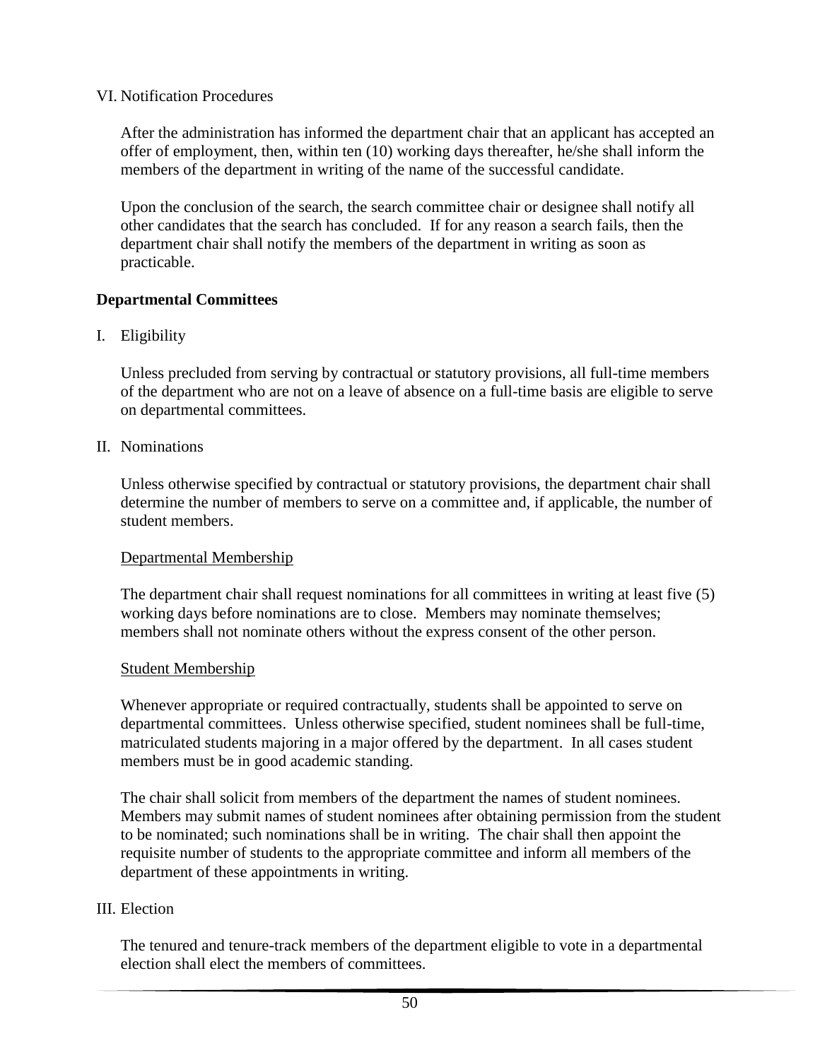VI. Notification Procedures

After the administration has informed the department chair that an applicant has accepted an offer of employment, then, within ten (10) working days thereafter, he/she shall inform the members of the department in writing of the name of the successful candidate.

Upon the conclusion of the search, the search committee chair or designee shall notify all other candidates that the search has concluded. If for any reason a search fails, then the department chair shall notify the members of the department in writing as soon as practicable.

**Departmental Committees**

I. Eligibility

Unless precluded from serving by contractual or statutory provisions, all full-time members of the department who are not on a leave of absence on a full-time basis are eligible to serve on departmental committees.

II. Nominations

Unless otherwise specified by contractual or statutory provisions, the department chair shall determine the number of members to serve on a committee and, if applicable, the number of student members.

<u>Departmental Membership</u>

The department chair shall request nominations for all committees in writing at least five (5) working days before nominations are to close. Members may nominate themselves; members shall not nominate others without the express consent of the other person.

<u>Student Membership</u>

Whenever appropriate or required contractually, students shall be appointed to serve on departmental committees. Unless otherwise specified, student nominees shall be full-time, matriculated students majoring in a major offered by the department. In all cases student members must be in good academic standing.

The chair shall solicit from members of the department the names of student nominees. Members may submit names of student nominees after obtaining permission from the student to be nominated; such nominations shall be in writing. The chair shall then appoint the requisite number of students to the appropriate committee and inform all members of the department of these appointments in writing.

III. Election

The tenured and tenure-track members of the department eligible to vote in a departmental election shall elect the members of committees.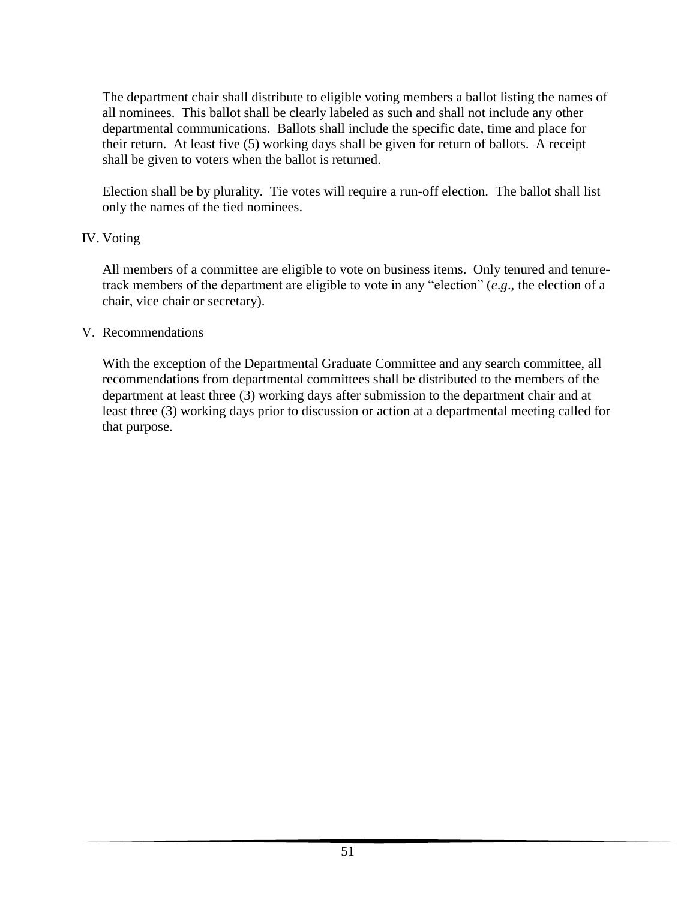The department chair shall distribute to eligible voting members a ballot listing the names of all nominees. This ballot shall be clearly labeled as such and shall not include any other departmental communications. Ballots shall include the specific date, time and place for their return. At least five (5) working days shall be given for return of ballots. A receipt shall be given to voters when the ballot is returned.

Election shall be by plurality. Tie votes will require a run-off election. The ballot shall list only the names of the tied nominees.

IV. Voting

All members of a committee are eligible to vote on business items. Only tenured and tenure-track members of the department are eligible to vote in any "election" (*e.g*., the election of a chair, vice chair or secretary).

V. Recommendations

With the exception of the Departmental Graduate Committee and any search committee, all recommendations from departmental committees shall be distributed to the members of the department at least three (3) working days after submission to the department chair and at least three (3) working days prior to discussion or action at a departmental meeting called for that purpose.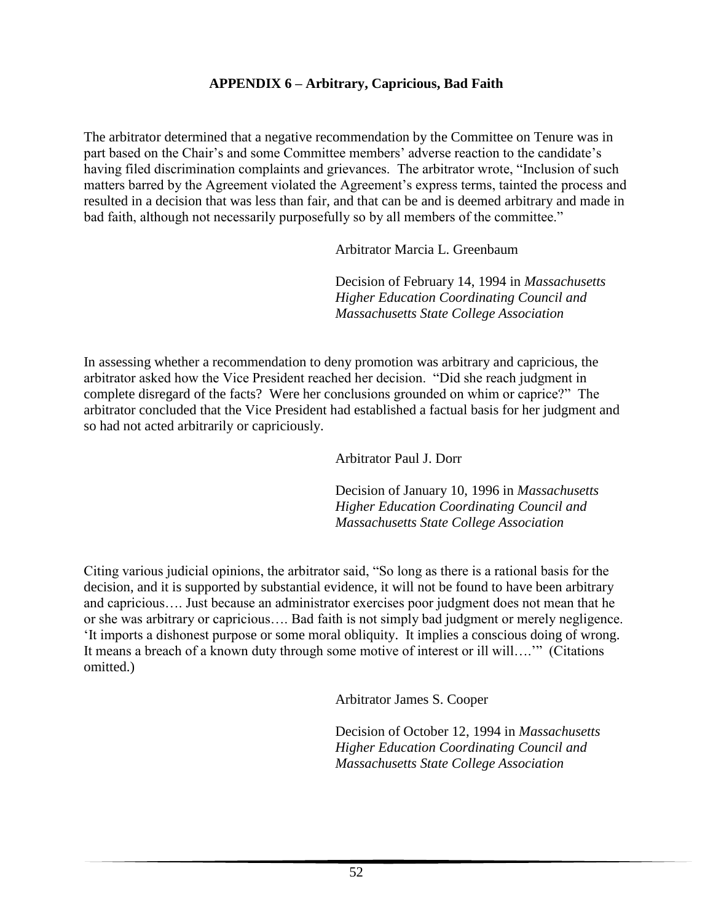**APPENDIX 6 – Arbitrary, Capricious, Bad Faith**

The arbitrator determined that a negative recommendation by the Committee on Tenure was in part based on the Chair's and some Committee members' adverse reaction to the candidate's having filed discrimination complaints and grievances. The arbitrator wrote, "Inclusion of such matters barred by the Agreement violated the Agreement's express terms, tainted the process and resulted in a decision that was less than fair, and that can be and is deemed arbitrary and made in bad faith, although not necessarily purposefully so by all members of the committee."

Arbitrator Marcia L. Greenbaum

Decision of February 14, 1994 in *Massachusetts Higher Education Coordinating Council and Massachusetts State College Association*

In assessing whether a recommendation to deny promotion was arbitrary and capricious, the arbitrator asked how the Vice President reached her decision. "Did she reach judgment in complete disregard of the facts? Were her conclusions grounded on whim or caprice?" The arbitrator concluded that the Vice President had established a factual basis for her judgment and so had not acted arbitrarily or capriciously.

Arbitrator Paul J. Dorr

Decision of January 10, 1996 in *Massachusetts Higher Education Coordinating Council and Massachusetts State College Association*

Citing various judicial opinions, the arbitrator said, "So long as there is a rational basis for the decision, and it is supported by substantial evidence, it will not be found to have been arbitrary and capricious…. Just because an administrator exercises poor judgment does not mean that he or she was arbitrary or capricious…. Bad faith is not simply bad judgment or merely negligence. 'It imports a dishonest purpose or some moral obliquity. It implies a conscious doing of wrong. It means a breach of a known duty through some motive of interest or ill will….'" (Citations omitted.)

Arbitrator James S. Cooper

Decision of October 12, 1994 in *Massachusetts Higher Education Coordinating Council and Massachusetts State College Association*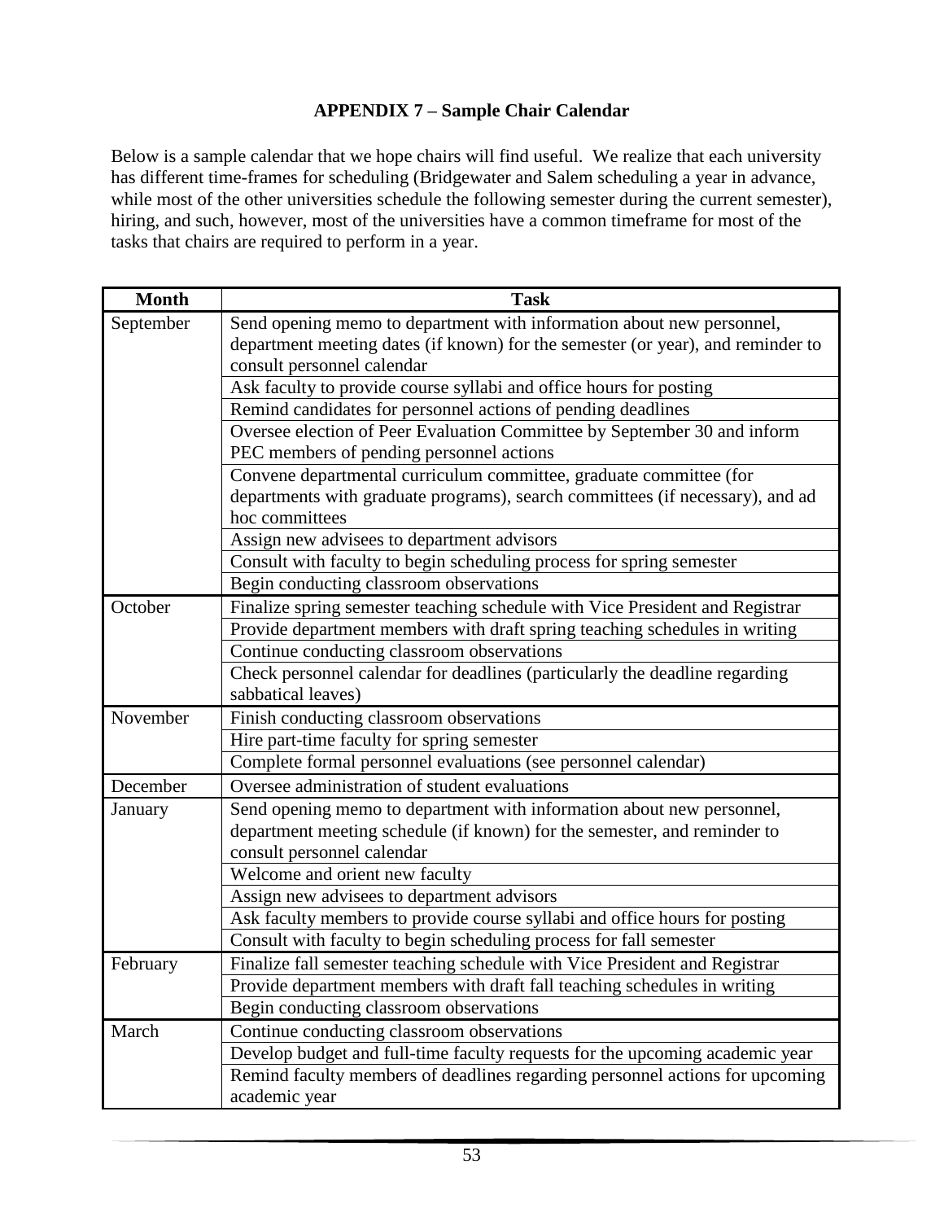**APPENDIX 7 – Sample Chair Calendar**

Below is a sample calendar that we hope chairs will find useful. We realize that each university has different time-frames for scheduling (Bridgewater and Salem scheduling a year in advance, while most of the other universities schedule the following semester during the current semester), hiring, and such, however, most of the universities have a common timeframe for most of the tasks that chairs are required to perform in a year.

| Month | Task |
|---|---|
| September | Send opening memo to department with information about new personnel, department meeting dates (if known) for the semester (or year), and reminder to consult personnel calendar |
| | Ask faculty to provide course syllabi and office hours for posting |
| | Remind candidates for personnel actions of pending deadlines |
| | Oversee election of Peer Evaluation Committee by September 30 and inform PEC members of pending personnel actions |
| | Convene departmental curriculum committee, graduate committee (for departments with graduate programs), search committees (if necessary), and ad hoc committees |
| | Assign new advisees to department advisors |
| | Consult with faculty to begin scheduling process for spring semester |
| | Begin conducting classroom observations |
| October | Finalize spring semester teaching schedule with Vice President and Registrar |
| | Provide department members with draft spring teaching schedules in writing |
| | Continue conducting classroom observations |
| | Check personnel calendar for deadlines (particularly the deadline regarding sabbatical leaves) |
| November | Finish conducting classroom observations |
| | Hire part-time faculty for spring semester |
| | Complete formal personnel evaluations (see personnel calendar) |
| December | Oversee administration of student evaluations |
| January | Send opening memo to department with information about new personnel, department meeting schedule (if known) for the semester, and reminder to consult personnel calendar |
| | Welcome and orient new faculty |
| | Assign new advisees to department advisors |
| | Ask faculty members to provide course syllabi and office hours for posting |
| | Consult with faculty to begin scheduling process for fall semester |
| February | Finalize fall semester teaching schedule with Vice President and Registrar |
| | Provide department members with draft fall teaching schedules in writing |
| | Begin conducting classroom observations |
| March | Continue conducting classroom observations |
| | Develop budget and full-time faculty requests for the upcoming academic year |
| | Remind faculty members of deadlines regarding personnel actions for upcoming academic year |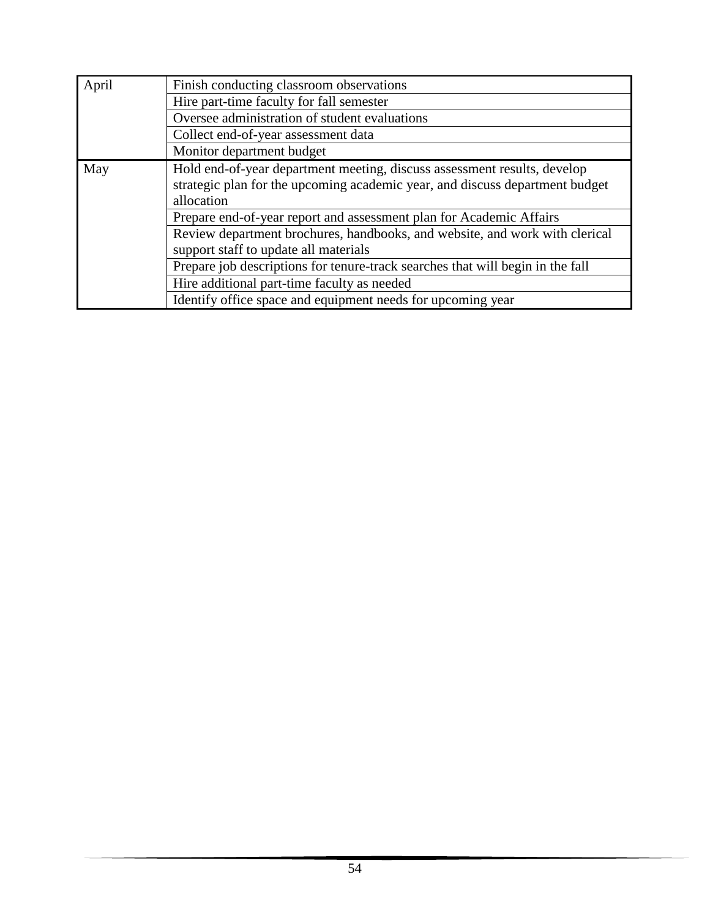| | |
|---|---|
| April | Finish conducting classroom observations |
| | Hire part-time faculty for fall semester |
| | Oversee administration of student evaluations |
| | Collect end-of-year assessment data |
| | Monitor department budget |
| May | Hold end-of-year department meeting, discuss assessment results, develop strategic plan for the upcoming academic year, and discuss department budget allocation |
| | Prepare end-of-year report and assessment plan for Academic Affairs |
| | Review department brochures, handbooks, and website, and work with clerical support staff to update all materials |
| | Prepare job descriptions for tenure-track searches that will begin in the fall |
| | Hire additional part-time faculty as needed |
| | Identify office space and equipment needs for upcoming year |